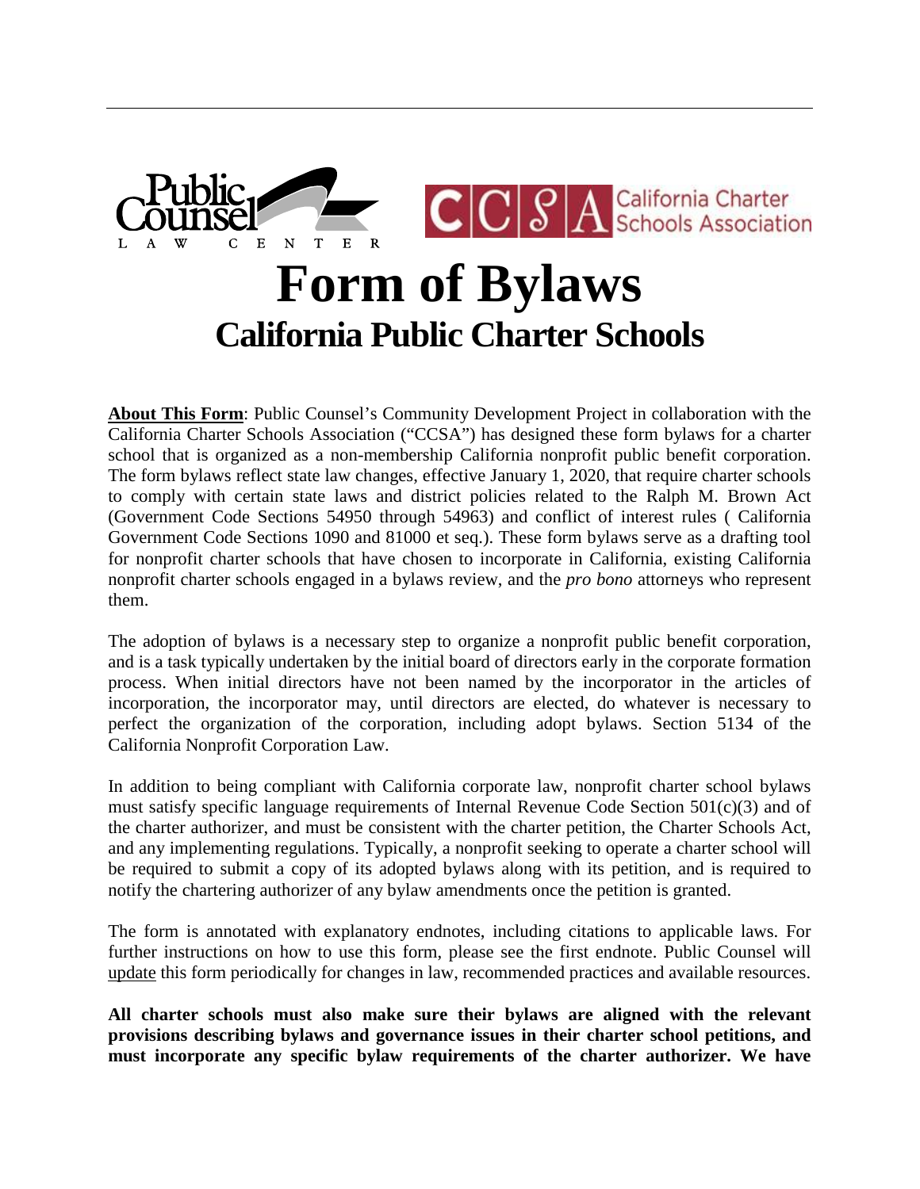# Form of Bylaws

## California Public Charter Schools

**About This Form**: Public Counsel's Community Development Project in collaboration with the California Charter Schools Association ("CCSA") has designed these form bylaws for a charter school that is organized as a non-membership California nonprofit public benefit corporation. The form bylaws reflect state law changes, effective January 1, 2020, that require charter schools to comply with certain state laws and district policies related to the Ralph M. Brown Act (Government Code Sections 54950 through 54963) and conflict of interest rules ( California Government Code Sections 1090 and 81000 et seq.). These form bylaws serve as a drafting tool for nonprofit charter schools that have chosen to incorporate in California, existing California nonprofit charter schools engaged in a bylaws review, and the *pro bono* attorneys who represent them.

The adoption of bylaws is a necessary step to organize a nonprofit public benefit corporation, and is a task typically undertaken by the initial board of directors early in the corporate formation process. When initial directors have not been named by the incorporator in the articles of incorporation, the incorporator may, until directors are elected, do whatever is necessary to perfect the organization of the corporation, including adopt bylaws. Section 5134 of the California Nonprofit Corporation Law.

In addition to being compliant with California corporate law, nonprofit charter school bylaws must satisfy specific language requirements of Internal Revenue Code Section 501(c)(3) and of the charter authorizer, and must be consistent with the charter petition, the Charter Schools Act, and any implementing regulations. Typically, a nonprofit seeking to operate a charter school will be required to submit a copy of its adopted bylaws along with its petition, and is required to notify the chartering authorizer of any bylaw amendments once the petition is granted.

The form is annotated with explanatory endnotes, including citations to applicable laws. For further instructions on how to use this form, please see the first endnote. Public Counsel will update this form periodically for changes in law, recommended practices and available resources.

**All charter schools must also make sure their bylaws are aligned with the relevant provisions describing bylaws and governance issues in their charter school petitions, and must incorporate any specific bylaw requirements of the charter authorizer. We have**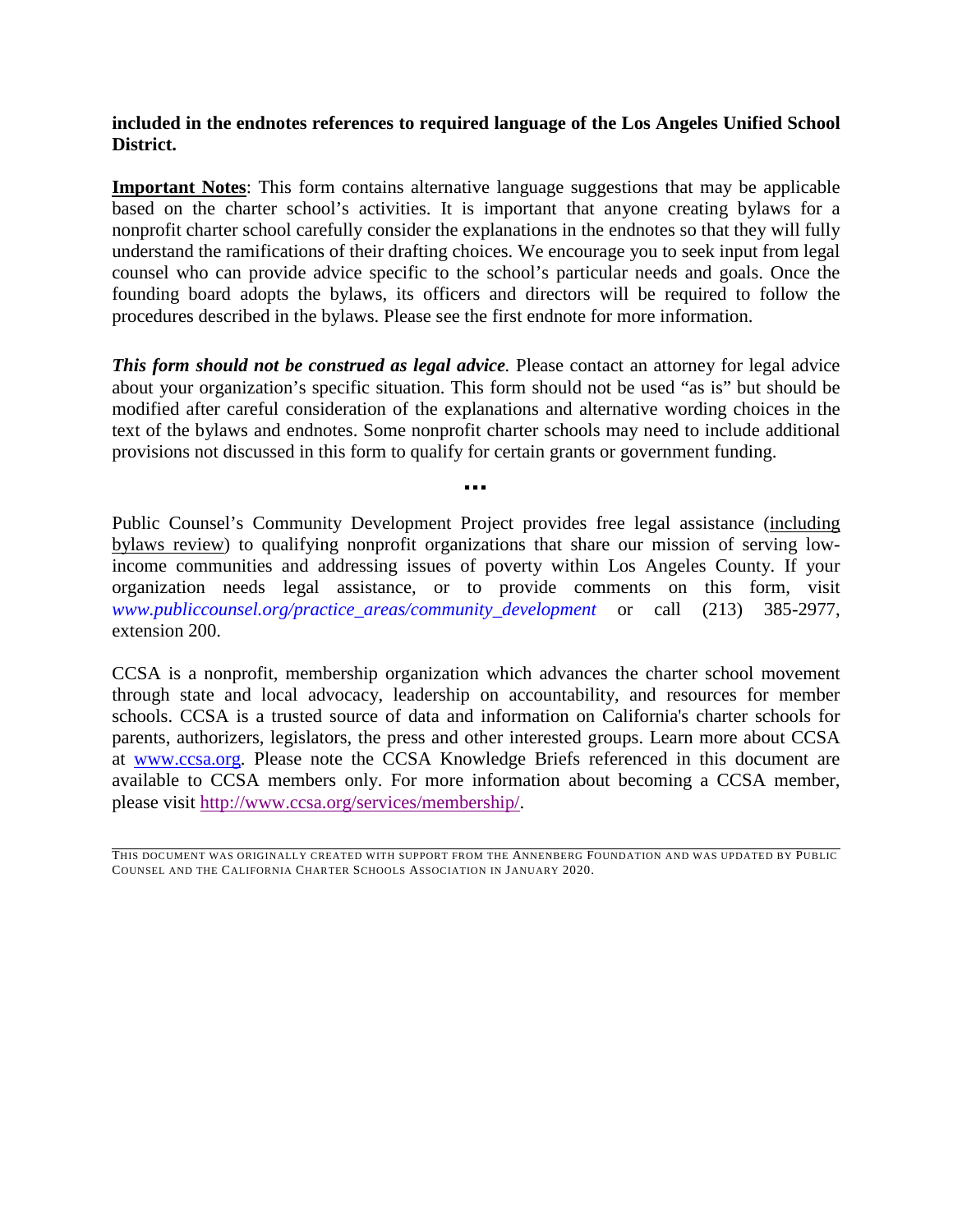**included in the endnotes references to required language of the Los Angeles Unified School District.**

**Important Notes**: This form contains alternative language suggestions that may be applicable based on the charter school's activities. It is important that anyone creating bylaws for a nonprofit charter school carefully consider the explanations in the endnotes so that they will fully understand the ramifications of their drafting choices. We encourage you to seek input from legal counsel who can provide advice specific to the school's particular needs and goals. Once the founding board adopts the bylaws, its officers and directors will be required to follow the procedures described in the bylaws. Please see the first endnote for more information.

***This form should not be construed as legal advice.*** Please contact an attorney for legal advice about your organization's specific situation. This form should not be used "as is" but should be modified after careful consideration of the explanations and alternative wording choices in the text of the bylaws and endnotes. Some nonprofit charter schools may need to include additional provisions not discussed in this form to qualify for certain grants or government funding.

**...**

Public Counsel's Community Development Project provides free legal assistance (including bylaws review) to qualifying nonprofit organizations that share our mission of serving low-income communities and addressing issues of poverty within Los Angeles County. If your organization needs legal assistance, or to provide comments on this form, visit *www.publiccounsel.org/practice_areas/community_development* or call (213) 385-2977, extension 200.

CCSA is a nonprofit, membership organization which advances the charter school movement through state and local advocacy, leadership on accountability, and resources for member schools. CCSA is a trusted source of data and information on California's charter schools for parents, authorizers, legislators, the press and other interested groups. Learn more about CCSA at www.ccsa.org. Please note the CCSA Knowledge Briefs referenced in this document are available to CCSA members only. For more information about becoming a CCSA member, please visit http://www.ccsa.org/services/membership/.

---

THIS DOCUMENT WAS ORIGINALLY CREATED WITH SUPPORT FROM THE ANNENBERG FOUNDATION AND WAS UPDATED BY PUBLIC COUNSEL AND THE CALIFORNIA CHARTER SCHOOLS ASSOCIATION IN JANUARY 2020.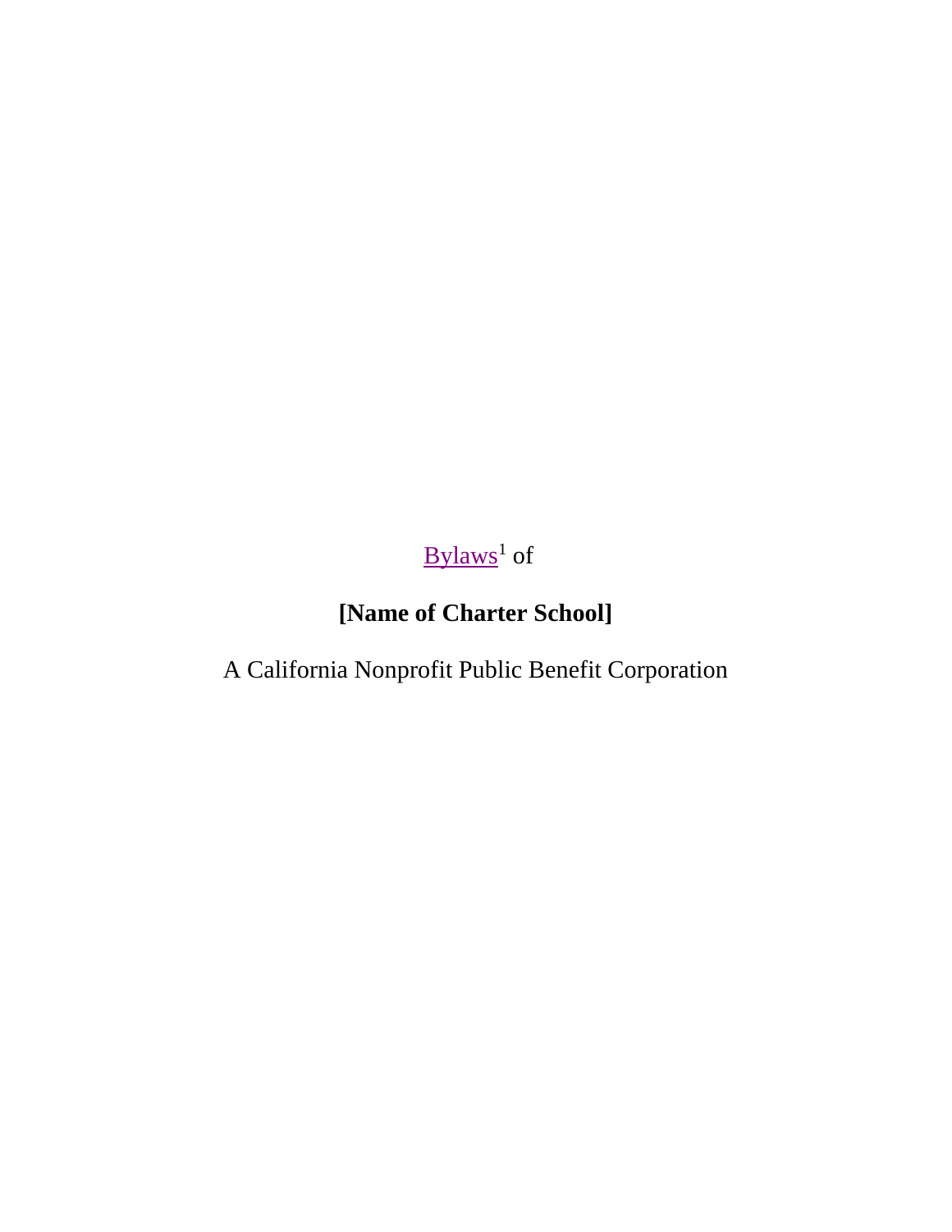Bylaws[1] of

**[Name of Charter School]**

A California Nonprofit Public Benefit Corporation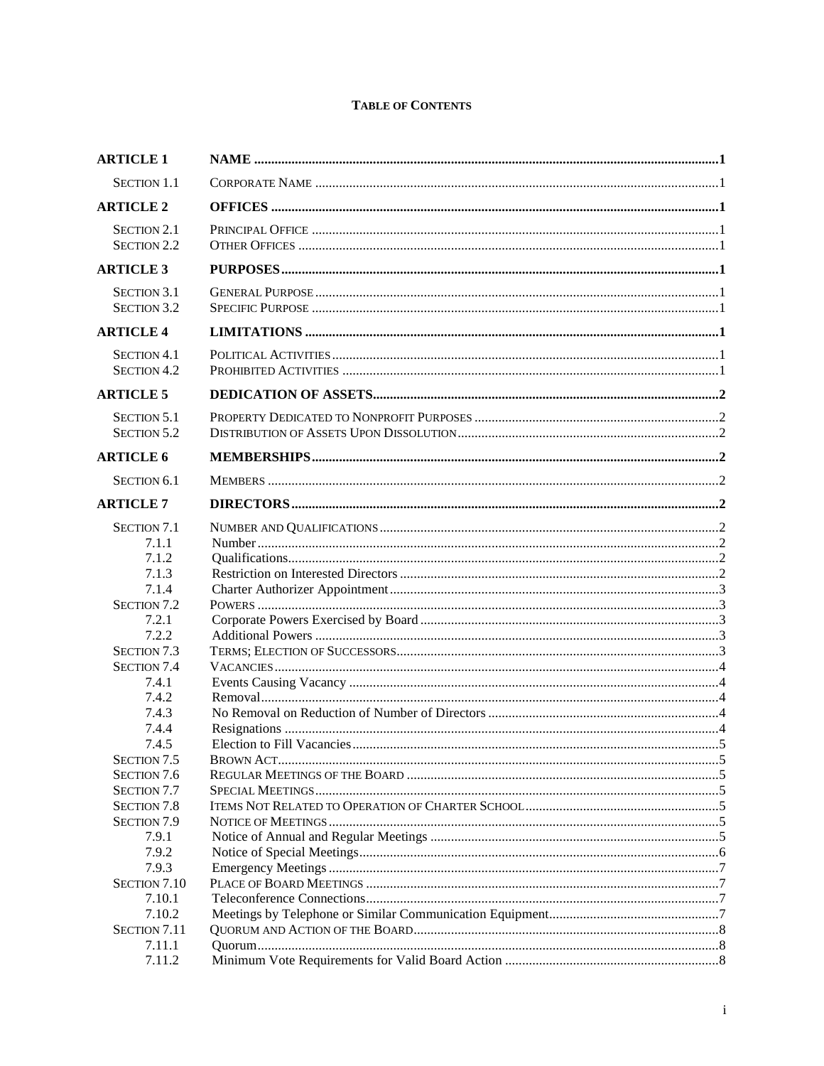**TABLE OF CONTENTS**

| | | |
|---|---|---|
| **ARTICLE 1** | **NAME** | **1** |
| SECTION 1.1 | CORPORATE NAME | 1 |
| **ARTICLE 2** | **OFFICES** | **1** |
| SECTION 2.1 | PRINCIPAL OFFICE | 1 |
| SECTION 2.2 | OTHER OFFICES | 1 |
| **ARTICLE 3** | **PURPOSES** | **1** |
| SECTION 3.1 | GENERAL PURPOSE | 1 |
| SECTION 3.2 | SPECIFIC PURPOSE | 1 |
| **ARTICLE 4** | **LIMITATIONS** | **1** |
| SECTION 4.1 | POLITICAL ACTIVITIES | 1 |
| SECTION 4.2 | PROHIBITED ACTIVITIES | 1 |
| **ARTICLE 5** | **DEDICATION OF ASSETS** | **2** |
| SECTION 5.1 | PROPERTY DEDICATED TO NONPROFIT PURPOSES | 2 |
| SECTION 5.2 | DISTRIBUTION OF ASSETS UPON DISSOLUTION | 2 |
| **ARTICLE 6** | **MEMBERSHIPS** | **2** |
| SECTION 6.1 | MEMBERS | 2 |
| **ARTICLE 7** | **DIRECTORS** | **2** |
| SECTION 7.1 | NUMBER AND QUALIFICATIONS | 2 |
| 7.1.1 | Number | 2 |
| 7.1.2 | Qualifications | 2 |
| 7.1.3 | Restriction on Interested Directors | 2 |
| 7.1.4 | Charter Authorizer Appointment | 3 |
| SECTION 7.2 | POWERS | 3 |
| 7.2.1 | Corporate Powers Exercised by Board | 3 |
| 7.2.2 | Additional Powers | 3 |
| SECTION 7.3 | TERMS; ELECTION OF SUCCESSORS | 3 |
| SECTION 7.4 | VACANCIES | 4 |
| 7.4.1 | Events Causing Vacancy | 4 |
| 7.4.2 | Removal | 4 |
| 7.4.3 | No Removal on Reduction of Number of Directors | 4 |
| 7.4.4 | Resignations | 4 |
| 7.4.5 | Election to Fill Vacancies | 5 |
| SECTION 7.5 | BROWN ACT | 5 |
| SECTION 7.6 | REGULAR MEETINGS OF THE BOARD | 5 |
| SECTION 7.7 | SPECIAL MEETINGS | 5 |
| SECTION 7.8 | ITEMS NOT RELATED TO OPERATION OF CHARTER SCHOOL | 5 |
| SECTION 7.9 | NOTICE OF MEETINGS | 5 |
| 7.9.1 | Notice of Annual and Regular Meetings | 5 |
| 7.9.2 | Notice of Special Meetings | 6 |
| 7.9.3 | Emergency Meetings | 7 |
| SECTION 7.10 | PLACE OF BOARD MEETINGS | 7 |
| 7.10.1 | Teleconference Connections | 7 |
| 7.10.2 | Meetings by Telephone or Similar Communication Equipment | 7 |
| SECTION 7.11 | QUORUM AND ACTION OF THE BOARD | 8 |
| 7.11.1 | Quorum | 8 |
| 7.11.2 | Minimum Vote Requirements for Valid Board Action | 8 |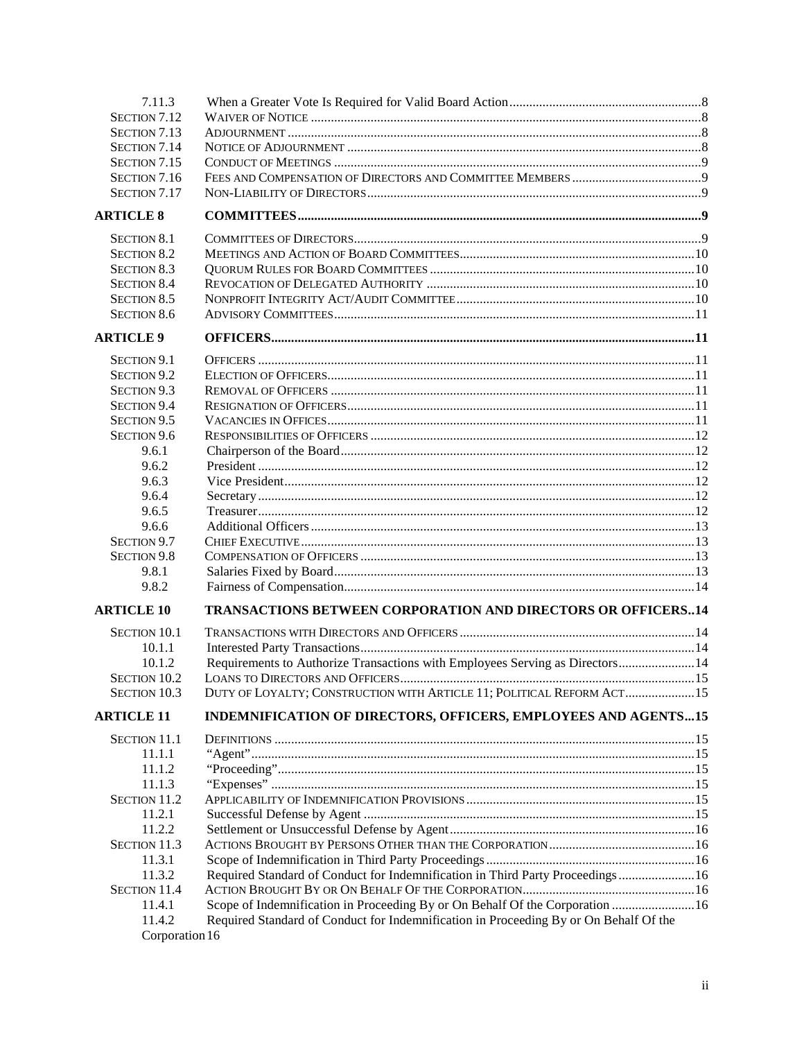| | | |
|---|---|---|
| 7.11.3 | When a Greater Vote Is Required for Valid Board Action | 8 |
| SECTION 7.12 | WAIVER OF NOTICE | 8 |
| SECTION 7.13 | ADJOURNMENT | 8 |
| SECTION 7.14 | NOTICE OF ADJOURNMENT | 8 |
| SECTION 7.15 | CONDUCT OF MEETINGS | 9 |
| SECTION 7.16 | FEES AND COMPENSATION OF DIRECTORS AND COMMITTEE MEMBERS | 9 |
| SECTION 7.17 | NON-LIABILITY OF DIRECTORS | 9 |
| **ARTICLE 8** | **COMMITTEES** | **9** |
| SECTION 8.1 | COMMITTEES OF DIRECTORS | 9 |
| SECTION 8.2 | MEETINGS AND ACTION OF BOARD COMMITTEES | 10 |
| SECTION 8.3 | QUORUM RULES FOR BOARD COMMITTEES | 10 |
| SECTION 8.4 | REVOCATION OF DELEGATED AUTHORITY | 10 |
| SECTION 8.5 | NONPROFIT INTEGRITY ACT/AUDIT COMMITTEE | 10 |
| SECTION 8.6 | ADVISORY COMMITTEES | 11 |
| **ARTICLE 9** | **OFFICERS** | **11** |
| SECTION 9.1 | OFFICERS | 11 |
| SECTION 9.2 | ELECTION OF OFFICERS | 11 |
| SECTION 9.3 | REMOVAL OF OFFICERS | 11 |
| SECTION 9.4 | RESIGNATION OF OFFICERS | 11 |
| SECTION 9.5 | VACANCIES IN OFFICES | 11 |
| SECTION 9.6 | RESPONSIBILITIES OF OFFICERS | 12 |
| 9.6.1 | Chairperson of the Board | 12 |
| 9.6.2 | President | 12 |
| 9.6.3 | Vice President | 12 |
| 9.6.4 | Secretary | 12 |
| 9.6.5 | Treasurer | 12 |
| 9.6.6 | Additional Officers | 13 |
| SECTION 9.7 | CHIEF EXECUTIVE | 13 |
| SECTION 9.8 | COMPENSATION OF OFFICERS | 13 |
| 9.8.1 | Salaries Fixed by Board | 13 |
| 9.8.2 | Fairness of Compensation | 14 |
| **ARTICLE 10** | **TRANSACTIONS BETWEEN CORPORATION AND DIRECTORS OR OFFICERS** | **14** |
| SECTION 10.1 | TRANSACTIONS WITH DIRECTORS AND OFFICERS | 14 |
| 10.1.1 | Interested Party Transactions | 14 |
| 10.1.2 | Requirements to Authorize Transactions with Employees Serving as Directors | 14 |
| SECTION 10.2 | LOANS TO DIRECTORS AND OFFICERS | 15 |
| SECTION 10.3 | DUTY OF LOYALTY; CONSTRUCTION WITH ARTICLE 11; POLITICAL REFORM ACT | 15 |
| **ARTICLE 11** | **INDEMNIFICATION OF DIRECTORS, OFFICERS, EMPLOYEES AND AGENTS** | **15** |
| SECTION 11.1 | DEFINITIONS | 15 |
| 11.1.1 | "Agent" | 15 |
| 11.1.2 | "Proceeding" | 15 |
| 11.1.3 | "Expenses" | 15 |
| SECTION 11.2 | APPLICABILITY OF INDEMNIFICATION PROVISIONS | 15 |
| 11.2.1 | Successful Defense by Agent | 15 |
| 11.2.2 | Settlement or Unsuccessful Defense by Agent | 16 |
| SECTION 11.3 | ACTIONS BROUGHT BY PERSONS OTHER THAN THE CORPORATION | 16 |
| 11.3.1 | Scope of Indemnification in Third Party Proceedings | 16 |
| 11.3.2 | Required Standard of Conduct for Indemnification in Third Party Proceedings | 16 |
| SECTION 11.4 | ACTION BROUGHT BY OR ON BEHALF OF THE CORPORATION | 16 |
| 11.4.1 | Scope of Indemnification in Proceeding By or On Behalf Of the Corporation | 16 |
| 11.4.2 | Required Standard of Conduct for Indemnification in Proceeding By or On Behalf Of the Corporation | 16 |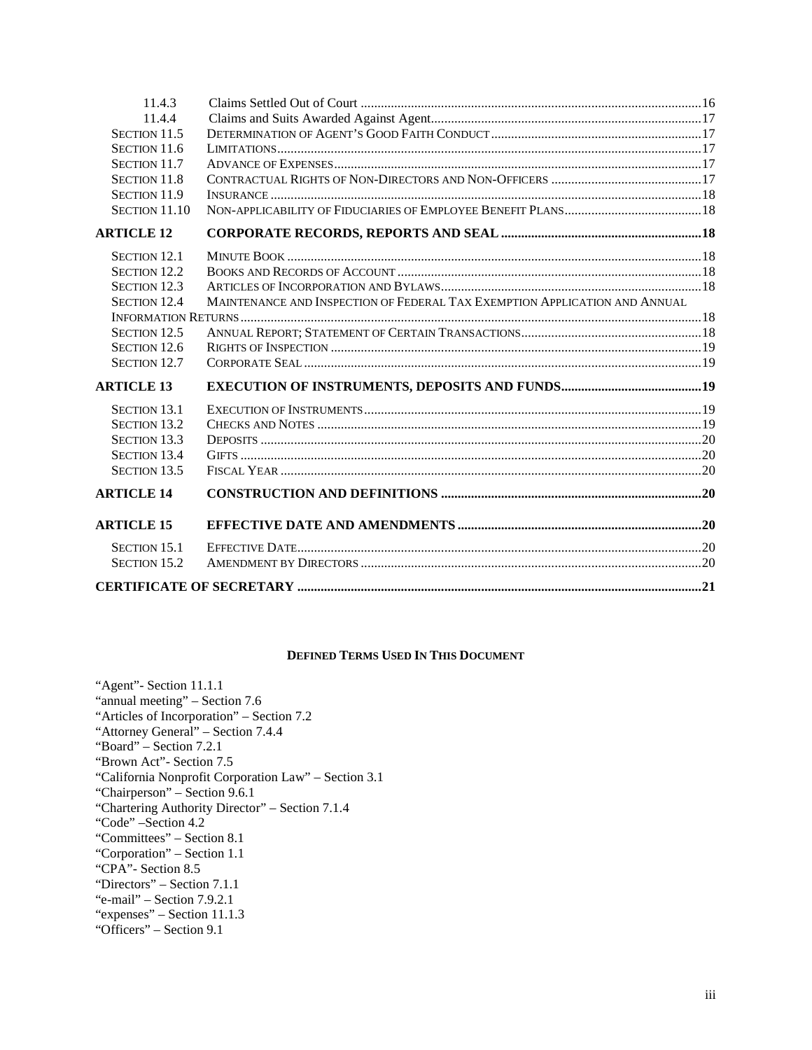| | | |
|---|---|---|
| 11.4.3 | Claims Settled Out of Court | 16 |
| 11.4.4 | Claims and Suits Awarded Against Agent | 17 |
| Section 11.5 | Determination of Agent's Good Faith Conduct | 17 |
| Section 11.6 | Limitations | 17 |
| Section 11.7 | Advance of Expenses | 17 |
| Section 11.8 | Contractual Rights of Non-Directors and Non-Officers | 17 |
| Section 11.9 | Insurance | 18 |
| Section 11.10 | Non-applicability of Fiduciaries of Employee Benefit Plans | 18 |
| **ARTICLE 12** | **CORPORATE RECORDS, REPORTS AND SEAL** | **18** |
| Section 12.1 | Minute Book | 18 |
| Section 12.2 | Books and Records of Account | 18 |
| Section 12.3 | Articles of Incorporation and Bylaws | 18 |
| Section 12.4 | Maintenance and Inspection of Federal Tax Exemption Application and Annual Information Returns | 18 |
| Section 12.5 | Annual Report; Statement of Certain Transactions | 18 |
| Section 12.6 | Rights of Inspection | 19 |
| Section 12.7 | Corporate Seal | 19 |
| **ARTICLE 13** | **EXECUTION OF INSTRUMENTS, DEPOSITS AND FUNDS** | **19** |
| Section 13.1 | Execution of Instruments | 19 |
| Section 13.2 | Checks and Notes | 19 |
| Section 13.3 | Deposits | 20 |
| Section 13.4 | Gifts | 20 |
| Section 13.5 | Fiscal Year | 20 |
| **ARTICLE 14** | **CONSTRUCTION AND DEFINITIONS** | **20** |
| **ARTICLE 15** | **EFFECTIVE DATE AND AMENDMENTS** | **20** |
| Section 15.1 | Effective Date | 20 |
| Section 15.2 | Amendment by Directors | 20 |
| **CERTIFICATE OF SECRETARY** | | **21** |

**DEFINED TERMS USED IN THIS DOCUMENT**

"Agent"- Section 11.1.1
"annual meeting" – Section 7.6
"Articles of Incorporation" – Section 7.2
"Attorney General" – Section 7.4.4
"Board" – Section 7.2.1
"Brown Act"- Section 7.5
"California Nonprofit Corporation Law" – Section 3.1
"Chairperson" – Section 9.6.1
"Chartering Authority Director" – Section 7.1.4
"Code" –Section 4.2
"Committees" – Section 8.1
"Corporation" – Section 1.1
"CPA"- Section 8.5
"Directors" – Section 7.1.1
"e-mail" – Section 7.9.2.1
"expenses" – Section 11.1.3
"Officers" – Section 9.1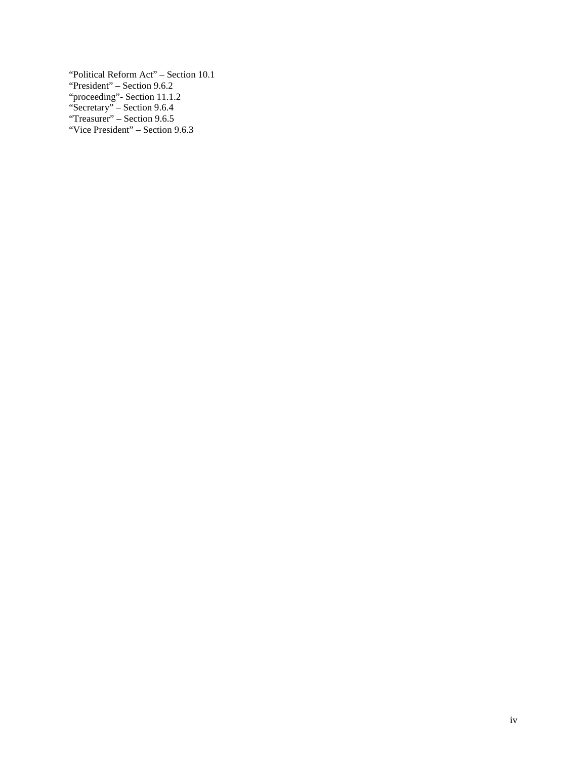"Political Reform Act" – Section 10.1
"President" – Section 9.6.2
"proceeding"- Section 11.1.2
"Secretary" – Section 9.6.4
"Treasurer" – Section 9.6.5
"Vice President" – Section 9.6.3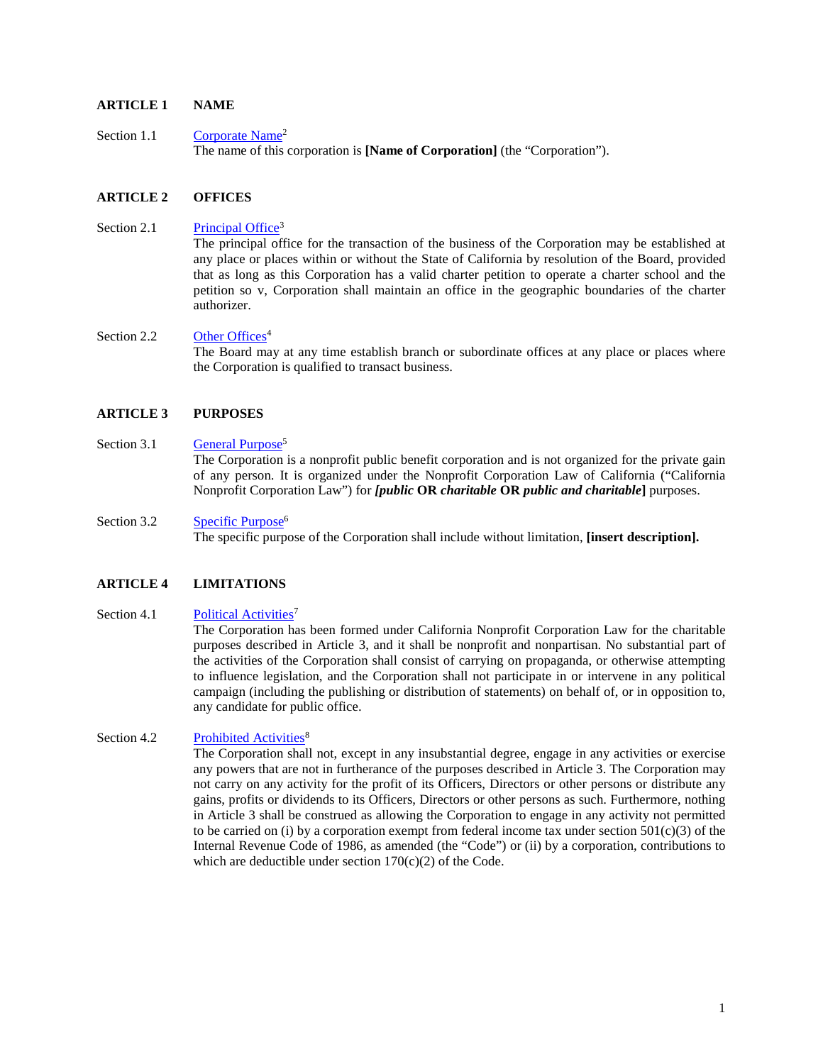## ARTICLE 1 NAME

Section 1.1 Corporate Name[2]

The name of this corporation is **[Name of Corporation]** (the "Corporation").

## ARTICLE 2 OFFICES

Section 2.1 Principal Office[3]

The principal office for the transaction of the business of the Corporation may be established at any place or places within or without the State of California by resolution of the Board, provided that as long as this Corporation has a valid charter petition to operate a charter school and the petition so v, Corporation shall maintain an office in the geographic boundaries of the charter authorizer.

Section 2.2 Other Offices[4]

The Board may at any time establish branch or subordinate offices at any place or places where the Corporation is qualified to transact business.

## ARTICLE 3 PURPOSES

Section 3.1 General Purpose[5]

The Corporation is a nonprofit public benefit corporation and is not organized for the private gain of any person. It is organized under the Nonprofit Corporation Law of California ("California Nonprofit Corporation Law") for ***[public* OR *charitable* OR *public and charitable*]** purposes.

Section 3.2 Specific Purpose[6]

The specific purpose of the Corporation shall include without limitation, **[insert description].**

## ARTICLE 4 LIMITATIONS

Section 4.1 Political Activities[7]

The Corporation has been formed under California Nonprofit Corporation Law for the charitable purposes described in Article 3, and it shall be nonprofit and nonpartisan. No substantial part of the activities of the Corporation shall consist of carrying on propaganda, or otherwise attempting to influence legislation, and the Corporation shall not participate in or intervene in any political campaign (including the publishing or distribution of statements) on behalf of, or in opposition to, any candidate for public office.

Section 4.2 Prohibited Activities[8]

The Corporation shall not, except in any insubstantial degree, engage in any activities or exercise any powers that are not in furtherance of the purposes described in Article 3. The Corporation may not carry on any activity for the profit of its Officers, Directors or other persons or distribute any gains, profits or dividends to its Officers, Directors or other persons as such. Furthermore, nothing in Article 3 shall be construed as allowing the Corporation to engage in any activity not permitted to be carried on (i) by a corporation exempt from federal income tax under section 501(c)(3) of the Internal Revenue Code of 1986, as amended (the "Code") or (ii) by a corporation, contributions to which are deductible under section 170(c)(2) of the Code.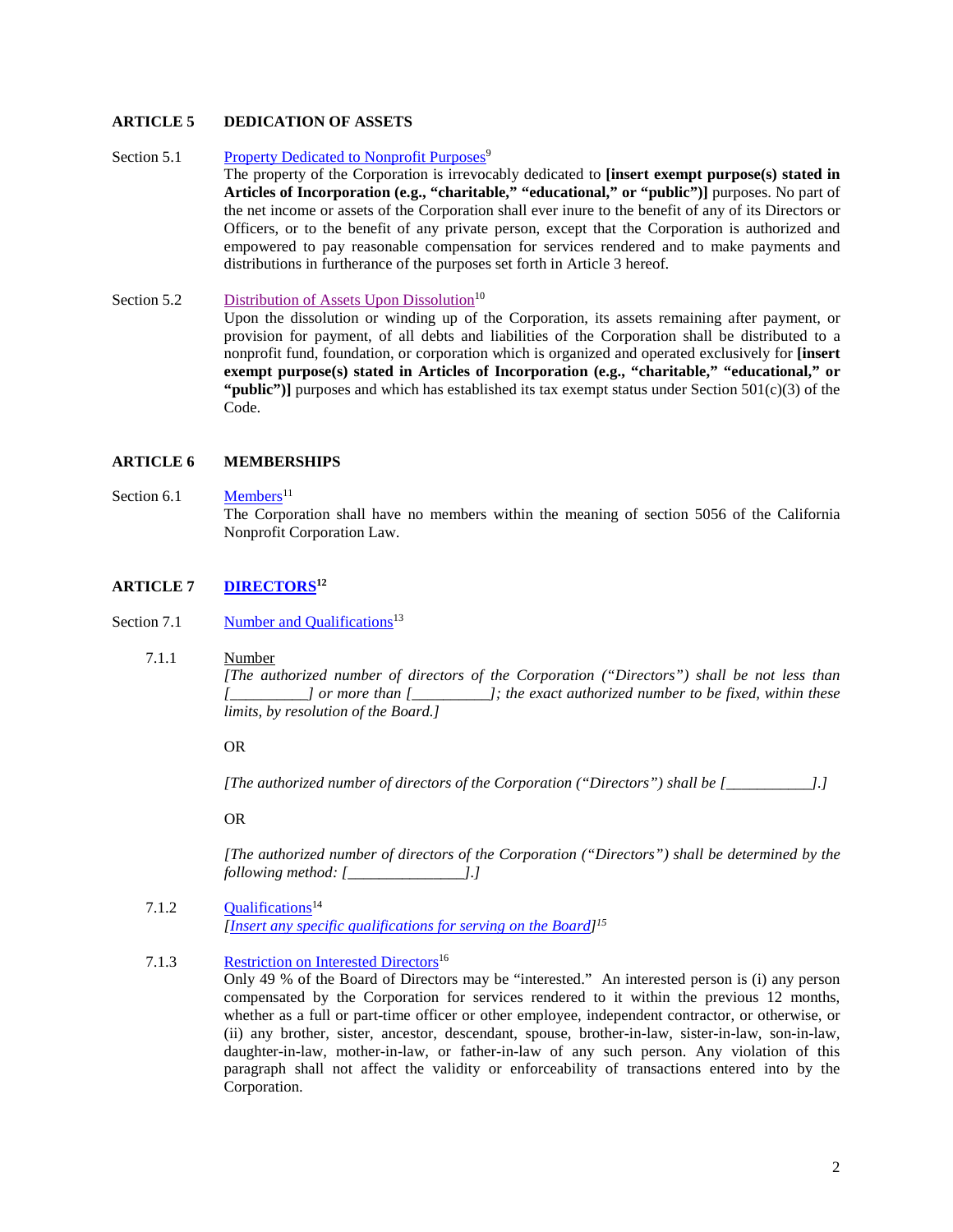## ARTICLE 5 DEDICATION OF ASSETS

Section 5.1 Property Dedicated to Nonprofit Purposes[9]

The property of the Corporation is irrevocably dedicated to **[insert exempt purpose(s) stated in Articles of Incorporation (e.g., "charitable," "educational," or "public")]** purposes. No part of the net income or assets of the Corporation shall ever inure to the benefit of any of its Directors or Officers, or to the benefit of any private person, except that the Corporation is authorized and empowered to pay reasonable compensation for services rendered and to make payments and distributions in furtherance of the purposes set forth in Article 3 hereof.

Section 5.2 Distribution of Assets Upon Dissolution[10]

Upon the dissolution or winding up of the Corporation, its assets remaining after payment, or provision for payment, of all debts and liabilities of the Corporation shall be distributed to a nonprofit fund, foundation, or corporation which is organized and operated exclusively for **[insert exempt purpose(s) stated in Articles of Incorporation (e.g., "charitable," "educational," or "public")]** purposes and which has established its tax exempt status under Section 501(c)(3) of the Code.

## ARTICLE 6 MEMBERSHIPS

Section 6.1 Members[11]

The Corporation shall have no members within the meaning of section 5056 of the California Nonprofit Corporation Law.

## ARTICLE 7 DIRECTORS[12]

Section 7.1 Number and Qualifications[13]

7.1.1 Number

*[The authorized number of directors of the Corporation ("Directors") shall be not less than [__________] or more than [__________]; the exact authorized number to be fixed, within these limits, by resolution of the Board.]*

OR

*[The authorized number of directors of the Corporation ("Directors") shall be [___________].]*

OR

*[The authorized number of directors of the Corporation ("Directors") shall be determined by the following method: [_______________].]*

7.1.2 Qualifications[14]

*[Insert any specific qualifications for serving on the Board][15]*

7.1.3 Restriction on Interested Directors[16]

Only 49 % of the Board of Directors may be "interested." An interested person is (i) any person compensated by the Corporation for services rendered to it within the previous 12 months, whether as a full or part-time officer or other employee, independent contractor, or otherwise, or (ii) any brother, sister, ancestor, descendant, spouse, brother-in-law, sister-in-law, son-in-law, daughter-in-law, mother-in-law, or father-in-law of any such person. Any violation of this paragraph shall not affect the validity or enforceability of transactions entered into by the Corporation.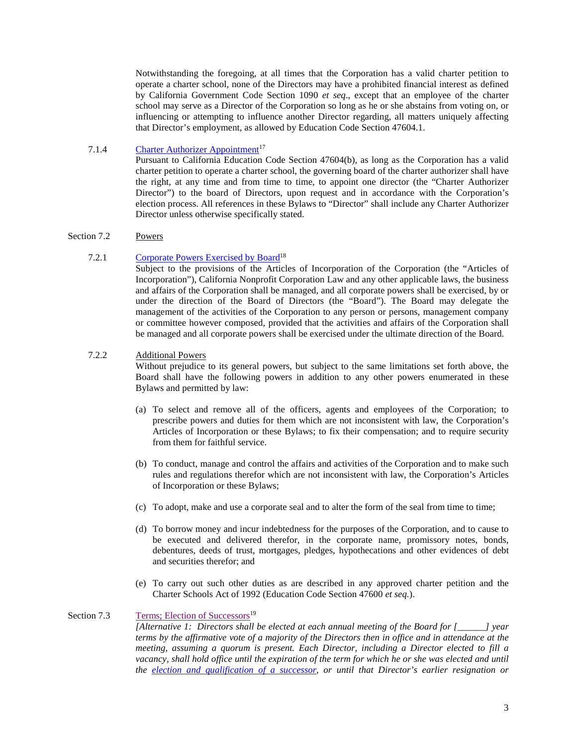Notwithstanding the foregoing, at all times that the Corporation has a valid charter petition to operate a charter school, none of the Directors may have a prohibited financial interest as defined by California Government Code Section 1090 *et seq*., except that an employee of the charter school may serve as a Director of the Corporation so long as he or she abstains from voting on, or influencing or attempting to influence another Director regarding, all matters uniquely affecting that Director's employment, as allowed by Education Code Section 47604.1.

7.1.4 Charter Authorizer Appointment[17]

Pursuant to California Education Code Section 47604(b), as long as the Corporation has a valid charter petition to operate a charter school, the governing board of the charter authorizer shall have the right, at any time and from time to time, to appoint one director (the "Charter Authorizer Director") to the board of Directors, upon request and in accordance with the Corporation's election process. All references in these Bylaws to "Director" shall include any Charter Authorizer Director unless otherwise specifically stated.

Section 7.2 Powers

7.2.1 Corporate Powers Exercised by Board[18]

Subject to the provisions of the Articles of Incorporation of the Corporation (the "Articles of Incorporation"), California Nonprofit Corporation Law and any other applicable laws, the business and affairs of the Corporation shall be managed, and all corporate powers shall be exercised, by or under the direction of the Board of Directors (the "Board"). The Board may delegate the management of the activities of the Corporation to any person or persons, management company or committee however composed, provided that the activities and affairs of the Corporation shall be managed and all corporate powers shall be exercised under the ultimate direction of the Board.

7.2.2 Additional Powers

Without prejudice to its general powers, but subject to the same limitations set forth above, the Board shall have the following powers in addition to any other powers enumerated in these Bylaws and permitted by law:

(a) To select and remove all of the officers, agents and employees of the Corporation; to prescribe powers and duties for them which are not inconsistent with law, the Corporation's Articles of Incorporation or these Bylaws; to fix their compensation; and to require security from them for faithful service.

(b) To conduct, manage and control the affairs and activities of the Corporation and to make such rules and regulations therefor which are not inconsistent with law, the Corporation's Articles of Incorporation or these Bylaws;

(c) To adopt, make and use a corporate seal and to alter the form of the seal from time to time;

(d) To borrow money and incur indebtedness for the purposes of the Corporation, and to cause to be executed and delivered therefor, in the corporate name, promissory notes, bonds, debentures, deeds of trust, mortgages, pledges, hypothecations and other evidences of debt and securities therefor; and

(e) To carry out such other duties as are described in any approved charter petition and the Charter Schools Act of 1992 (Education Code Section 47600 *et seq.*).

Section 7.3 Terms; Election of Successors[19]

*[Alternative 1: Directors shall be elected at each annual meeting of the Board for [______] year terms by the affirmative vote of a majority of the Directors then in office and in attendance at the meeting, assuming a quorum is present. Each Director, including a Director elected to fill a vacancy, shall hold office until the expiration of the term for which he or she was elected and until the election and qualification of a successor, or until that Director's earlier resignation or*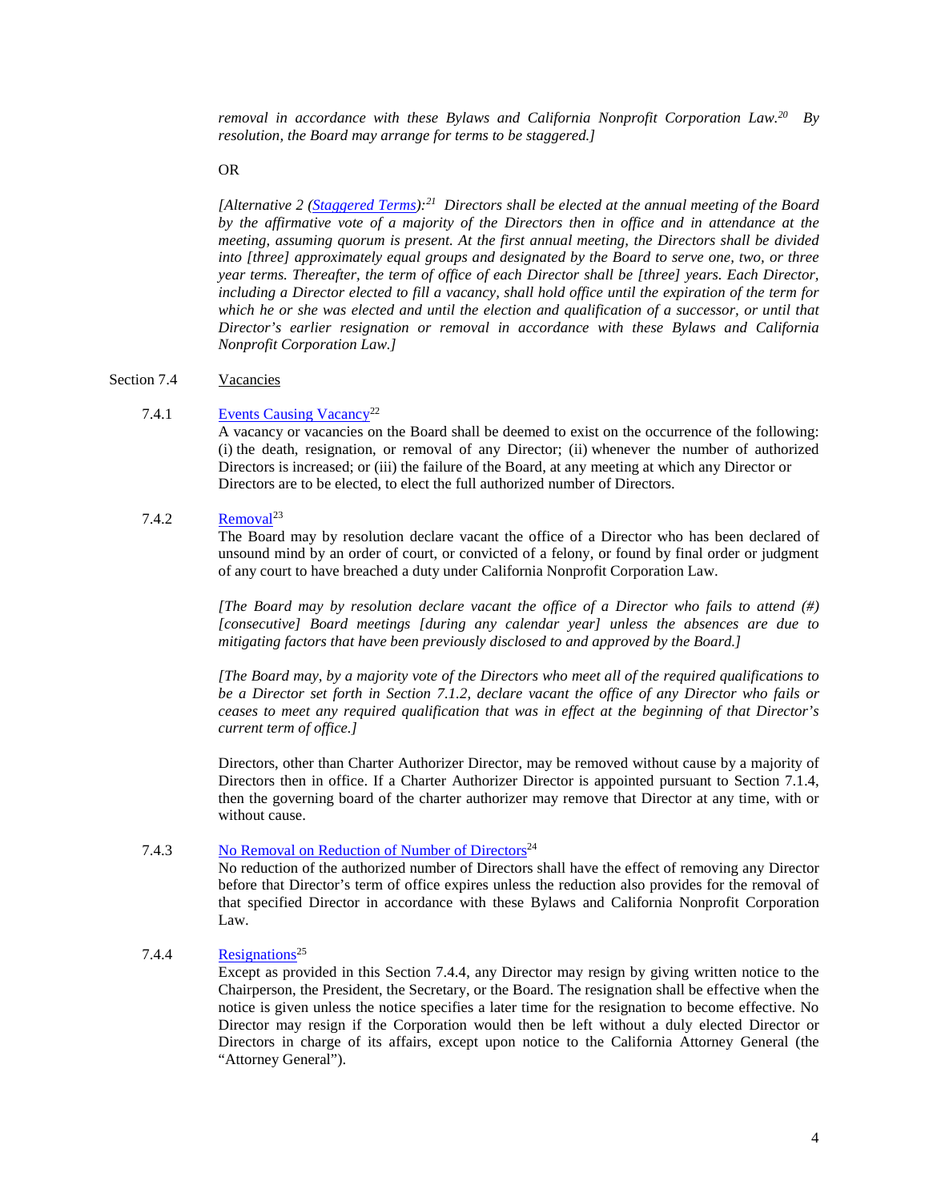*removal in accordance with these Bylaws and California Nonprofit Corporation Law.*[20] *By resolution, the Board may arrange for terms to be staggered.]*

OR

*[Alternative 2 (Staggered Terms):*[21] *Directors shall be elected at the annual meeting of the Board by the affirmative vote of a majority of the Directors then in office and in attendance at the meeting, assuming quorum is present. At the first annual meeting, the Directors shall be divided into [three] approximately equal groups and designated by the Board to serve one, two, or three year terms. Thereafter, the term of office of each Director shall be [three] years. Each Director, including a Director elected to fill a vacancy, shall hold office until the expiration of the term for which he or she was elected and until the election and qualification of a successor, or until that Director's earlier resignation or removal in accordance with these Bylaws and California Nonprofit Corporation Law.]*

Section 7.4 Vacancies

7.4.1 Events Causing Vacancy[22]

A vacancy or vacancies on the Board shall be deemed to exist on the occurrence of the following: (i) the death, resignation, or removal of any Director; (ii) whenever the number of authorized Directors is increased; or (iii) the failure of the Board, at any meeting at which any Director or Directors are to be elected, to elect the full authorized number of Directors.

7.4.2 Removal[23]

The Board may by resolution declare vacant the office of a Director who has been declared of unsound mind by an order of court, or convicted of a felony, or found by final order or judgment of any court to have breached a duty under California Nonprofit Corporation Law.

*[The Board may by resolution declare vacant the office of a Director who fails to attend (#) [consecutive] Board meetings [during any calendar year] unless the absences are due to mitigating factors that have been previously disclosed to and approved by the Board.]*

*[The Board may, by a majority vote of the Directors who meet all of the required qualifications to be a Director set forth in Section 7.1.2, declare vacant the office of any Director who fails or ceases to meet any required qualification that was in effect at the beginning of that Director's current term of office.]*

Directors, other than Charter Authorizer Director, may be removed without cause by a majority of Directors then in office. If a Charter Authorizer Director is appointed pursuant to Section 7.1.4, then the governing board of the charter authorizer may remove that Director at any time, with or without cause.

7.4.3 No Removal on Reduction of Number of Directors[24]

No reduction of the authorized number of Directors shall have the effect of removing any Director before that Director's term of office expires unless the reduction also provides for the removal of that specified Director in accordance with these Bylaws and California Nonprofit Corporation Law.

7.4.4 Resignations[25]

Except as provided in this Section 7.4.4, any Director may resign by giving written notice to the Chairperson, the President, the Secretary, or the Board. The resignation shall be effective when the notice is given unless the notice specifies a later time for the resignation to become effective. No Director may resign if the Corporation would then be left without a duly elected Director or Directors in charge of its affairs, except upon notice to the California Attorney General (the "Attorney General").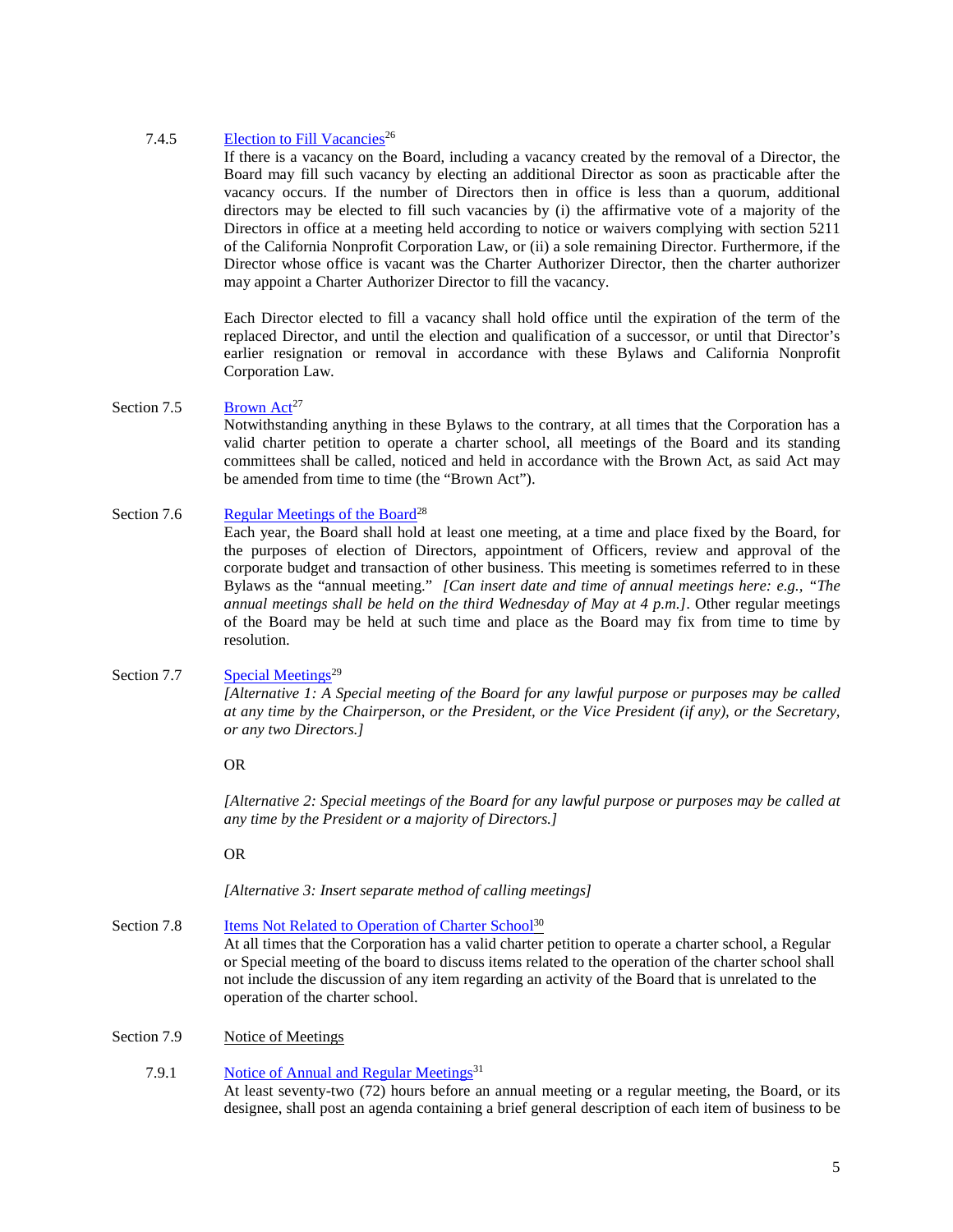7.4.5 Election to Fill Vacancies[26]

If there is a vacancy on the Board, including a vacancy created by the removal of a Director, the Board may fill such vacancy by electing an additional Director as soon as practicable after the vacancy occurs. If the number of Directors then in office is less than a quorum, additional directors may be elected to fill such vacancies by (i) the affirmative vote of a majority of the Directors in office at a meeting held according to notice or waivers complying with section 5211 of the California Nonprofit Corporation Law, or (ii) a sole remaining Director. Furthermore, if the Director whose office is vacant was the Charter Authorizer Director, then the charter authorizer may appoint a Charter Authorizer Director to fill the vacancy.

Each Director elected to fill a vacancy shall hold office until the expiration of the term of the replaced Director, and until the election and qualification of a successor, or until that Director's earlier resignation or removal in accordance with these Bylaws and California Nonprofit Corporation Law.

Section 7.5 Brown Act[27]

Notwithstanding anything in these Bylaws to the contrary, at all times that the Corporation has a valid charter petition to operate a charter school, all meetings of the Board and its standing committees shall be called, noticed and held in accordance with the Brown Act, as said Act may be amended from time to time (the "Brown Act").

Section 7.6 Regular Meetings of the Board[28]

Each year, the Board shall hold at least one meeting, at a time and place fixed by the Board, for the purposes of election of Directors, appointment of Officers, review and approval of the corporate budget and transaction of other business. This meeting is sometimes referred to in these Bylaws as the "annual meeting." *[Can insert date and time of annual meetings here: e.g., "The annual meetings shall be held on the third Wednesday of May at 4 p.m.]*. Other regular meetings of the Board may be held at such time and place as the Board may fix from time to time by resolution.

Section 7.7 Special Meetings[29]

*[Alternative 1: A Special meeting of the Board for any lawful purpose or purposes may be called at any time by the Chairperson, or the President, or the Vice President (if any), or the Secretary, or any two Directors.]*

OR

*[Alternative 2: Special meetings of the Board for any lawful purpose or purposes may be called at any time by the President or a majority of Directors.]*

OR

*[Alternative 3: Insert separate method of calling meetings]*

Section 7.8 Items Not Related to Operation of Charter School[30]

At all times that the Corporation has a valid charter petition to operate a charter school, a Regular or Special meeting of the board to discuss items related to the operation of the charter school shall not include the discussion of any item regarding an activity of the Board that is unrelated to the operation of the charter school.

Section 7.9 Notice of Meetings

7.9.1 Notice of Annual and Regular Meetings[31]

At least seventy-two (72) hours before an annual meeting or a regular meeting, the Board, or its designee, shall post an agenda containing a brief general description of each item of business to be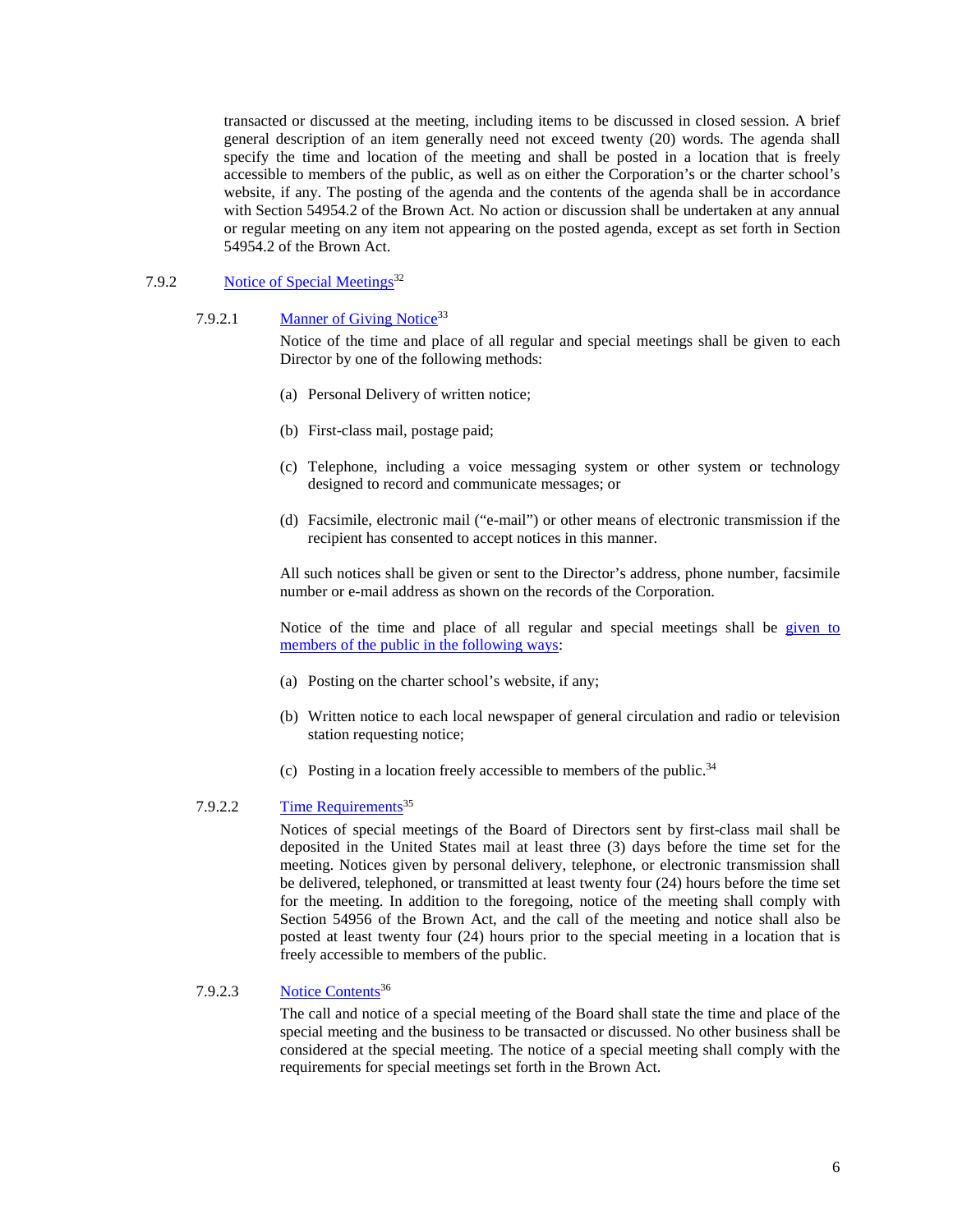transacted or discussed at the meeting, including items to be discussed in closed session. A brief general description of an item generally need not exceed twenty (20) words. The agenda shall specify the time and location of the meeting and shall be posted in a location that is freely accessible to members of the public, as well as on either the Corporation's or the charter school's website, if any. The posting of the agenda and the contents of the agenda shall be in accordance with Section 54954.2 of the Brown Act. No action or discussion shall be undertaken at any annual or regular meeting on any item not appearing on the posted agenda, except as set forth in Section 54954.2 of the Brown Act.

7.9.2 Notice of Special Meetings[32]

7.9.2.1 Manner of Giving Notice[33]

Notice of the time and place of all regular and special meetings shall be given to each Director by one of the following methods:

(a) Personal Delivery of written notice;

(b) First-class mail, postage paid;

(c) Telephone, including a voice messaging system or other system or technology designed to record and communicate messages; or

(d) Facsimile, electronic mail ("e-mail") or other means of electronic transmission if the recipient has consented to accept notices in this manner.

All such notices shall be given or sent to the Director's address, phone number, facsimile number or e-mail address as shown on the records of the Corporation.

Notice of the time and place of all regular and special meetings shall be given to members of the public in the following ways:

(a) Posting on the charter school's website, if any;

(b) Written notice to each local newspaper of general circulation and radio or television station requesting notice;

(c) Posting in a location freely accessible to members of the public.[34]

7.9.2.2 Time Requirements[35]

Notices of special meetings of the Board of Directors sent by first-class mail shall be deposited in the United States mail at least three (3) days before the time set for the meeting. Notices given by personal delivery, telephone, or electronic transmission shall be delivered, telephoned, or transmitted at least twenty four (24) hours before the time set for the meeting. In addition to the foregoing, notice of the meeting shall comply with Section 54956 of the Brown Act, and the call of the meeting and notice shall also be posted at least twenty four (24) hours prior to the special meeting in a location that is freely accessible to members of the public.

7.9.2.3 Notice Contents[36]

The call and notice of a special meeting of the Board shall state the time and place of the special meeting and the business to be transacted or discussed. No other business shall be considered at the special meeting. The notice of a special meeting shall comply with the requirements for special meetings set forth in the Brown Act.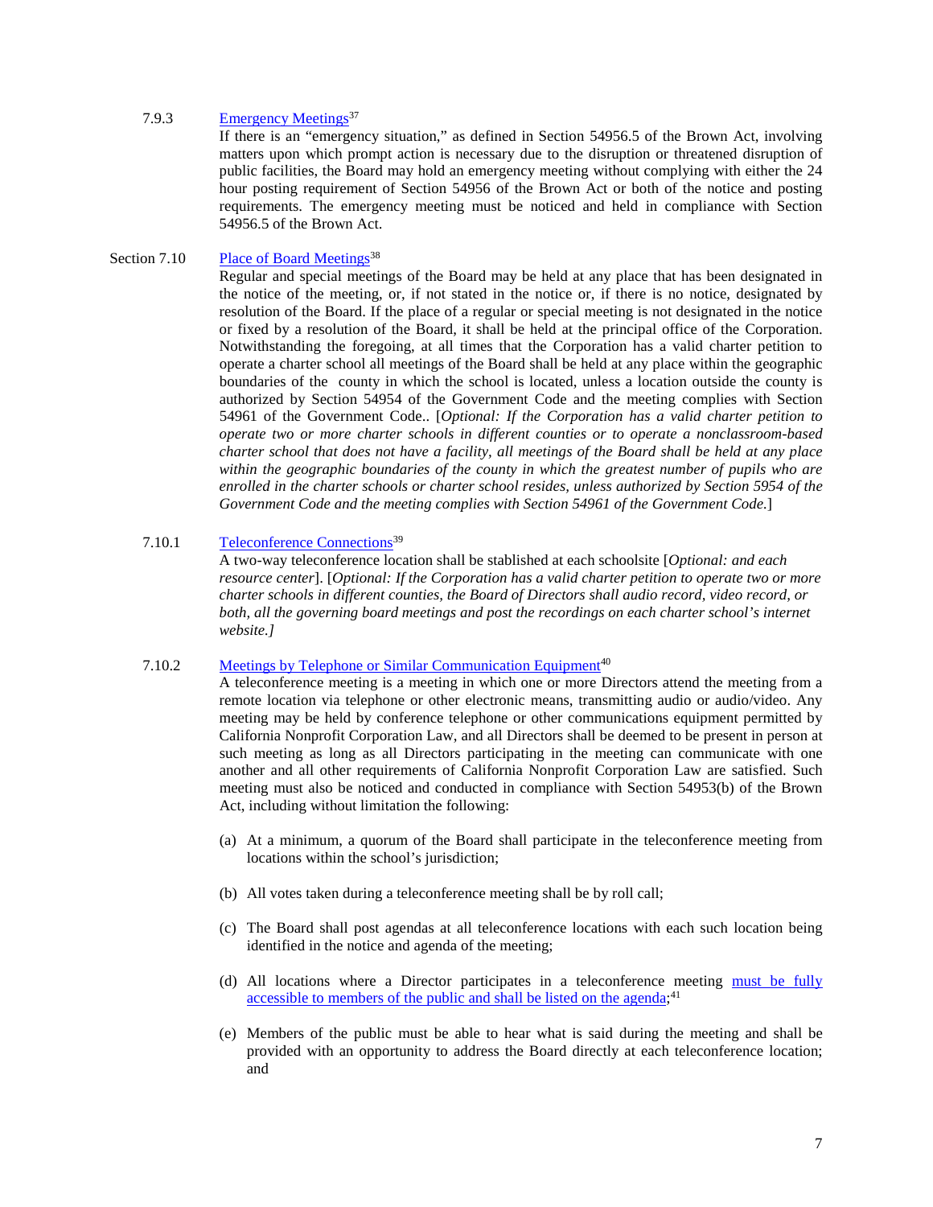7.9.3 Emergency Meetings[37]

If there is an "emergency situation," as defined in Section 54956.5 of the Brown Act, involving matters upon which prompt action is necessary due to the disruption or threatened disruption of public facilities, the Board may hold an emergency meeting without complying with either the 24 hour posting requirement of Section 54956 of the Brown Act or both of the notice and posting requirements. The emergency meeting must be noticed and held in compliance with Section 54956.5 of the Brown Act.

Section 7.10 Place of Board Meetings[38]

Regular and special meetings of the Board may be held at any place that has been designated in the notice of the meeting, or, if not stated in the notice or, if there is no notice, designated by resolution of the Board. If the place of a regular or special meeting is not designated in the notice or fixed by a resolution of the Board, it shall be held at the principal office of the Corporation. Notwithstanding the foregoing, at all times that the Corporation has a valid charter petition to operate a charter school all meetings of the Board shall be held at any place within the geographic boundaries of the county in which the school is located, unless a location outside the county is authorized by Section 54954 of the Government Code and the meeting complies with Section 54961 of the Government Code.. [*Optional: If the Corporation has a valid charter petition to operate two or more charter schools in different counties or to operate a nonclassroom-based charter school that does not have a facility, all meetings of the Board shall be held at any place within the geographic boundaries of the county in which the greatest number of pupils who are enrolled in the charter schools or charter school resides, unless authorized by Section 5954 of the Government Code and the meeting complies with Section 54961 of the Government Code.*]

7.10.1 Teleconference Connections[39]

A two-way teleconference location shall be stablished at each schoolsite [*Optional: and each resource center*]. [*Optional: If the Corporation has a valid charter petition to operate two or more charter schools in different counties, the Board of Directors shall audio record, video record, or both, all the governing board meetings and post the recordings on each charter school's internet website.]*

7.10.2 Meetings by Telephone or Similar Communication Equipment[40]

A teleconference meeting is a meeting in which one or more Directors attend the meeting from a remote location via telephone or other electronic means, transmitting audio or audio/video. Any meeting may be held by conference telephone or other communications equipment permitted by California Nonprofit Corporation Law, and all Directors shall be deemed to be present in person at such meeting as long as all Directors participating in the meeting can communicate with one another and all other requirements of California Nonprofit Corporation Law are satisfied. Such meeting must also be noticed and conducted in compliance with Section 54953(b) of the Brown Act, including without limitation the following:

(a) At a minimum, a quorum of the Board shall participate in the teleconference meeting from locations within the school's jurisdiction;

(b) All votes taken during a teleconference meeting shall be by roll call;

(c) The Board shall post agendas at all teleconference locations with each such location being identified in the notice and agenda of the meeting;

(d) All locations where a Director participates in a teleconference meeting must be fully accessible to members of the public and shall be listed on the agenda;[41]

(e) Members of the public must be able to hear what is said during the meeting and shall be provided with an opportunity to address the Board directly at each teleconference location; and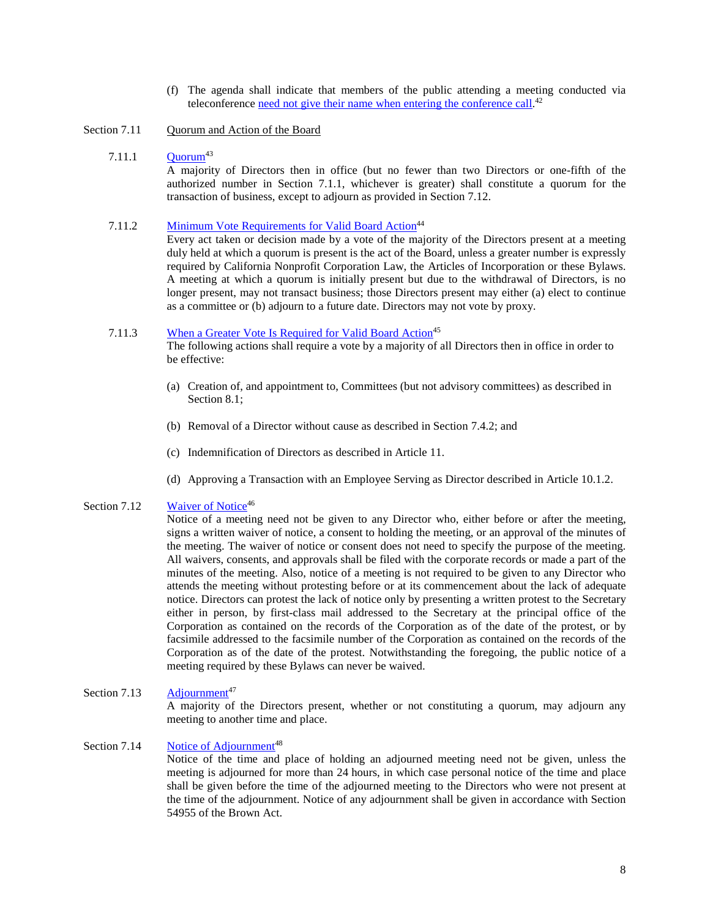(f) The agenda shall indicate that members of the public attending a meeting conducted via teleconference need not give their name when entering the conference call.[42]

## Section 7.11 Quorum and Action of the Board

### 7.11.1 Quorum[43]

A majority of Directors then in office (but no fewer than two Directors or one-fifth of the authorized number in Section 7.1.1, whichever is greater) shall constitute a quorum for the transaction of business, except to adjourn as provided in Section 7.12.

### 7.11.2 Minimum Vote Requirements for Valid Board Action[44]

Every act taken or decision made by a vote of the majority of the Directors present at a meeting duly held at which a quorum is present is the act of the Board, unless a greater number is expressly required by California Nonprofit Corporation Law, the Articles of Incorporation or these Bylaws. A meeting at which a quorum is initially present but due to the withdrawal of Directors, is no longer present, may not transact business; those Directors present may either (a) elect to continue as a committee or (b) adjourn to a future date. Directors may not vote by proxy.

### 7.11.3 When a Greater Vote Is Required for Valid Board Action[45]

The following actions shall require a vote by a majority of all Directors then in office in order to be effective:

(a) Creation of, and appointment to, Committees (but not advisory committees) as described in Section 8.1;

(b) Removal of a Director without cause as described in Section 7.4.2; and

(c) Indemnification of Directors as described in Article 11.

(d) Approving a Transaction with an Employee Serving as Director described in Article 10.1.2.

## Section 7.12 Waiver of Notice[46]

Notice of a meeting need not be given to any Director who, either before or after the meeting, signs a written waiver of notice, a consent to holding the meeting, or an approval of the minutes of the meeting. The waiver of notice or consent does not need to specify the purpose of the meeting. All waivers, consents, and approvals shall be filed with the corporate records or made a part of the minutes of the meeting. Also, notice of a meeting is not required to be given to any Director who attends the meeting without protesting before or at its commencement about the lack of adequate notice. Directors can protest the lack of notice only by presenting a written protest to the Secretary either in person, by first-class mail addressed to the Secretary at the principal office of the Corporation as contained on the records of the Corporation as of the date of the protest, or by facsimile addressed to the facsimile number of the Corporation as contained on the records of the Corporation as of the date of the protest. Notwithstanding the foregoing, the public notice of a meeting required by these Bylaws can never be waived.

## Section 7.13 Adjournment[47]

A majority of the Directors present, whether or not constituting a quorum, may adjourn any meeting to another time and place.

## Section 7.14 Notice of Adjournment[48]

Notice of the time and place of holding an adjourned meeting need not be given, unless the meeting is adjourned for more than 24 hours, in which case personal notice of the time and place shall be given before the time of the adjourned meeting to the Directors who were not present at the time of the adjournment. Notice of any adjournment shall be given in accordance with Section 54955 of the Brown Act.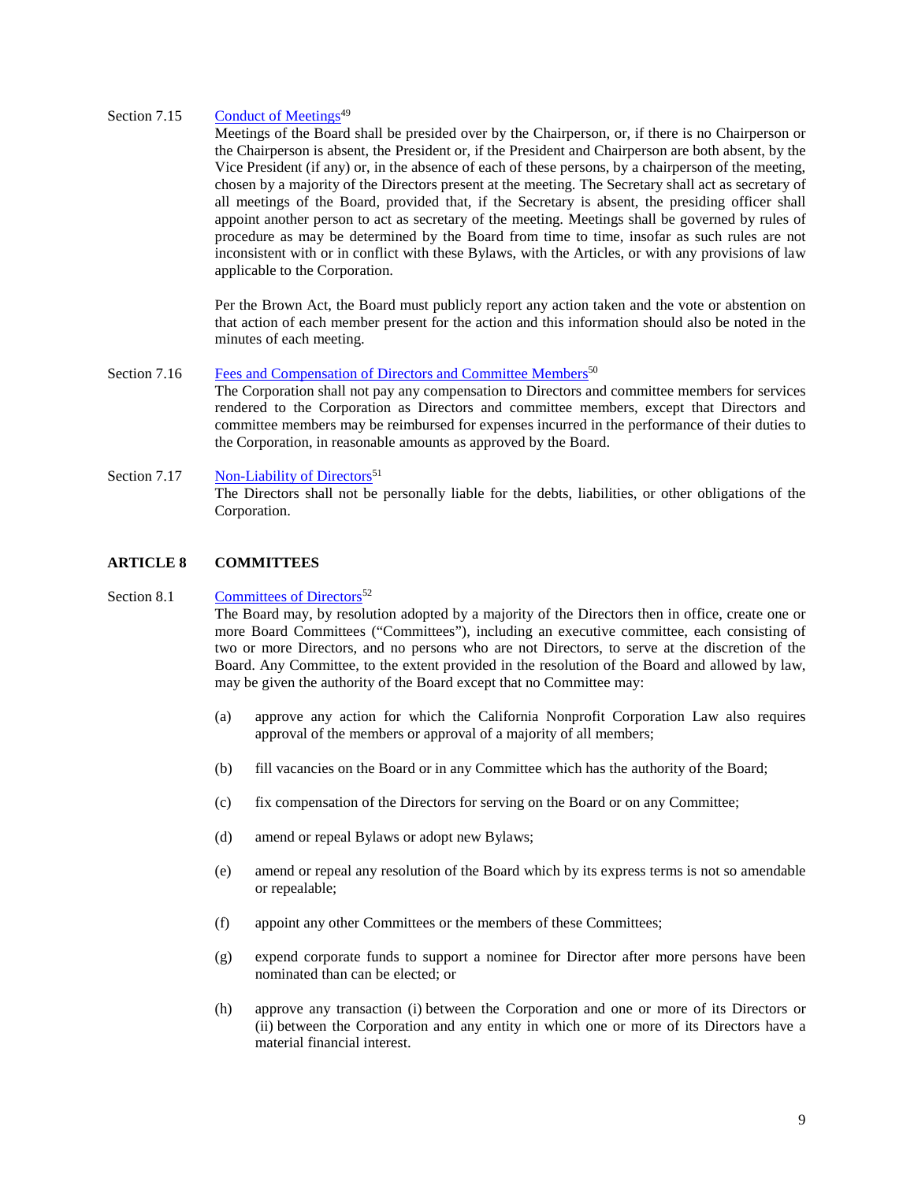Section 7.15 Conduct of Meetings[49]

Meetings of the Board shall be presided over by the Chairperson, or, if there is no Chairperson or the Chairperson is absent, the President or, if the President and Chairperson are both absent, by the Vice President (if any) or, in the absence of each of these persons, by a chairperson of the meeting, chosen by a majority of the Directors present at the meeting. The Secretary shall act as secretary of all meetings of the Board, provided that, if the Secretary is absent, the presiding officer shall appoint another person to act as secretary of the meeting. Meetings shall be governed by rules of procedure as may be determined by the Board from time to time, insofar as such rules are not inconsistent with or in conflict with these Bylaws, with the Articles, or with any provisions of law applicable to the Corporation.

Per the Brown Act, the Board must publicly report any action taken and the vote or abstention on that action of each member present for the action and this information should also be noted in the minutes of each meeting.

Section 7.16 Fees and Compensation of Directors and Committee Members[50]

The Corporation shall not pay any compensation to Directors and committee members for services rendered to the Corporation as Directors and committee members, except that Directors and committee members may be reimbursed for expenses incurred in the performance of their duties to the Corporation, in reasonable amounts as approved by the Board.

Section 7.17 Non-Liability of Directors[51]

The Directors shall not be personally liable for the debts, liabilities, or other obligations of the Corporation.

## ARTICLE 8 COMMITTEES

Section 8.1 Committees of Directors[52]

The Board may, by resolution adopted by a majority of the Directors then in office, create one or more Board Committees ("Committees"), including an executive committee, each consisting of two or more Directors, and no persons who are not Directors, to serve at the discretion of the Board. Any Committee, to the extent provided in the resolution of the Board and allowed by law, may be given the authority of the Board except that no Committee may:

(a) approve any action for which the California Nonprofit Corporation Law also requires approval of the members or approval of a majority of all members;

(b) fill vacancies on the Board or in any Committee which has the authority of the Board;

(c) fix compensation of the Directors for serving on the Board or on any Committee;

(d) amend or repeal Bylaws or adopt new Bylaws;

(e) amend or repeal any resolution of the Board which by its express terms is not so amendable or repealable;

(f) appoint any other Committees or the members of these Committees;

(g) expend corporate funds to support a nominee for Director after more persons have been nominated than can be elected; or

(h) approve any transaction (i) between the Corporation and one or more of its Directors or (ii) between the Corporation and any entity in which one or more of its Directors have a material financial interest.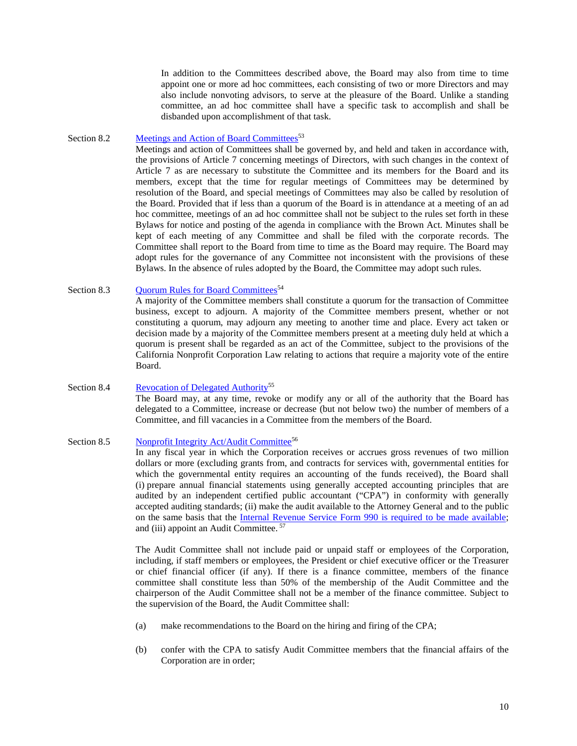In addition to the Committees described above, the Board may also from time to time appoint one or more ad hoc committees, each consisting of two or more Directors and may also include nonvoting advisors, to serve at the pleasure of the Board. Unlike a standing committee, an ad hoc committee shall have a specific task to accomplish and shall be disbanded upon accomplishment of that task.

Section 8.2 Meetings and Action of Board Committees[53]

Meetings and action of Committees shall be governed by, and held and taken in accordance with, the provisions of Article 7 concerning meetings of Directors, with such changes in the context of Article 7 as are necessary to substitute the Committee and its members for the Board and its members, except that the time for regular meetings of Committees may be determined by resolution of the Board, and special meetings of Committees may also be called by resolution of the Board. Provided that if less than a quorum of the Board is in attendance at a meeting of an ad hoc committee, meetings of an ad hoc committee shall not be subject to the rules set forth in these Bylaws for notice and posting of the agenda in compliance with the Brown Act. Minutes shall be kept of each meeting of any Committee and shall be filed with the corporate records. The Committee shall report to the Board from time to time as the Board may require. The Board may adopt rules for the governance of any Committee not inconsistent with the provisions of these Bylaws. In the absence of rules adopted by the Board, the Committee may adopt such rules.

Section 8.3 Quorum Rules for Board Committees[54]

A majority of the Committee members shall constitute a quorum for the transaction of Committee business, except to adjourn. A majority of the Committee members present, whether or not constituting a quorum, may adjourn any meeting to another time and place. Every act taken or decision made by a majority of the Committee members present at a meeting duly held at which a quorum is present shall be regarded as an act of the Committee, subject to the provisions of the California Nonprofit Corporation Law relating to actions that require a majority vote of the entire Board.

Section 8.4 Revocation of Delegated Authority[55]

The Board may, at any time, revoke or modify any or all of the authority that the Board has delegated to a Committee, increase or decrease (but not below two) the number of members of a Committee, and fill vacancies in a Committee from the members of the Board.

Section 8.5 Nonprofit Integrity Act/Audit Committee[56]

In any fiscal year in which the Corporation receives or accrues gross revenues of two million dollars or more (excluding grants from, and contracts for services with, governmental entities for which the governmental entity requires an accounting of the funds received), the Board shall (i) prepare annual financial statements using generally accepted accounting principles that are audited by an independent certified public accountant ("CPA") in conformity with generally accepted auditing standards; (ii) make the audit available to the Attorney General and to the public on the same basis that the Internal Revenue Service Form 990 is required to be made available; and (iii) appoint an Audit Committee. [57]

The Audit Committee shall not include paid or unpaid staff or employees of the Corporation, including, if staff members or employees, the President or chief executive officer or the Treasurer or chief financial officer (if any). If there is a finance committee, members of the finance committee shall constitute less than 50% of the membership of the Audit Committee and the chairperson of the Audit Committee shall not be a member of the finance committee. Subject to the supervision of the Board, the Audit Committee shall:

(a) make recommendations to the Board on the hiring and firing of the CPA;

(b) confer with the CPA to satisfy Audit Committee members that the financial affairs of the Corporation are in order;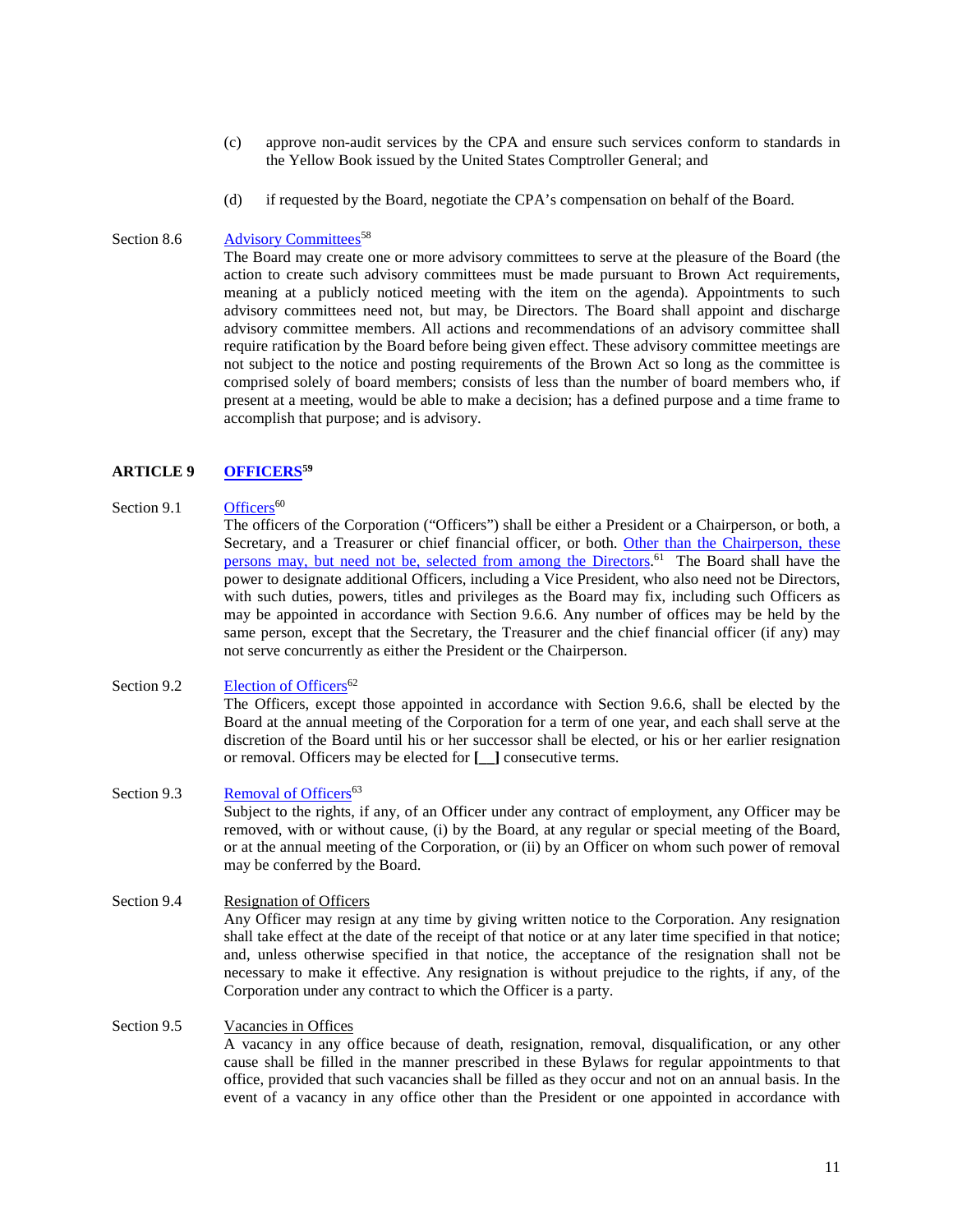(c) approve non-audit services by the CPA and ensure such services conform to standards in the Yellow Book issued by the United States Comptroller General; and

(d) if requested by the Board, negotiate the CPA's compensation on behalf of the Board.

Section 8.6 Advisory Committees[58]

The Board may create one or more advisory committees to serve at the pleasure of the Board (the action to create such advisory committees must be made pursuant to Brown Act requirements, meaning at a publicly noticed meeting with the item on the agenda). Appointments to such advisory committees need not, but may, be Directors. The Board shall appoint and discharge advisory committee members. All actions and recommendations of an advisory committee shall require ratification by the Board before being given effect. These advisory committee meetings are not subject to the notice and posting requirements of the Brown Act so long as the committee is comprised solely of board members; consists of less than the number of board members who, if present at a meeting, would be able to make a decision; has a defined purpose and a time frame to accomplish that purpose; and is advisory.

## ARTICLE 9 OFFICERS[59]

Section 9.1 Officers[60]

The officers of the Corporation ("Officers") shall be either a President or a Chairperson, or both, a Secretary, and a Treasurer or chief financial officer, or both. Other than the Chairperson, these persons may, but need not be, selected from among the Directors.[61] The Board shall have the power to designate additional Officers, including a Vice President, who also need not be Directors, with such duties, powers, titles and privileges as the Board may fix, including such Officers as may be appointed in accordance with Section 9.6.6. Any number of offices may be held by the same person, except that the Secretary, the Treasurer and the chief financial officer (if any) may not serve concurrently as either the President or the Chairperson.

Section 9.2 Election of Officers[62]

The Officers, except those appointed in accordance with Section 9.6.6, shall be elected by the Board at the annual meeting of the Corporation for a term of one year, and each shall serve at the discretion of the Board until his or her successor shall be elected, or his or her earlier resignation or removal. Officers may be elected for **[__]** consecutive terms.

Section 9.3 Removal of Officers[63]

Subject to the rights, if any, of an Officer under any contract of employment, any Officer may be removed, with or without cause, (i) by the Board, at any regular or special meeting of the Board, or at the annual meeting of the Corporation, or (ii) by an Officer on whom such power of removal may be conferred by the Board.

Section 9.4 Resignation of Officers

Any Officer may resign at any time by giving written notice to the Corporation. Any resignation shall take effect at the date of the receipt of that notice or at any later time specified in that notice; and, unless otherwise specified in that notice, the acceptance of the resignation shall not be necessary to make it effective. Any resignation is without prejudice to the rights, if any, of the Corporation under any contract to which the Officer is a party.

Section 9.5 Vacancies in Offices

A vacancy in any office because of death, resignation, removal, disqualification, or any other cause shall be filled in the manner prescribed in these Bylaws for regular appointments to that office, provided that such vacancies shall be filled as they occur and not on an annual basis. In the event of a vacancy in any office other than the President or one appointed in accordance with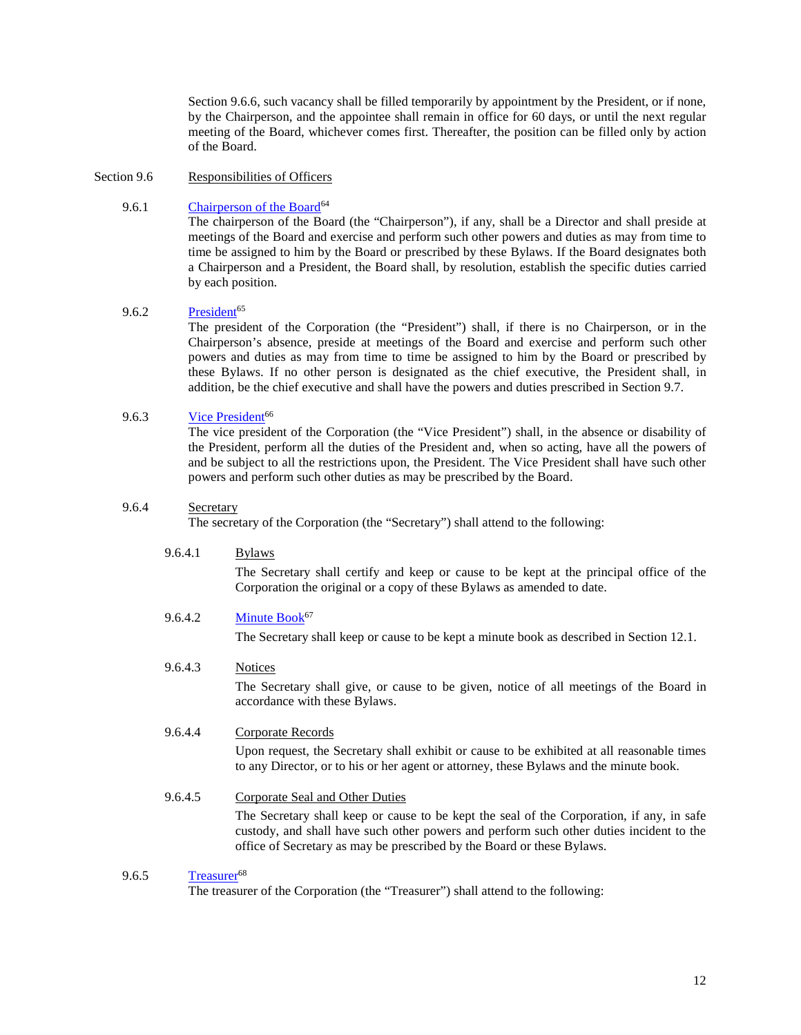Section 9.6.6, such vacancy shall be filled temporarily by appointment by the President, or if none, by the Chairperson, and the appointee shall remain in office for 60 days, or until the next regular meeting of the Board, whichever comes first. Thereafter, the position can be filled only by action of the Board.

## Section 9.6 Responsibilities of Officers

### 9.6.1 Chairperson of the Board[64]

The chairperson of the Board (the "Chairperson"), if any, shall be a Director and shall preside at meetings of the Board and exercise and perform such other powers and duties as may from time to time be assigned to him by the Board or prescribed by these Bylaws. If the Board designates both a Chairperson and a President, the Board shall, by resolution, establish the specific duties carried by each position.

### 9.6.2 President[65]

The president of the Corporation (the "President") shall, if there is no Chairperson, or in the Chairperson's absence, preside at meetings of the Board and exercise and perform such other powers and duties as may from time to time be assigned to him by the Board or prescribed by these Bylaws. If no other person is designated as the chief executive, the President shall, in addition, be the chief executive and shall have the powers and duties prescribed in Section 9.7.

### 9.6.3 Vice President[66]

The vice president of the Corporation (the "Vice President") shall, in the absence or disability of the President, perform all the duties of the President and, when so acting, have all the powers of and be subject to all the restrictions upon, the President. The Vice President shall have such other powers and perform such other duties as may be prescribed by the Board.

### 9.6.4 Secretary

The secretary of the Corporation (the "Secretary") shall attend to the following:

#### 9.6.4.1 Bylaws

The Secretary shall certify and keep or cause to be kept at the principal office of the Corporation the original or a copy of these Bylaws as amended to date.

#### 9.6.4.2 Minute Book[67]

The Secretary shall keep or cause to be kept a minute book as described in Section 12.1.

#### 9.6.4.3 Notices

The Secretary shall give, or cause to be given, notice of all meetings of the Board in accordance with these Bylaws.

#### 9.6.4.4 Corporate Records

Upon request, the Secretary shall exhibit or cause to be exhibited at all reasonable times to any Director, or to his or her agent or attorney, these Bylaws and the minute book.

#### 9.6.4.5 Corporate Seal and Other Duties

The Secretary shall keep or cause to be kept the seal of the Corporation, if any, in safe custody, and shall have such other powers and perform such other duties incident to the office of Secretary as may be prescribed by the Board or these Bylaws.

### 9.6.5 Treasurer[68]

The treasurer of the Corporation (the "Treasurer") shall attend to the following: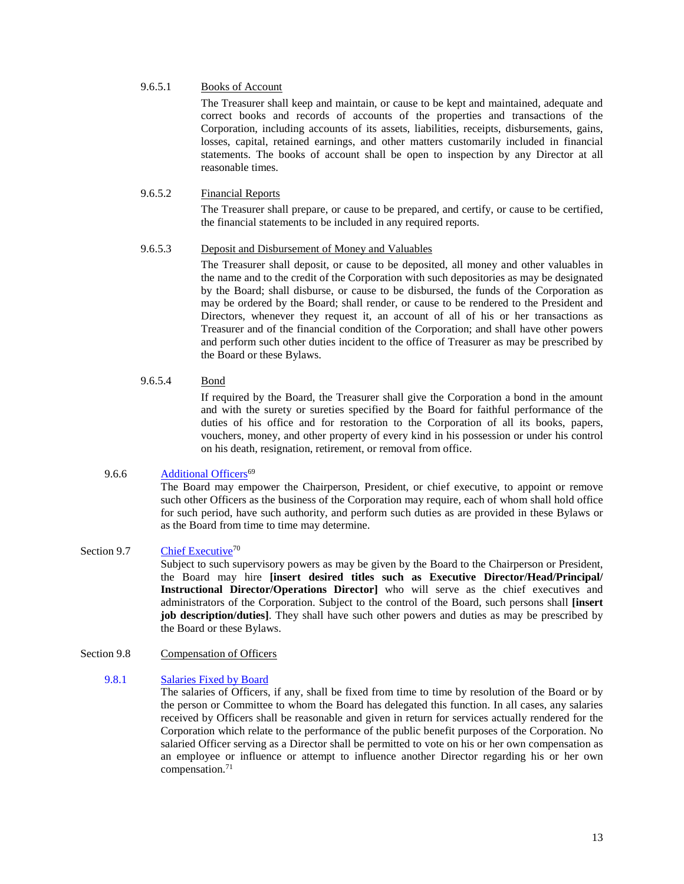9.6.5.1 Books of Account

The Treasurer shall keep and maintain, or cause to be kept and maintained, adequate and correct books and records of accounts of the properties and transactions of the Corporation, including accounts of its assets, liabilities, receipts, disbursements, gains, losses, capital, retained earnings, and other matters customarily included in financial statements. The books of account shall be open to inspection by any Director at all reasonable times.

9.6.5.2 Financial Reports

The Treasurer shall prepare, or cause to be prepared, and certify, or cause to be certified, the financial statements to be included in any required reports.

9.6.5.3 Deposit and Disbursement of Money and Valuables

The Treasurer shall deposit, or cause to be deposited, all money and other valuables in the name and to the credit of the Corporation with such depositories as may be designated by the Board; shall disburse, or cause to be disbursed, the funds of the Corporation as may be ordered by the Board; shall render, or cause to be rendered to the President and Directors, whenever they request it, an account of all of his or her transactions as Treasurer and of the financial condition of the Corporation; and shall have other powers and perform such other duties incident to the office of Treasurer as may be prescribed by the Board or these Bylaws.

9.6.5.4 Bond

If required by the Board, the Treasurer shall give the Corporation a bond in the amount and with the surety or sureties specified by the Board for faithful performance of the duties of his office and for restoration to the Corporation of all its books, papers, vouchers, money, and other property of every kind in his possession or under his control on his death, resignation, retirement, or removal from office.

9.6.6 Additional Officers[69]

The Board may empower the Chairperson, President, or chief executive, to appoint or remove such other Officers as the business of the Corporation may require, each of whom shall hold office for such period, have such authority, and perform such duties as are provided in these Bylaws or as the Board from time to time may determine.

Section 9.7 Chief Executive[70]

Subject to such supervisory powers as may be given by the Board to the Chairperson or President, the Board may hire **[insert desired titles such as Executive Director/Head/Principal/ Instructional Director/Operations Director]** who will serve as the chief executives and administrators of the Corporation. Subject to the control of the Board, such persons shall **[insert job description/duties]**. They shall have such other powers and duties as may be prescribed by the Board or these Bylaws.

Section 9.8 Compensation of Officers

9.8.1 Salaries Fixed by Board

The salaries of Officers, if any, shall be fixed from time to time by resolution of the Board or by the person or Committee to whom the Board has delegated this function. In all cases, any salaries received by Officers shall be reasonable and given in return for services actually rendered for the Corporation which relate to the performance of the public benefit purposes of the Corporation. No salaried Officer serving as a Director shall be permitted to vote on his or her own compensation as an employee or influence or attempt to influence another Director regarding his or her own compensation.[71]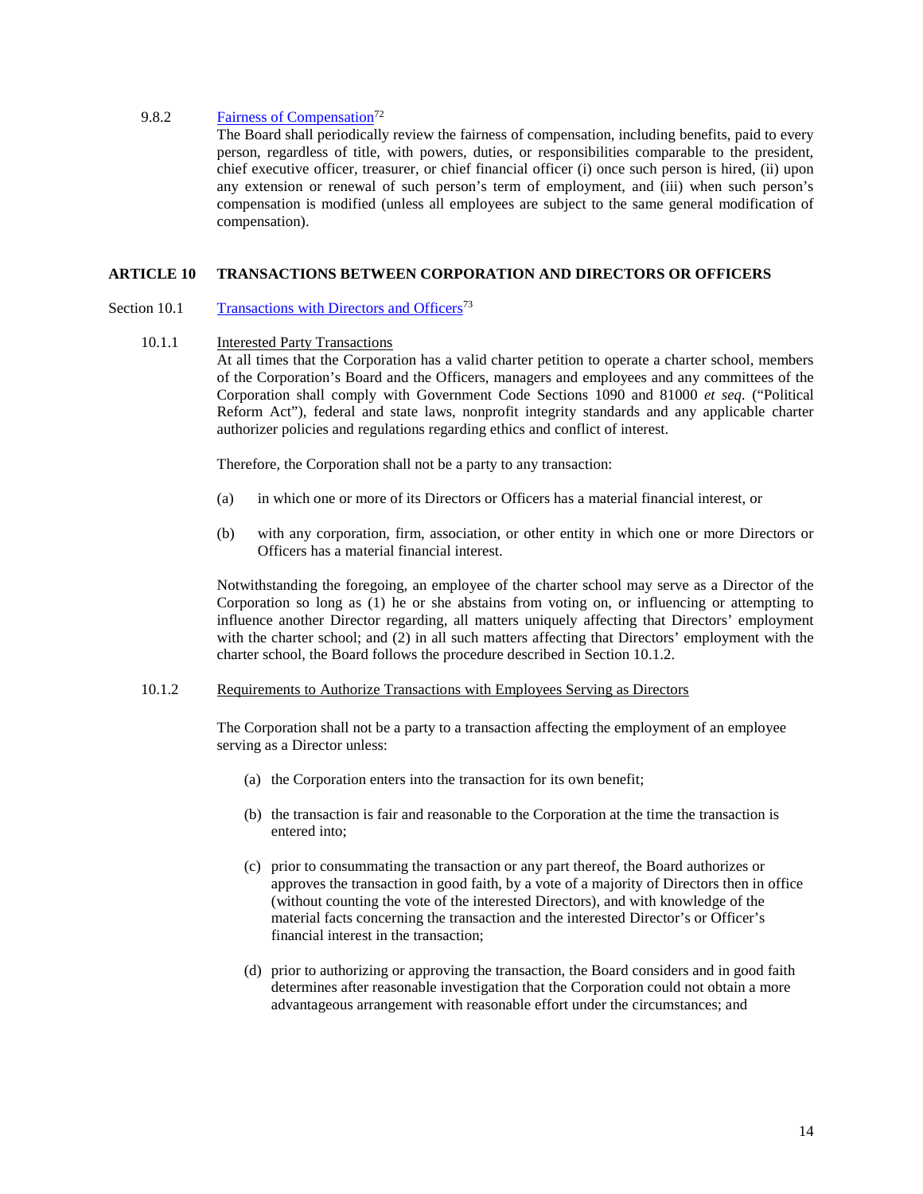9.8.2 Fairness of Compensation[72]

The Board shall periodically review the fairness of compensation, including benefits, paid to every person, regardless of title, with powers, duties, or responsibilities comparable to the president, chief executive officer, treasurer, or chief financial officer (i) once such person is hired, (ii) upon any extension or renewal of such person's term of employment, and (iii) when such person's compensation is modified (unless all employees are subject to the same general modification of compensation).

## ARTICLE 10 TRANSACTIONS BETWEEN CORPORATION AND DIRECTORS OR OFFICERS

### Section 10.1 Transactions with Directors and Officers[73]

10.1.1 Interested Party Transactions

At all times that the Corporation has a valid charter petition to operate a charter school, members of the Corporation's Board and the Officers, managers and employees and any committees of the Corporation shall comply with Government Code Sections 1090 and 81000 *et seq.* ("Political Reform Act"), federal and state laws, nonprofit integrity standards and any applicable charter authorizer policies and regulations regarding ethics and conflict of interest.

Therefore, the Corporation shall not be a party to any transaction:

(a) in which one or more of its Directors or Officers has a material financial interest, or

(b) with any corporation, firm, association, or other entity in which one or more Directors or Officers has a material financial interest.

Notwithstanding the foregoing, an employee of the charter school may serve as a Director of the Corporation so long as (1) he or she abstains from voting on, or influencing or attempting to influence another Director regarding, all matters uniquely affecting that Directors' employment with the charter school; and (2) in all such matters affecting that Directors' employment with the charter school, the Board follows the procedure described in Section 10.1.2.

10.1.2 Requirements to Authorize Transactions with Employees Serving as Directors

The Corporation shall not be a party to a transaction affecting the employment of an employee serving as a Director unless:

(a) the Corporation enters into the transaction for its own benefit;

(b) the transaction is fair and reasonable to the Corporation at the time the transaction is entered into;

(c) prior to consummating the transaction or any part thereof, the Board authorizes or approves the transaction in good faith, by a vote of a majority of Directors then in office (without counting the vote of the interested Directors), and with knowledge of the material facts concerning the transaction and the interested Director's or Officer's financial interest in the transaction;

(d) prior to authorizing or approving the transaction, the Board considers and in good faith determines after reasonable investigation that the Corporation could not obtain a more advantageous arrangement with reasonable effort under the circumstances; and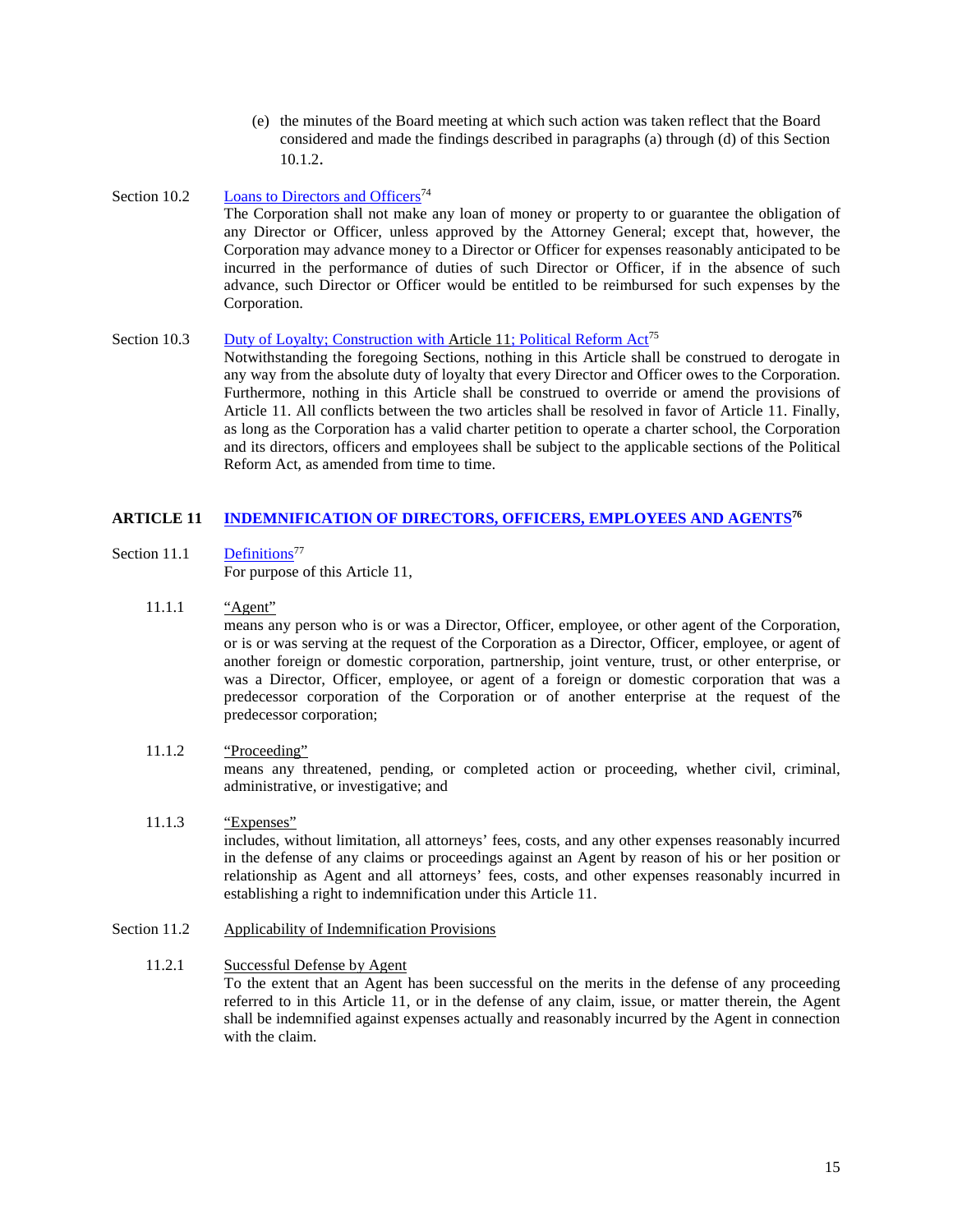(e) the minutes of the Board meeting at which such action was taken reflect that the Board considered and made the findings described in paragraphs (a) through (d) of this Section 10.1.2.

Section 10.2 Loans to Directors and Officers[74]

The Corporation shall not make any loan of money or property to or guarantee the obligation of any Director or Officer, unless approved by the Attorney General; except that, however, the Corporation may advance money to a Director or Officer for expenses reasonably anticipated to be incurred in the performance of duties of such Director or Officer, if in the absence of such advance, such Director or Officer would be entitled to be reimbursed for such expenses by the Corporation.

Section 10.3 Duty of Loyalty; Construction with Article 11; Political Reform Act[75]

Notwithstanding the foregoing Sections, nothing in this Article shall be construed to derogate in any way from the absolute duty of loyalty that every Director and Officer owes to the Corporation. Furthermore, nothing in this Article shall be construed to override or amend the provisions of Article 11. All conflicts between the two articles shall be resolved in favor of Article 11. Finally, as long as the Corporation has a valid charter petition to operate a charter school, the Corporation and its directors, officers and employees shall be subject to the applicable sections of the Political Reform Act, as amended from time to time.

## ARTICLE 11 INDEMNIFICATION OF DIRECTORS, OFFICERS, EMPLOYEES AND AGENTS[76]

Section 11.1 Definitions[77]

For purpose of this Article 11,

11.1.1 "Agent"

means any person who is or was a Director, Officer, employee, or other agent of the Corporation, or is or was serving at the request of the Corporation as a Director, Officer, employee, or agent of another foreign or domestic corporation, partnership, joint venture, trust, or other enterprise, or was a Director, Officer, employee, or agent of a foreign or domestic corporation that was a predecessor corporation of the Corporation or of another enterprise at the request of the predecessor corporation;

11.1.2 "Proceeding"

means any threatened, pending, or completed action or proceeding, whether civil, criminal, administrative, or investigative; and

11.1.3 "Expenses"

includes, without limitation, all attorneys' fees, costs, and any other expenses reasonably incurred in the defense of any claims or proceedings against an Agent by reason of his or her position or relationship as Agent and all attorneys' fees, costs, and other expenses reasonably incurred in establishing a right to indemnification under this Article 11.

Section 11.2 Applicability of Indemnification Provisions

11.2.1 Successful Defense by Agent

To the extent that an Agent has been successful on the merits in the defense of any proceeding referred to in this Article 11, or in the defense of any claim, issue, or matter therein, the Agent shall be indemnified against expenses actually and reasonably incurred by the Agent in connection with the claim.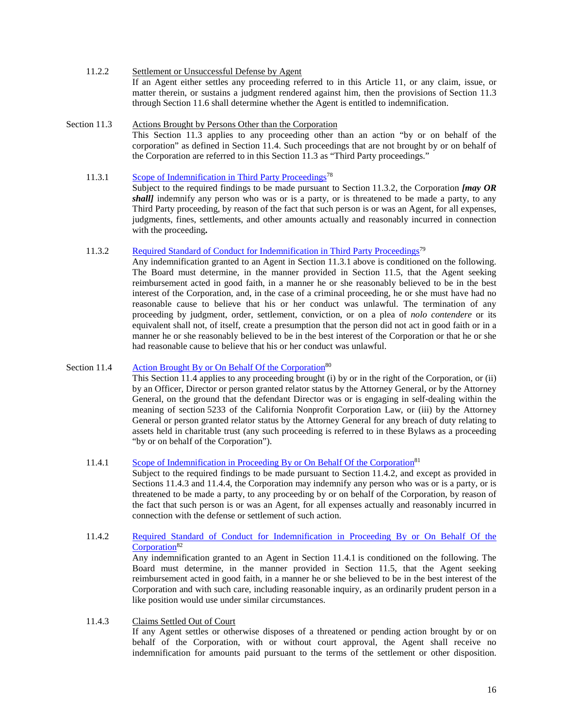11.2.2 Settlement or Unsuccessful Defense by Agent

If an Agent either settles any proceeding referred to in this Article 11, or any claim, issue, or matter therein, or sustains a judgment rendered against him, then the provisions of Section 11.3 through Section 11.6 shall determine whether the Agent is entitled to indemnification.

Section 11.3 Actions Brought by Persons Other than the Corporation

This Section 11.3 applies to any proceeding other than an action "by or on behalf of the corporation" as defined in Section 11.4. Such proceedings that are not brought by or on behalf of the Corporation are referred to in this Section 11.3 as "Third Party proceedings."

11.3.1 Scope of Indemnification in Third Party Proceedings[78]

Subject to the required findings to be made pursuant to Section 11.3.2, the Corporation ***[may OR shall]*** indemnify any person who was or is a party, or is threatened to be made a party, to any Third Party proceeding, by reason of the fact that such person is or was an Agent, for all expenses, judgments, fines, settlements, and other amounts actually and reasonably incurred in connection with the proceeding**.**

11.3.2 Required Standard of Conduct for Indemnification in Third Party Proceedings[79]

Any indemnification granted to an Agent in Section 11.3.1 above is conditioned on the following. The Board must determine, in the manner provided in Section 11.5, that the Agent seeking reimbursement acted in good faith, in a manner he or she reasonably believed to be in the best interest of the Corporation, and, in the case of a criminal proceeding, he or she must have had no reasonable cause to believe that his or her conduct was unlawful. The termination of any proceeding by judgment, order, settlement, conviction, or on a plea of *nolo contendere* or its equivalent shall not, of itself, create a presumption that the person did not act in good faith or in a manner he or she reasonably believed to be in the best interest of the Corporation or that he or she had reasonable cause to believe that his or her conduct was unlawful.

Section 11.4 Action Brought By or On Behalf Of the Corporation[80]

This Section 11.4 applies to any proceeding brought (i) by or in the right of the Corporation, or (ii) by an Officer, Director or person granted relator status by the Attorney General, or by the Attorney General, on the ground that the defendant Director was or is engaging in self-dealing within the meaning of section 5233 of the California Nonprofit Corporation Law, or (iii) by the Attorney General or person granted relator status by the Attorney General for any breach of duty relating to assets held in charitable trust (any such proceeding is referred to in these Bylaws as a proceeding "by or on behalf of the Corporation").

11.4.1 Scope of Indemnification in Proceeding By or On Behalf Of the Corporation[81]

Subject to the required findings to be made pursuant to Section 11.4.2, and except as provided in Sections 11.4.3 and 11.4.4, the Corporation may indemnify any person who was or is a party, or is threatened to be made a party, to any proceeding by or on behalf of the Corporation, by reason of the fact that such person is or was an Agent, for all expenses actually and reasonably incurred in connection with the defense or settlement of such action.

11.4.2 Required Standard of Conduct for Indemnification in Proceeding By or On Behalf Of the Corporation[82]

Any indemnification granted to an Agent in Section 11.4.1 is conditioned on the following. The Board must determine, in the manner provided in Section 11.5, that the Agent seeking reimbursement acted in good faith, in a manner he or she believed to be in the best interest of the Corporation and with such care, including reasonable inquiry, as an ordinarily prudent person in a like position would use under similar circumstances.

11.4.3 Claims Settled Out of Court

If any Agent settles or otherwise disposes of a threatened or pending action brought by or on behalf of the Corporation, with or without court approval, the Agent shall receive no indemnification for amounts paid pursuant to the terms of the settlement or other disposition.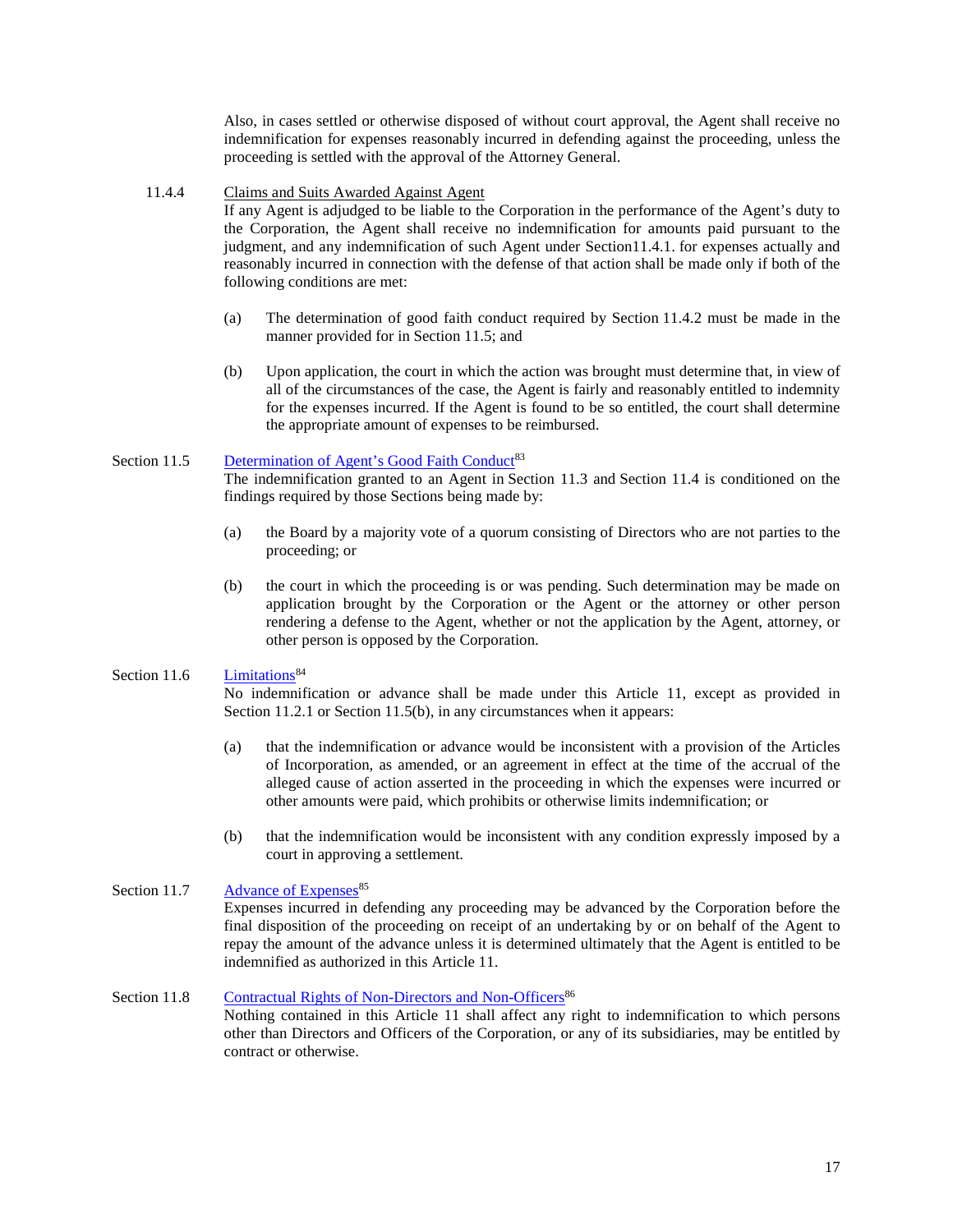Also, in cases settled or otherwise disposed of without court approval, the Agent shall receive no indemnification for expenses reasonably incurred in defending against the proceeding, unless the proceeding is settled with the approval of the Attorney General.

11.4.4 Claims and Suits Awarded Against Agent

If any Agent is adjudged to be liable to the Corporation in the performance of the Agent's duty to the Corporation, the Agent shall receive no indemnification for amounts paid pursuant to the judgment, and any indemnification of such Agent under Section11.4.1. for expenses actually and reasonably incurred in connection with the defense of that action shall be made only if both of the following conditions are met:

(a) The determination of good faith conduct required by Section 11.4.2 must be made in the manner provided for in Section 11.5; and

(b) Upon application, the court in which the action was brought must determine that, in view of all of the circumstances of the case, the Agent is fairly and reasonably entitled to indemnity for the expenses incurred. If the Agent is found to be so entitled, the court shall determine the appropriate amount of expenses to be reimbursed.

Section 11.5 Determination of Agent's Good Faith Conduct[83]

The indemnification granted to an Agent in Section 11.3 and Section 11.4 is conditioned on the findings required by those Sections being made by:

(a) the Board by a majority vote of a quorum consisting of Directors who are not parties to the proceeding; or

(b) the court in which the proceeding is or was pending. Such determination may be made on application brought by the Corporation or the Agent or the attorney or other person rendering a defense to the Agent, whether or not the application by the Agent, attorney, or other person is opposed by the Corporation.

Section 11.6 Limitations[84]

No indemnification or advance shall be made under this Article 11, except as provided in Section 11.2.1 or Section 11.5(b), in any circumstances when it appears:

(a) that the indemnification or advance would be inconsistent with a provision of the Articles of Incorporation, as amended, or an agreement in effect at the time of the accrual of the alleged cause of action asserted in the proceeding in which the expenses were incurred or other amounts were paid, which prohibits or otherwise limits indemnification; or

(b) that the indemnification would be inconsistent with any condition expressly imposed by a court in approving a settlement.

Section 11.7 Advance of Expenses[85]

Expenses incurred in defending any proceeding may be advanced by the Corporation before the final disposition of the proceeding on receipt of an undertaking by or on behalf of the Agent to repay the amount of the advance unless it is determined ultimately that the Agent is entitled to be indemnified as authorized in this Article 11.

Section 11.8 Contractual Rights of Non-Directors and Non-Officers[86]

Nothing contained in this Article 11 shall affect any right to indemnification to which persons other than Directors and Officers of the Corporation, or any of its subsidiaries, may be entitled by contract or otherwise.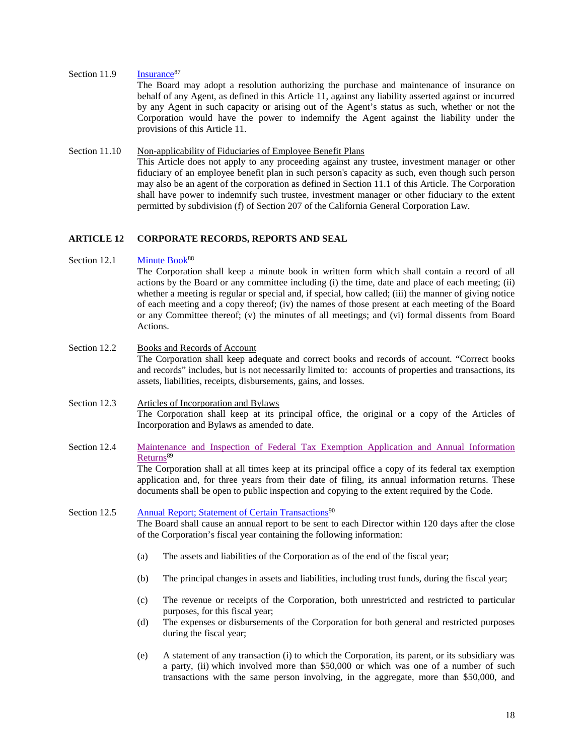Section 11.9 Insurance[87]

The Board may adopt a resolution authorizing the purchase and maintenance of insurance on behalf of any Agent, as defined in this Article 11, against any liability asserted against or incurred by any Agent in such capacity or arising out of the Agent's status as such, whether or not the Corporation would have the power to indemnify the Agent against the liability under the provisions of this Article 11.

Section 11.10 Non-applicability of Fiduciaries of Employee Benefit Plans

This Article does not apply to any proceeding against any trustee, investment manager or other fiduciary of an employee benefit plan in such person's capacity as such, even though such person may also be an agent of the corporation as defined in Section 11.1 of this Article. The Corporation shall have power to indemnify such trustee, investment manager or other fiduciary to the extent permitted by subdivision (f) of Section 207 of the California General Corporation Law.

## ARTICLE 12 CORPORATE RECORDS, REPORTS AND SEAL

Section 12.1 Minute Book[88]

The Corporation shall keep a minute book in written form which shall contain a record of all actions by the Board or any committee including (i) the time, date and place of each meeting; (ii) whether a meeting is regular or special and, if special, how called; (iii) the manner of giving notice of each meeting and a copy thereof; (iv) the names of those present at each meeting of the Board or any Committee thereof; (v) the minutes of all meetings; and (vi) formal dissents from Board Actions.

Section 12.2 Books and Records of Account

The Corporation shall keep adequate and correct books and records of account. "Correct books and records" includes, but is not necessarily limited to: accounts of properties and transactions, its assets, liabilities, receipts, disbursements, gains, and losses.

Section 12.3 Articles of Incorporation and Bylaws

The Corporation shall keep at its principal office, the original or a copy of the Articles of Incorporation and Bylaws as amended to date.

Section 12.4 Maintenance and Inspection of Federal Tax Exemption Application and Annual Information Returns[89]

The Corporation shall at all times keep at its principal office a copy of its federal tax exemption application and, for three years from their date of filing, its annual information returns. These documents shall be open to public inspection and copying to the extent required by the Code.

Section 12.5 Annual Report; Statement of Certain Transactions[90]

The Board shall cause an annual report to be sent to each Director within 120 days after the close of the Corporation's fiscal year containing the following information:

(a) The assets and liabilities of the Corporation as of the end of the fiscal year;

(b) The principal changes in assets and liabilities, including trust funds, during the fiscal year;

(c) The revenue or receipts of the Corporation, both unrestricted and restricted to particular purposes, for this fiscal year;

(d) The expenses or disbursements of the Corporation for both general and restricted purposes during the fiscal year;

(e) A statement of any transaction (i) to which the Corporation, its parent, or its subsidiary was a party, (ii) which involved more than $50,000 or which was one of a number of such transactions with the same person involving, in the aggregate, more than $50,000, and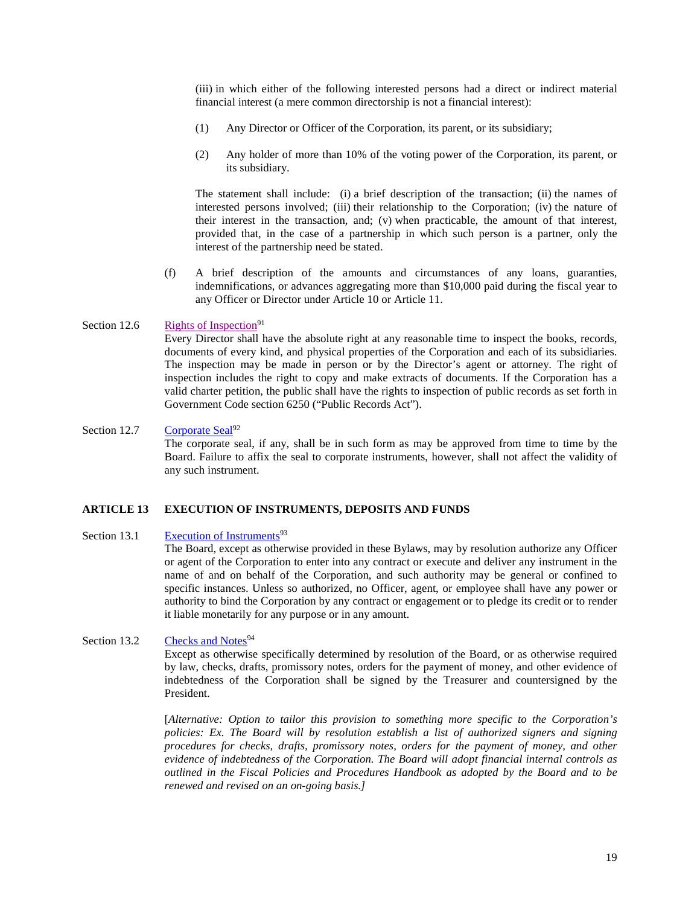(iii) in which either of the following interested persons had a direct or indirect material financial interest (a mere common directorship is not a financial interest):

(1) Any Director or Officer of the Corporation, its parent, or its subsidiary;

(2) Any holder of more than 10% of the voting power of the Corporation, its parent, or its subsidiary.

The statement shall include: (i) a brief description of the transaction; (ii) the names of interested persons involved; (iii) their relationship to the Corporation; (iv) the nature of their interest in the transaction, and; (v) when practicable, the amount of that interest, provided that, in the case of a partnership in which such person is a partner, only the interest of the partnership need be stated.

(f) A brief description of the amounts and circumstances of any loans, guaranties, indemnifications, or advances aggregating more than $10,000 paid during the fiscal year to any Officer or Director under Article 10 or Article 11.

Section 12.6 Rights of Inspection[91]

Every Director shall have the absolute right at any reasonable time to inspect the books, records, documents of every kind, and physical properties of the Corporation and each of its subsidiaries. The inspection may be made in person or by the Director's agent or attorney. The right of inspection includes the right to copy and make extracts of documents. If the Corporation has a valid charter petition, the public shall have the rights to inspection of public records as set forth in Government Code section 6250 ("Public Records Act").

Section 12.7 Corporate Seal[92]

The corporate seal, if any, shall be in such form as may be approved from time to time by the Board. Failure to affix the seal to corporate instruments, however, shall not affect the validity of any such instrument.

## ARTICLE 13 EXECUTION OF INSTRUMENTS, DEPOSITS AND FUNDS

Section 13.1 Execution of Instruments[93]

The Board, except as otherwise provided in these Bylaws, may by resolution authorize any Officer or agent of the Corporation to enter into any contract or execute and deliver any instrument in the name of and on behalf of the Corporation, and such authority may be general or confined to specific instances. Unless so authorized, no Officer, agent, or employee shall have any power or authority to bind the Corporation by any contract or engagement or to pledge its credit or to render it liable monetarily for any purpose or in any amount.

Section 13.2 Checks and Notes[94]

Except as otherwise specifically determined by resolution of the Board, or as otherwise required by law, checks, drafts, promissory notes, orders for the payment of money, and other evidence of indebtedness of the Corporation shall be signed by the Treasurer and countersigned by the President.

[*Alternative: Option to tailor this provision to something more specific to the Corporation's policies: Ex. The Board will by resolution establish a list of authorized signers and signing procedures for checks, drafts, promissory notes, orders for the payment of money, and other evidence of indebtedness of the Corporation. The Board will adopt financial internal controls as outlined in the Fiscal Policies and Procedures Handbook as adopted by the Board and to be renewed and revised on an on-going basis.]*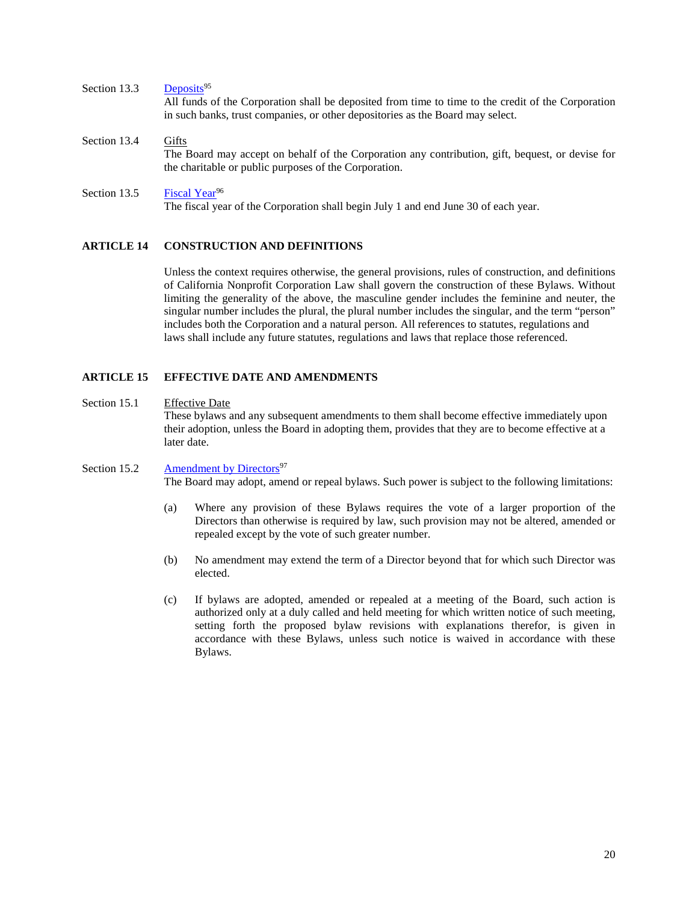Section 13.3 Deposits[95]

All funds of the Corporation shall be deposited from time to time to the credit of the Corporation in such banks, trust companies, or other depositories as the Board may select.

Section 13.4 Gifts

The Board may accept on behalf of the Corporation any contribution, gift, bequest, or devise for the charitable or public purposes of the Corporation.

Section 13.5 Fiscal Year[96]

The fiscal year of the Corporation shall begin July 1 and end June 30 of each year.

## ARTICLE 14 CONSTRUCTION AND DEFINITIONS

Unless the context requires otherwise, the general provisions, rules of construction, and definitions of California Nonprofit Corporation Law shall govern the construction of these Bylaws. Without limiting the generality of the above, the masculine gender includes the feminine and neuter, the singular number includes the plural, the plural number includes the singular, and the term "person" includes both the Corporation and a natural person. All references to statutes, regulations and laws shall include any future statutes, regulations and laws that replace those referenced.

## ARTICLE 15 EFFECTIVE DATE AND AMENDMENTS

Section 15.1 Effective Date

These bylaws and any subsequent amendments to them shall become effective immediately upon their adoption, unless the Board in adopting them, provides that they are to become effective at a later date.

Section 15.2 Amendment by Directors[97]

The Board may adopt, amend or repeal bylaws. Such power is subject to the following limitations:

(a) Where any provision of these Bylaws requires the vote of a larger proportion of the Directors than otherwise is required by law, such provision may not be altered, amended or repealed except by the vote of such greater number.

(b) No amendment may extend the term of a Director beyond that for which such Director was elected.

(c) If bylaws are adopted, amended or repealed at a meeting of the Board, such action is authorized only at a duly called and held meeting for which written notice of such meeting, setting forth the proposed bylaw revisions with explanations therefor, is given in accordance with these Bylaws, unless such notice is waived in accordance with these Bylaws.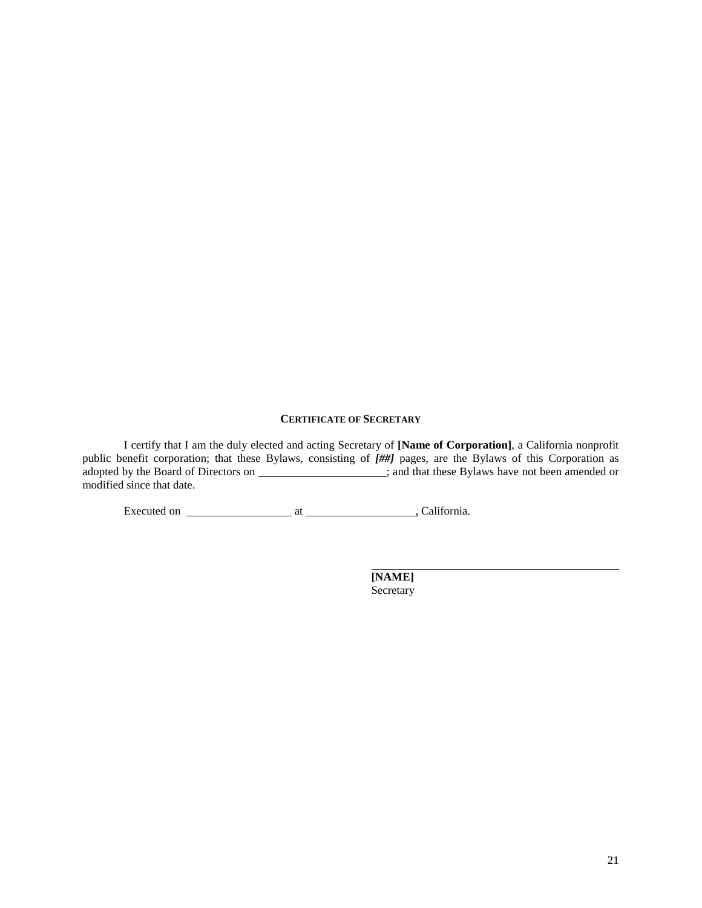## CERTIFICATE OF SECRETARY

I certify that I am the duly elected and acting Secretary of **[Name of Corporation]**, a California nonprofit public benefit corporation; that these Bylaws, consisting of ***[##]*** pages, are the Bylaws of this Corporation as adopted by the Board of Directors on ______________________; and that these Bylaws have not been amended or modified since that date.

Executed on ___________________ at ___________________, California.

_______________________________________

**[NAME]**
Secretary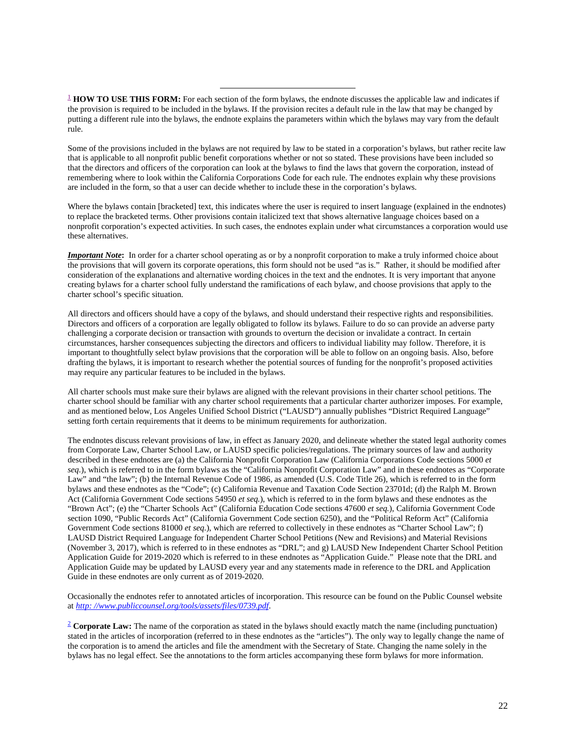[1] **HOW TO USE THIS FORM:** For each section of the form bylaws, the endnote discusses the applicable law and indicates if the provision is required to be included in the bylaws. If the provision recites a default rule in the law that may be changed by putting a different rule into the bylaws, the endnote explains the parameters within which the bylaws may vary from the default rule.

Some of the provisions included in the bylaws are not required by law to be stated in a corporation's bylaws, but rather recite law that is applicable to all nonprofit public benefit corporations whether or not so stated. These provisions have been included so that the directors and officers of the corporation can look at the bylaws to find the laws that govern the corporation, instead of remembering where to look within the California Corporations Code for each rule. The endnotes explain why these provisions are included in the form, so that a user can decide whether to include these in the corporation's bylaws.

Where the bylaws contain [bracketed] text, this indicates where the user is required to insert language (explained in the endnotes) to replace the bracketed terms. Other provisions contain italicized text that shows alternative language choices based on a nonprofit corporation's expected activities. In such cases, the endnotes explain under what circumstances a corporation would use these alternatives.

***Important Note*:** In order for a charter school operating as or by a nonprofit corporation to make a truly informed choice about the provisions that will govern its corporate operations, this form should not be used "as is." Rather, it should be modified after consideration of the explanations and alternative wording choices in the text and the endnotes. It is very important that anyone creating bylaws for a charter school fully understand the ramifications of each bylaw, and choose provisions that apply to the charter school's specific situation.

All directors and officers should have a copy of the bylaws, and should understand their respective rights and responsibilities. Directors and officers of a corporation are legally obligated to follow its bylaws. Failure to do so can provide an adverse party challenging a corporate decision or transaction with grounds to overturn the decision or invalidate a contract. In certain circumstances, harsher consequences subjecting the directors and officers to individual liability may follow. Therefore, it is important to thoughtfully select bylaw provisions that the corporation will be able to follow on an ongoing basis. Also, before drafting the bylaws, it is important to research whether the potential sources of funding for the nonprofit's proposed activities may require any particular features to be included in the bylaws.

All charter schools must make sure their bylaws are aligned with the relevant provisions in their charter school petitions. The charter school should be familiar with any charter school requirements that a particular charter authorizer imposes. For example, and as mentioned below, Los Angeles Unified School District ("LAUSD") annually publishes "District Required Language" setting forth certain requirements that it deems to be minimum requirements for authorization.

The endnotes discuss relevant provisions of law, in effect as January 2020, and delineate whether the stated legal authority comes from Corporate Law, Charter School Law, or LAUSD specific policies/regulations. The primary sources of law and authority described in these endnotes are (a) the California Nonprofit Corporation Law (California Corporations Code sections 5000 *et seq*.), which is referred to in the form bylaws as the "California Nonprofit Corporation Law" and in these endnotes as "Corporate Law" and "the law"; (b) the Internal Revenue Code of 1986, as amended (U.S. Code Title 26), which is referred to in the form bylaws and these endnotes as the "Code"; (c) California Revenue and Taxation Code Section 23701d; (d) the Ralph M. Brown Act (California Government Code sections 54950 *et seq.*), which is referred to in the form bylaws and these endnotes as the "Brown Act"; (e) the "Charter Schools Act" (California Education Code sections 47600 *et seq.*), California Government Code section 1090, "Public Records Act" (California Government Code section 6250), and the "Political Reform Act" (California Government Code sections 81000 *et seq.*), which are referred to collectively in these endnotes as "Charter School Law"; f) LAUSD District Required Language for Independent Charter School Petitions (New and Revisions) and Material Revisions (November 3, 2017), which is referred to in these endnotes as "DRL"; and g) LAUSD New Independent Charter School Petition Application Guide for 2019-2020 which is referred to in these endnotes as "Application Guide." Please note that the DRL and Application Guide may be updated by LAUSD every year and any statements made in reference to the DRL and Application Guide in these endnotes are only current as of 2019-2020.

Occasionally the endnotes refer to annotated articles of incorporation. This resource can be found on the Public Counsel website at *http: //www.publiccounsel.org/tools/assets/files/0739.pdf*.

[2] **Corporate Law:** The name of the corporation as stated in the bylaws should exactly match the name (including punctuation) stated in the articles of incorporation (referred to in these endnotes as the "articles"). The only way to legally change the name of the corporation is to amend the articles and file the amendment with the Secretary of State. Changing the name solely in the bylaws has no legal effect. See the annotations to the form articles accompanying these form bylaws for more information.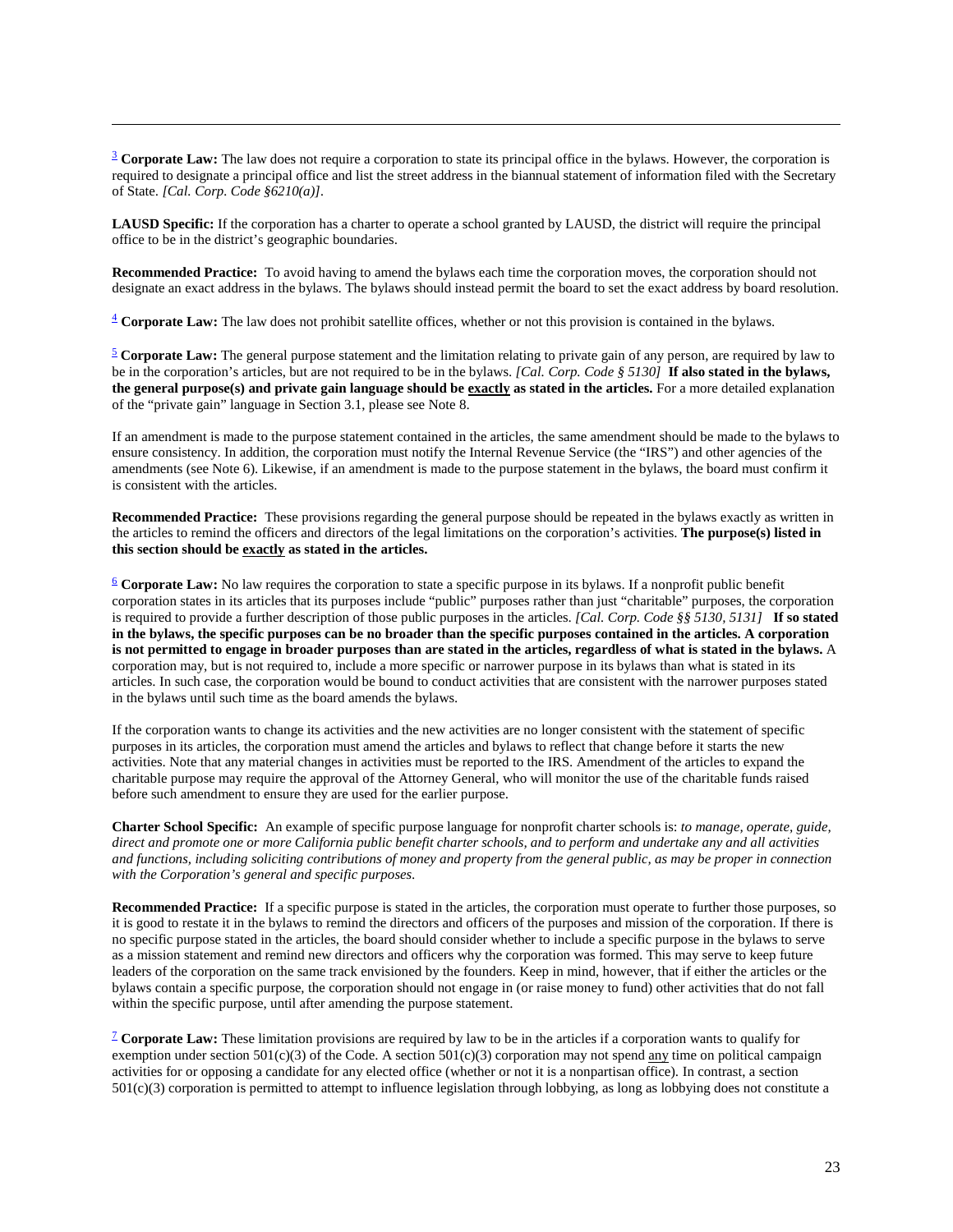[3] **Corporate Law:** The law does not require a corporation to state its principal office in the bylaws. However, the corporation is required to designate a principal office and list the street address in the biannual statement of information filed with the Secretary of State. *[Cal. Corp. Code §6210(a)]*.

**LAUSD Specific:** If the corporation has a charter to operate a school granted by LAUSD, the district will require the principal office to be in the district's geographic boundaries.

**Recommended Practice:** To avoid having to amend the bylaws each time the corporation moves, the corporation should not designate an exact address in the bylaws. The bylaws should instead permit the board to set the exact address by board resolution.

[4] **Corporate Law:** The law does not prohibit satellite offices, whether or not this provision is contained in the bylaws.

[5] **Corporate Law:** The general purpose statement and the limitation relating to private gain of any person, are required by law to be in the corporation's articles, but are not required to be in the bylaws. *[Cal. Corp. Code § 5130]* **If also stated in the bylaws, the general purpose(s) and private gain language should be <u>exactly</u> as stated in the articles.** For a more detailed explanation of the "private gain" language in Section 3.1, please see Note 8.

If an amendment is made to the purpose statement contained in the articles, the same amendment should be made to the bylaws to ensure consistency. In addition, the corporation must notify the Internal Revenue Service (the "IRS") and other agencies of the amendments (see Note 6). Likewise, if an amendment is made to the purpose statement in the bylaws, the board must confirm it is consistent with the articles.

**Recommended Practice:** These provisions regarding the general purpose should be repeated in the bylaws exactly as written in the articles to remind the officers and directors of the legal limitations on the corporation's activities. **The purpose(s) listed in this section should be <u>exactly</u> as stated in the articles.**

[6] **Corporate Law:** No law requires the corporation to state a specific purpose in its bylaws. If a nonprofit public benefit corporation states in its articles that its purposes include "public" purposes rather than just "charitable" purposes, the corporation is required to provide a further description of those public purposes in the articles. *[Cal. Corp. Code §§ 5130, 5131]* **If so stated in the bylaws, the specific purposes can be no broader than the specific purposes contained in the articles. A corporation is not permitted to engage in broader purposes than are stated in the articles, regardless of what is stated in the bylaws.** A corporation may, but is not required to, include a more specific or narrower purpose in its bylaws than what is stated in its articles. In such case, the corporation would be bound to conduct activities that are consistent with the narrower purposes stated in the bylaws until such time as the board amends the bylaws.

If the corporation wants to change its activities and the new activities are no longer consistent with the statement of specific purposes in its articles, the corporation must amend the articles and bylaws to reflect that change before it starts the new activities. Note that any material changes in activities must be reported to the IRS. Amendment of the articles to expand the charitable purpose may require the approval of the Attorney General, who will monitor the use of the charitable funds raised before such amendment to ensure they are used for the earlier purpose.

**Charter School Specific:** An example of specific purpose language for nonprofit charter schools is: *to manage, operate, guide, direct and promote one or more California public benefit charter schools, and to perform and undertake any and all activities and functions, including soliciting contributions of money and property from the general public, as may be proper in connection with the Corporation's general and specific purposes.*

**Recommended Practice:** If a specific purpose is stated in the articles, the corporation must operate to further those purposes, so it is good to restate it in the bylaws to remind the directors and officers of the purposes and mission of the corporation. If there is no specific purpose stated in the articles, the board should consider whether to include a specific purpose in the bylaws to serve as a mission statement and remind new directors and officers why the corporation was formed. This may serve to keep future leaders of the corporation on the same track envisioned by the founders. Keep in mind, however, that if either the articles or the bylaws contain a specific purpose, the corporation should not engage in (or raise money to fund) other activities that do not fall within the specific purpose, until after amending the purpose statement.

[7] **Corporate Law:** These limitation provisions are required by law to be in the articles if a corporation wants to qualify for exemption under section 501(c)(3) of the Code. A section 501(c)(3) corporation may not spend <u>any</u> time on political campaign activities for or opposing a candidate for any elected office (whether or not it is a nonpartisan office). In contrast, a section 501(c)(3) corporation is permitted to attempt to influence legislation through lobbying, as long as lobbying does not constitute a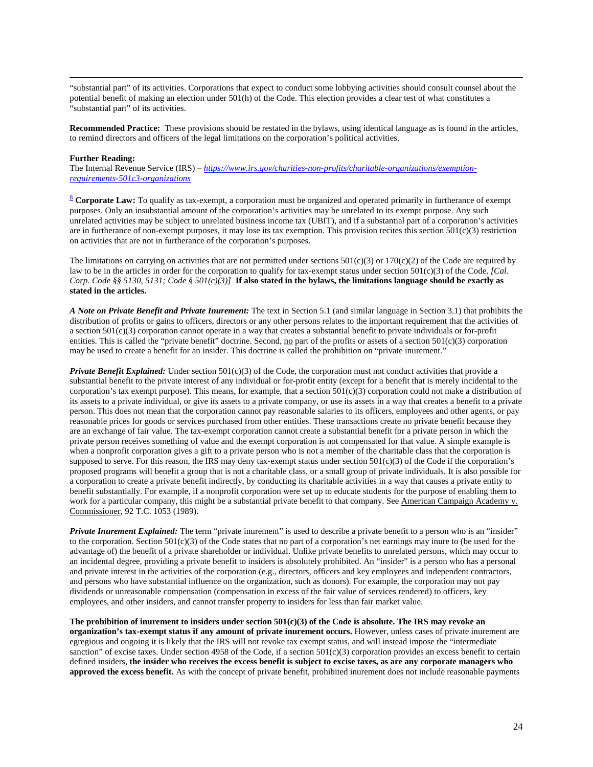"substantial part" of its activities. Corporations that expect to conduct some lobbying activities should consult counsel about the potential benefit of making an election under 501(h) of the Code. This election provides a clear test of what constitutes a "substantial part" of its activities.

**Recommended Practice:** These provisions should be restated in the bylaws, using identical language as is found in the articles, to remind directors and officers of the legal limitations on the corporation's political activities.

**Further Reading:**
The Internal Revenue Service (IRS) – *https://www.irs.gov/charities-non-profits/charitable-organizations/exemption-requirements-501c3-organizations*

[8] **Corporate Law:** To qualify as tax-exempt, a corporation must be organized and operated primarily in furtherance of exempt purposes. Only an insubstantial amount of the corporation's activities may be unrelated to its exempt purpose. Any such unrelated activities may be subject to unrelated business income tax (UBIT), and if a substantial part of a corporation's activities are in furtherance of non-exempt purposes, it may lose its tax exemption. This provision recites this section 501(c)(3) restriction on activities that are not in furtherance of the corporation's purposes.

The limitations on carrying on activities that are not permitted under sections 501(c)(3) or 170(c)(2) of the Code are required by law to be in the articles in order for the corporation to qualify for tax-exempt status under section 501(c)(3) of the Code. *[Cal. Corp. Code §§ 5130, 5131; Code § 501(c)(3)]* **If also stated in the bylaws, the limitations language should be exactly as stated in the articles.**

***A Note on Private Benefit and Private Inurement:*** The text in Section 5.1 (and similar language in Section 3.1) that prohibits the distribution of profits or gains to officers, directors or any other persons relates to the important requirement that the activities of a section 501(c)(3) corporation cannot operate in a way that creates a substantial benefit to private individuals or for-profit entities. This is called the "private benefit" doctrine. Second, no part of the profits or assets of a section 501(c)(3) corporation may be used to create a benefit for an insider. This doctrine is called the prohibition on "private inurement."

***Private Benefit Explained:*** Under section 501(c)(3) of the Code, the corporation must not conduct activities that provide a substantial benefit to the private interest of any individual or for-profit entity (except for a benefit that is merely incidental to the corporation's tax exempt purpose). This means, for example, that a section 501(c)(3) corporation could not make a distribution of its assets to a private individual, or give its assets to a private company, or use its assets in a way that creates a benefit to a private person. This does not mean that the corporation cannot pay reasonable salaries to its officers, employees and other agents, or pay reasonable prices for goods or services purchased from other entities. These transactions create no private benefit because they are an exchange of fair value. The tax-exempt corporation cannot create a substantial benefit for a private person in which the private person receives something of value and the exempt corporation is not compensated for that value. A simple example is when a nonprofit corporation gives a gift to a private person who is not a member of the charitable class that the corporation is supposed to serve. For this reason, the IRS may deny tax-exempt status under section 501(c)(3) of the Code if the corporation's proposed programs will benefit a group that is not a charitable class, or a small group of private individuals. It is also possible for a corporation to create a private benefit indirectly, by conducting its charitable activities in a way that causes a private entity to benefit substantially. For example, if a nonprofit corporation were set up to educate students for the purpose of enabling them to work for a particular company, this might be a substantial private benefit to that company. See American Campaign Academy v. Commissioner, 92 T.C. 1053 (1989).

***Private Inurement Explained:*** The term "private inurement" is used to describe a private benefit to a person who is an "insider" to the corporation. Section 501(c)(3) of the Code states that no part of a corporation's net earnings may inure to (be used for the advantage of) the benefit of a private shareholder or individual. Unlike private benefits to unrelated persons, which may occur to an incidental degree, providing a private benefit to insiders is absolutely prohibited. An "insider" is a person who has a personal and private interest in the activities of the corporation (e.g., directors, officers and key employees and independent contractors, and persons who have substantial influence on the organization, such as donors). For example, the corporation may not pay dividends or unreasonable compensation (compensation in excess of the fair value of services rendered) to officers, key employees, and other insiders, and cannot transfer property to insiders for less than fair market value.

**The prohibition of inurement to insiders under section 501(c)(3) of the Code is absolute. The IRS may revoke an organization's tax-exempt status if any amount of private inurement occurs.** However, unless cases of private inurement are egregious and ongoing it is likely that the IRS will not revoke tax exempt status, and will instead impose the "intermediate sanction" of excise taxes. Under section 4958 of the Code, if a section 501(c)(3) corporation provides an excess benefit to certain defined insiders, **the insider who receives the excess benefit is subject to excise taxes, as are any corporate managers who approved the excess benefit.** As with the concept of private benefit, prohibited inurement does not include reasonable payments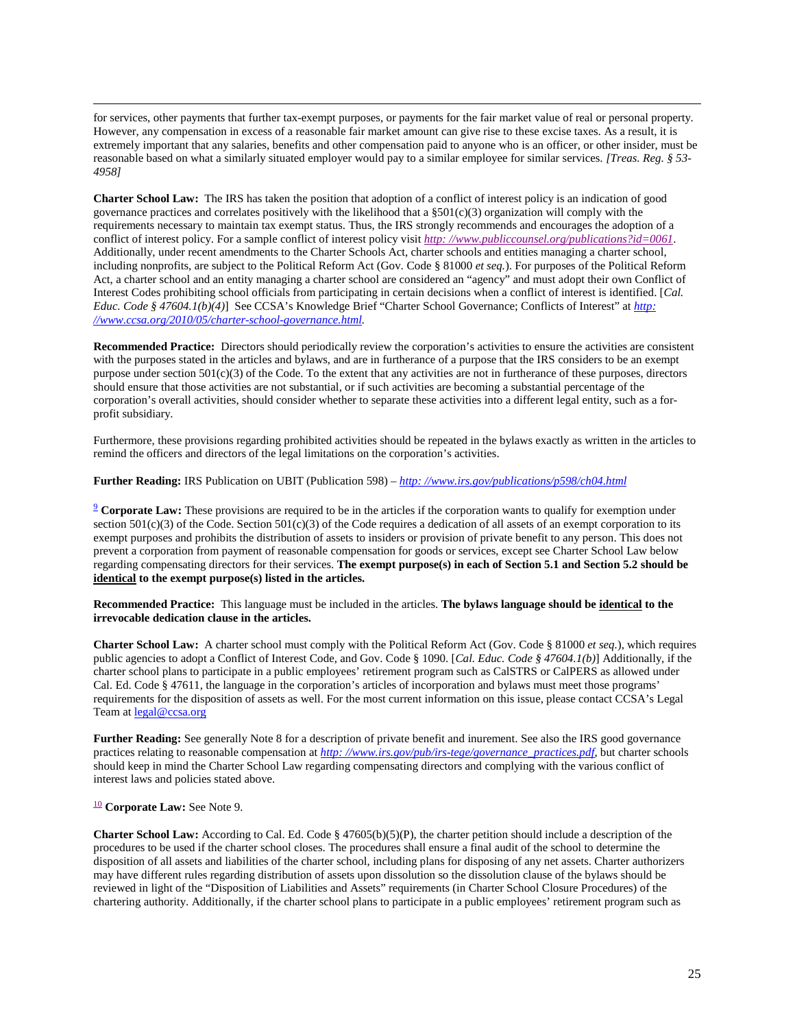for services, other payments that further tax-exempt purposes, or payments for the fair market value of real or personal property. However, any compensation in excess of a reasonable fair market amount can give rise to these excise taxes. As a result, it is extremely important that any salaries, benefits and other compensation paid to anyone who is an officer, or other insider, must be reasonable based on what a similarly situated employer would pay to a similar employee for similar services. *[Treas. Reg. § 53-4958]*

**Charter School Law:** The IRS has taken the position that adoption of a conflict of interest policy is an indication of good governance practices and correlates positively with the likelihood that a §501(c)(3) organization will comply with the requirements necessary to maintain tax exempt status. Thus, the IRS strongly recommends and encourages the adoption of a conflict of interest policy. For a sample conflict of interest policy visit *[http: //www.publiccounsel.org/publications?id=0061](http://www.publiccounsel.org/publications?id=0061)*. Additionally, under recent amendments to the Charter Schools Act, charter schools and entities managing a charter school, including nonprofits, are subject to the Political Reform Act (Gov. Code § 81000 *et seq.*). For purposes of the Political Reform Act, a charter school and an entity managing a charter school are considered an "agency" and must adopt their own Conflict of Interest Codes prohibiting school officials from participating in certain decisions when a conflict of interest is identified. [*Cal. Educ. Code § 47604.1(b)(4)*] See CCSA's Knowledge Brief "Charter School Governance; Conflicts of Interest" at *[http: //www.ccsa.org/2010/05/charter-school-governance.html](http://www.ccsa.org/2010/05/charter-school-governance.html)*.

**Recommended Practice:** Directors should periodically review the corporation's activities to ensure the activities are consistent with the purposes stated in the articles and bylaws, and are in furtherance of a purpose that the IRS considers to be an exempt purpose under section 501(c)(3) of the Code. To the extent that any activities are not in furtherance of these purposes, directors should ensure that those activities are not substantial, or if such activities are becoming a substantial percentage of the corporation's overall activities, should consider whether to separate these activities into a different legal entity, such as a for-profit subsidiary.

Furthermore, these provisions regarding prohibited activities should be repeated in the bylaws exactly as written in the articles to remind the officers and directors of the legal limitations on the corporation's activities.

**Further Reading:** IRS Publication on UBIT (Publication 598) – *[http: //www.irs.gov/publications/p598/ch04.html](http://www.irs.gov/publications/p598/ch04.html)*

[9] **Corporate Law:** These provisions are required to be in the articles if the corporation wants to qualify for exemption under section 501(c)(3) of the Code. Section 501(c)(3) of the Code requires a dedication of all assets of an exempt corporation to its exempt purposes and prohibits the distribution of assets to insiders or provision of private benefit to any person. This does not prevent a corporation from payment of reasonable compensation for goods or services, except see Charter School Law below regarding compensating directors for their services. **The exempt purpose(s) in each of Section 5.1 and Section 5.2 should be <u>identical</u> to the exempt purpose(s) listed in the articles.**

**Recommended Practice:** This language must be included in the articles. **The bylaws language should be <u>identical</u> to the irrevocable dedication clause in the articles.**

**Charter School Law:** A charter school must comply with the Political Reform Act (Gov. Code § 81000 *et seq.*), which requires public agencies to adopt a Conflict of Interest Code, and Gov. Code § 1090. [*Cal. Educ. Code § 47604.1(b)*] Additionally, if the charter school plans to participate in a public employees' retirement program such as CalSTRS or CalPERS as allowed under Cal. Ed. Code § 47611, the language in the corporation's articles of incorporation and bylaws must meet those programs' requirements for the disposition of assets as well. For the most current information on this issue, please contact CCSA's Legal Team at [legal@ccsa.org](mailto:legal@ccsa.org)

**Further Reading:** See generally Note 8 for a description of private benefit and inurement. See also the IRS good governance practices relating to reasonable compensation at *[http: //www.irs.gov/pub/irs-tege/governance_practices.pdf](http://www.irs.gov/pub/irs-tege/governance_practices.pdf)*, but charter schools should keep in mind the Charter School Law regarding compensating directors and complying with the various conflict of interest laws and policies stated above.

[10] **Corporate Law:** See Note 9.

**Charter School Law:** According to Cal. Ed. Code § 47605(b)(5)(P), the charter petition should include a description of the procedures to be used if the charter school closes. The procedures shall ensure a final audit of the school to determine the disposition of all assets and liabilities of the charter school, including plans for disposing of any net assets. Charter authorizers may have different rules regarding distribution of assets upon dissolution so the dissolution clause of the bylaws should be reviewed in light of the "Disposition of Liabilities and Assets" requirements (in Charter School Closure Procedures) of the chartering authority. Additionally, if the charter school plans to participate in a public employees' retirement program such as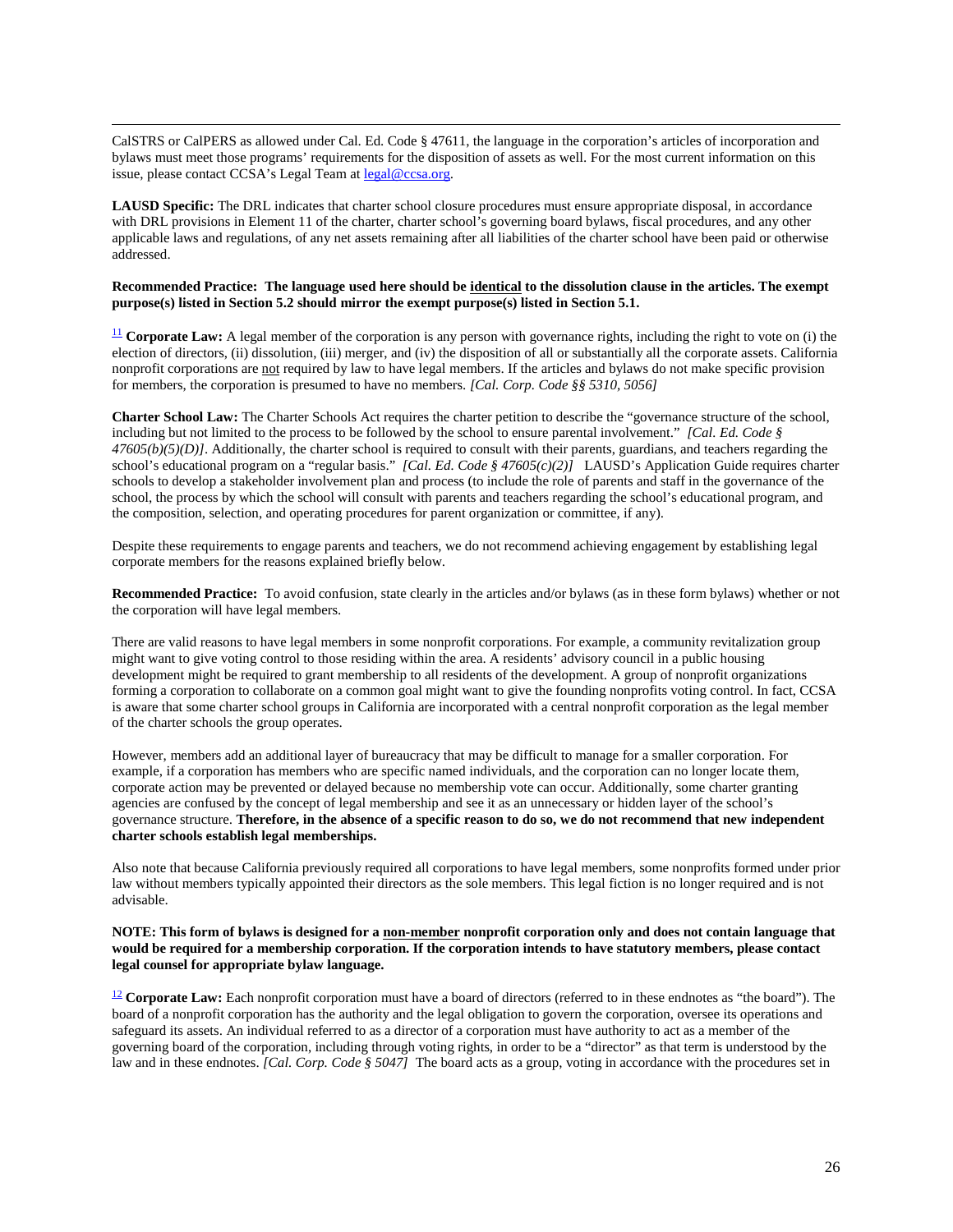CalSTRS or CalPERS as allowed under Cal. Ed. Code § 47611, the language in the corporation's articles of incorporation and bylaws must meet those programs' requirements for the disposition of assets as well. For the most current information on this issue, please contact CCSA's Legal Team at legal@ccsa.org.

**LAUSD Specific:** The DRL indicates that charter school closure procedures must ensure appropriate disposal, in accordance with DRL provisions in Element 11 of the charter, charter school's governing board bylaws, fiscal procedures, and any other applicable laws and regulations, of any net assets remaining after all liabilities of the charter school have been paid or otherwise addressed.

**Recommended Practice: The language used here should be identical to the dissolution clause in the articles. The exempt purpose(s) listed in Section 5.2 should mirror the exempt purpose(s) listed in Section 5.1.**

[11] **Corporate Law:** A legal member of the corporation is any person with governance rights, including the right to vote on (i) the election of directors, (ii) dissolution, (iii) merger, and (iv) the disposition of all or substantially all the corporate assets. California nonprofit corporations are not required by law to have legal members. If the articles and bylaws do not make specific provision for members, the corporation is presumed to have no members. *[Cal. Corp. Code §§ 5310, 5056]*

**Charter School Law:** The Charter Schools Act requires the charter petition to describe the "governance structure of the school, including but not limited to the process to be followed by the school to ensure parental involvement." *[Cal. Ed. Code § 47605(b)(5)(D)]*. Additionally, the charter school is required to consult with their parents, guardians, and teachers regarding the school's educational program on a "regular basis." *[Cal. Ed. Code § 47605(c)(2)]* LAUSD's Application Guide requires charter schools to develop a stakeholder involvement plan and process (to include the role of parents and staff in the governance of the school, the process by which the school will consult with parents and teachers regarding the school's educational program, and the composition, selection, and operating procedures for parent organization or committee, if any).

Despite these requirements to engage parents and teachers, we do not recommend achieving engagement by establishing legal corporate members for the reasons explained briefly below.

**Recommended Practice:** To avoid confusion, state clearly in the articles and/or bylaws (as in these form bylaws) whether or not the corporation will have legal members.

There are valid reasons to have legal members in some nonprofit corporations. For example, a community revitalization group might want to give voting control to those residing within the area. A residents' advisory council in a public housing development might be required to grant membership to all residents of the development. A group of nonprofit organizations forming a corporation to collaborate on a common goal might want to give the founding nonprofits voting control. In fact, CCSA is aware that some charter school groups in California are incorporated with a central nonprofit corporation as the legal member of the charter schools the group operates.

However, members add an additional layer of bureaucracy that may be difficult to manage for a smaller corporation. For example, if a corporation has members who are specific named individuals, and the corporation can no longer locate them, corporate action may be prevented or delayed because no membership vote can occur. Additionally, some charter granting agencies are confused by the concept of legal membership and see it as an unnecessary or hidden layer of the school's governance structure. **Therefore, in the absence of a specific reason to do so, we do not recommend that new independent charter schools establish legal memberships.**

Also note that because California previously required all corporations to have legal members, some nonprofits formed under prior law without members typically appointed their directors as the sole members. This legal fiction is no longer required and is not advisable.

**NOTE: This form of bylaws is designed for a non-member nonprofit corporation only and does not contain language that would be required for a membership corporation. If the corporation intends to have statutory members, please contact legal counsel for appropriate bylaw language.**

[12] **Corporate Law:** Each nonprofit corporation must have a board of directors (referred to in these endnotes as "the board"). The board of a nonprofit corporation has the authority and the legal obligation to govern the corporation, oversee its operations and safeguard its assets. An individual referred to as a director of a corporation must have authority to act as a member of the governing board of the corporation, including through voting rights, in order to be a "director" as that term is understood by the law and in these endnotes. *[Cal. Corp. Code § 5047]* The board acts as a group, voting in accordance with the procedures set in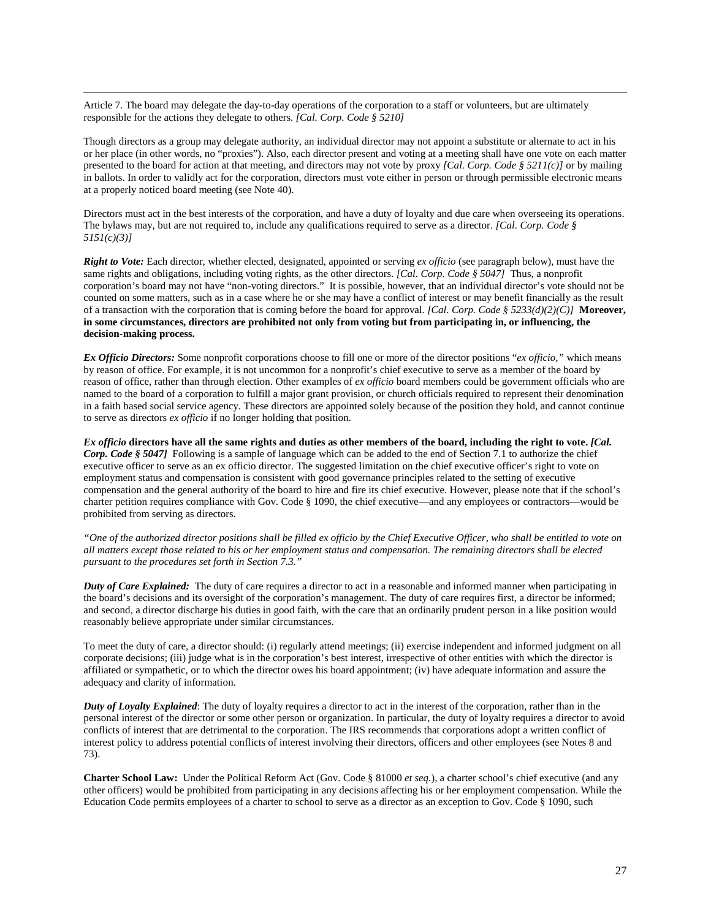Article 7. The board may delegate the day-to-day operations of the corporation to a staff or volunteers, but are ultimately responsible for the actions they delegate to others. *[Cal. Corp. Code § 5210]*

Though directors as a group may delegate authority, an individual director may not appoint a substitute or alternate to act in his or her place (in other words, no "proxies"). Also, each director present and voting at a meeting shall have one vote on each matter presented to the board for action at that meeting, and directors may not vote by proxy *[Cal. Corp. Code § 5211(c)]* or by mailing in ballots. In order to validly act for the corporation, directors must vote either in person or through permissible electronic means at a properly noticed board meeting (see Note 40).

Directors must act in the best interests of the corporation, and have a duty of loyalty and due care when overseeing its operations. The bylaws may, but are not required to, include any qualifications required to serve as a director. *[Cal. Corp. Code § 5151(c)(3)]*

***Right to Vote:*** Each director, whether elected, designated, appointed or serving *ex officio* (see paragraph below), must have the same rights and obligations, including voting rights, as the other directors. *[Cal. Corp. Code § 5047]* Thus, a nonprofit corporation's board may not have "non-voting directors." It is possible, however, that an individual director's vote should not be counted on some matters, such as in a case where he or she may have a conflict of interest or may benefit financially as the result of a transaction with the corporation that is coming before the board for approval. *[Cal. Corp. Code § 5233(d)(2)(C)]* **Moreover, in some circumstances, directors are prohibited not only from voting but from participating in, or influencing, the decision-making process.**

***Ex Officio Directors:*** Some nonprofit corporations choose to fill one or more of the director positions "*ex officio,"* which means by reason of office. For example, it is not uncommon for a nonprofit's chief executive to serve as a member of the board by reason of office, rather than through election. Other examples of *ex officio* board members could be government officials who are named to the board of a corporation to fulfill a major grant provision, or church officials required to represent their denomination in a faith based social service agency. These directors are appointed solely because of the position they hold, and cannot continue to serve as directors *ex officio* if no longer holding that position.

***Ex officio* directors have all the same rights and duties as other members of the board, including the right to vote. *[Cal. Corp. Code § 5047]*** Following is a sample of language which can be added to the end of Section 7.1 to authorize the chief executive officer to serve as an ex officio director. The suggested limitation on the chief executive officer's right to vote on employment status and compensation is consistent with good governance principles related to the setting of executive compensation and the general authority of the board to hire and fire its chief executive. However, please note that if the school's charter petition requires compliance with Gov. Code § 1090, the chief executive—and any employees or contractors—would be prohibited from serving as directors.

*"One of the authorized director positions shall be filled ex officio by the Chief Executive Officer, who shall be entitled to vote on all matters except those related to his or her employment status and compensation. The remaining directors shall be elected pursuant to the procedures set forth in Section 7.3."*

***Duty of Care Explained:*** The duty of care requires a director to act in a reasonable and informed manner when participating in the board's decisions and its oversight of the corporation's management. The duty of care requires first, a director be informed; and second, a director discharge his duties in good faith, with the care that an ordinarily prudent person in a like position would reasonably believe appropriate under similar circumstances.

To meet the duty of care, a director should: (i) regularly attend meetings; (ii) exercise independent and informed judgment on all corporate decisions; (iii) judge what is in the corporation's best interest, irrespective of other entities with which the director is affiliated or sympathetic, or to which the director owes his board appointment; (iv) have adequate information and assure the adequacy and clarity of information.

***Duty of Loyalty Explained***: The duty of loyalty requires a director to act in the interest of the corporation, rather than in the personal interest of the director or some other person or organization. In particular, the duty of loyalty requires a director to avoid conflicts of interest that are detrimental to the corporation. The IRS recommends that corporations adopt a written conflict of interest policy to address potential conflicts of interest involving their directors, officers and other employees (see Notes 8 and 73).

**Charter School Law:** Under the Political Reform Act (Gov. Code § 81000 *et seq*.), a charter school's chief executive (and any other officers) would be prohibited from participating in any decisions affecting his or her employment compensation. While the Education Code permits employees of a charter to school to serve as a director as an exception to Gov. Code § 1090, such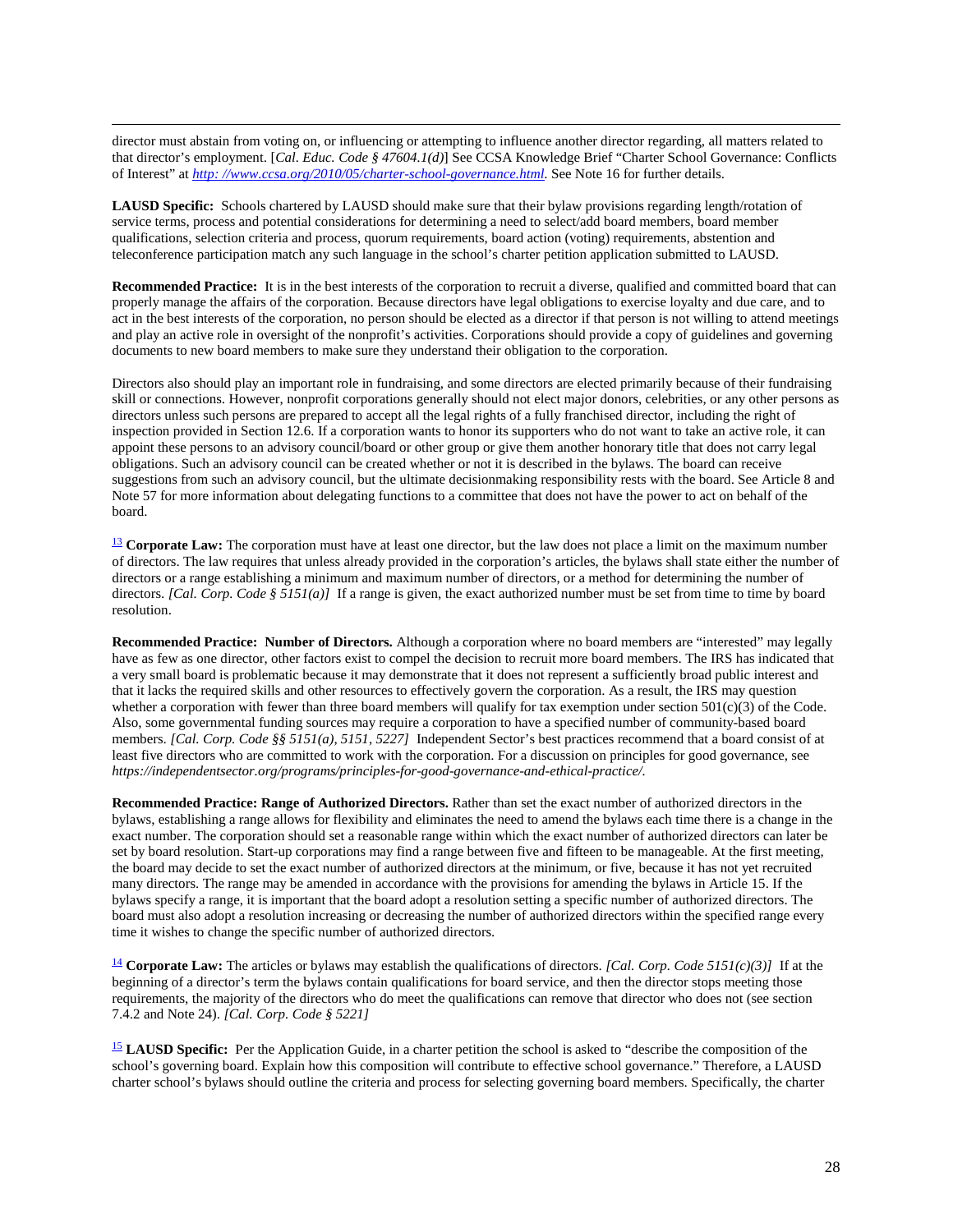director must abstain from voting on, or influencing or attempting to influence another director regarding, all matters related to that director's employment. [*Cal. Educ. Code § 47604.1(d)*] See CCSA Knowledge Brief "Charter School Governance: Conflicts of Interest" at *http: //www.ccsa.org/2010/05/charter-school-governance.html.* See Note 16 for further details.

**LAUSD Specific:** Schools chartered by LAUSD should make sure that their bylaw provisions regarding length/rotation of service terms, process and potential considerations for determining a need to select/add board members, board member qualifications, selection criteria and process, quorum requirements, board action (voting) requirements, abstention and teleconference participation match any such language in the school's charter petition application submitted to LAUSD.

**Recommended Practice:** It is in the best interests of the corporation to recruit a diverse, qualified and committed board that can properly manage the affairs of the corporation. Because directors have legal obligations to exercise loyalty and due care, and to act in the best interests of the corporation, no person should be elected as a director if that person is not willing to attend meetings and play an active role in oversight of the nonprofit's activities. Corporations should provide a copy of guidelines and governing documents to new board members to make sure they understand their obligation to the corporation.

Directors also should play an important role in fundraising, and some directors are elected primarily because of their fundraising skill or connections. However, nonprofit corporations generally should not elect major donors, celebrities, or any other persons as directors unless such persons are prepared to accept all the legal rights of a fully franchised director, including the right of inspection provided in Section 12.6. If a corporation wants to honor its supporters who do not want to take an active role, it can appoint these persons to an advisory council/board or other group or give them another honorary title that does not carry legal obligations. Such an advisory council can be created whether or not it is described in the bylaws. The board can receive suggestions from such an advisory council, but the ultimate decisionmaking responsibility rests with the board. See Article 8 and Note 57 for more information about delegating functions to a committee that does not have the power to act on behalf of the board.

[13] **Corporate Law:** The corporation must have at least one director, but the law does not place a limit on the maximum number of directors. The law requires that unless already provided in the corporation's articles, the bylaws shall state either the number of directors or a range establishing a minimum and maximum number of directors, or a method for determining the number of directors. *[Cal. Corp. Code § 5151(a)]* If a range is given, the exact authorized number must be set from time to time by board resolution.

**Recommended Practice: Number of Directors.** Although a corporation where no board members are "interested" may legally have as few as one director, other factors exist to compel the decision to recruit more board members. The IRS has indicated that a very small board is problematic because it may demonstrate that it does not represent a sufficiently broad public interest and that it lacks the required skills and other resources to effectively govern the corporation. As a result, the IRS may question whether a corporation with fewer than three board members will qualify for tax exemption under section 501(c)(3) of the Code. Also, some governmental funding sources may require a corporation to have a specified number of community-based board members. *[Cal. Corp. Code §§ 5151(a), 5151, 5227]* Independent Sector's best practices recommend that a board consist of at least five directors who are committed to work with the corporation. For a discussion on principles for good governance, see *https://independentsector.org/programs/principles-for-good-governance-and-ethical-practice/.*

**Recommended Practice: Range of Authorized Directors.** Rather than set the exact number of authorized directors in the bylaws, establishing a range allows for flexibility and eliminates the need to amend the bylaws each time there is a change in the exact number. The corporation should set a reasonable range within which the exact number of authorized directors can later be set by board resolution. Start-up corporations may find a range between five and fifteen to be manageable. At the first meeting, the board may decide to set the exact number of authorized directors at the minimum, or five, because it has not yet recruited many directors. The range may be amended in accordance with the provisions for amending the bylaws in Article 15. If the bylaws specify a range, it is important that the board adopt a resolution setting a specific number of authorized directors. The board must also adopt a resolution increasing or decreasing the number of authorized directors within the specified range every time it wishes to change the specific number of authorized directors.

[14] **Corporate Law:** The articles or bylaws may establish the qualifications of directors. *[Cal. Corp. Code 5151(c)(3)]* If at the beginning of a director's term the bylaws contain qualifications for board service, and then the director stops meeting those requirements, the majority of the directors who do meet the qualifications can remove that director who does not (see section 7.4.2 and Note 24). *[Cal. Corp. Code § 5221]*

[15] **LAUSD Specific:** Per the Application Guide, in a charter petition the school is asked to "describe the composition of the school's governing board. Explain how this composition will contribute to effective school governance." Therefore, a LAUSD charter school's bylaws should outline the criteria and process for selecting governing board members. Specifically, the charter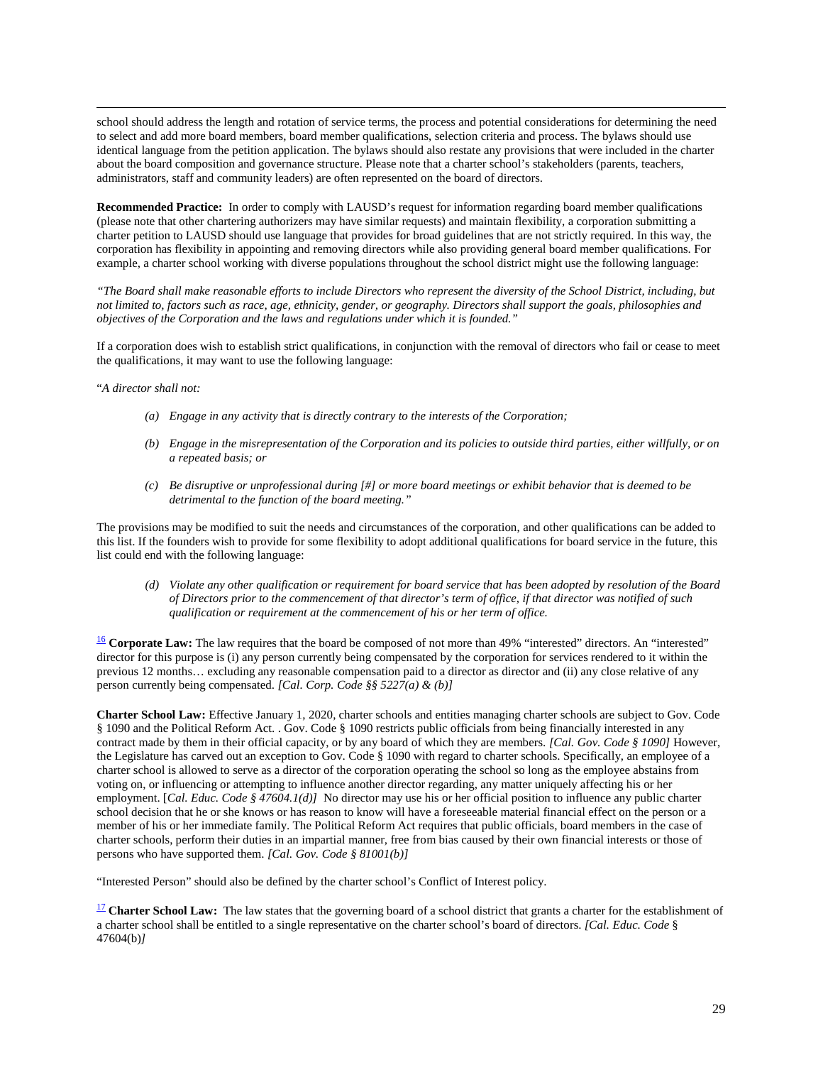school should address the length and rotation of service terms, the process and potential considerations for determining the need to select and add more board members, board member qualifications, selection criteria and process. The bylaws should use identical language from the petition application. The bylaws should also restate any provisions that were included in the charter about the board composition and governance structure. Please note that a charter school's stakeholders (parents, teachers, administrators, staff and community leaders) are often represented on the board of directors.

**Recommended Practice:** In order to comply with LAUSD's request for information regarding board member qualifications (please note that other chartering authorizers may have similar requests) and maintain flexibility, a corporation submitting a charter petition to LAUSD should use language that provides for broad guidelines that are not strictly required. In this way, the corporation has flexibility in appointing and removing directors while also providing general board member qualifications. For example, a charter school working with diverse populations throughout the school district might use the following language:

*"The Board shall make reasonable efforts to include Directors who represent the diversity of the School District, including, but not limited to, factors such as race, age, ethnicity, gender, or geography. Directors shall support the goals, philosophies and objectives of the Corporation and the laws and regulations under which it is founded."*

If a corporation does wish to establish strict qualifications, in conjunction with the removal of directors who fail or cease to meet the qualifications, it may want to use the following language:

"*A director shall not:*

- *(a) Engage in any activity that is directly contrary to the interests of the Corporation;*
- *(b) Engage in the misrepresentation of the Corporation and its policies to outside third parties, either willfully, or on a repeated basis; or*
- *(c) Be disruptive or unprofessional during [#] or more board meetings or exhibit behavior that is deemed to be detrimental to the function of the board meeting."*

The provisions may be modified to suit the needs and circumstances of the corporation, and other qualifications can be added to this list. If the founders wish to provide for some flexibility to adopt additional qualifications for board service in the future, this list could end with the following language:

- *(d) Violate any other qualification or requirement for board service that has been adopted by resolution of the Board of Directors prior to the commencement of that director's term of office, if that director was notified of such qualification or requirement at the commencement of his or her term of office.*

[16] **Corporate Law:** The law requires that the board be composed of not more than 49% "interested" directors. An "interested" director for this purpose is (i) any person currently being compensated by the corporation for services rendered to it within the previous 12 months… excluding any reasonable compensation paid to a director as director and (ii) any close relative of any person currently being compensated. *[Cal. Corp. Code §§ 5227(a) & (b)]*

**Charter School Law:** Effective January 1, 2020, charter schools and entities managing charter schools are subject to Gov. Code § 1090 and the Political Reform Act. . Gov. Code § 1090 restricts public officials from being financially interested in any contract made by them in their official capacity, or by any board of which they are members. *[Cal. Gov. Code § 1090]* However, the Legislature has carved out an exception to Gov. Code § 1090 with regard to charter schools. Specifically, an employee of a charter school is allowed to serve as a director of the corporation operating the school so long as the employee abstains from voting on, or influencing or attempting to influence another director regarding, any matter uniquely affecting his or her employment. [*Cal. Educ. Code § 47604.1(d)]* No director may use his or her official position to influence any public charter school decision that he or she knows or has reason to know will have a foreseeable material financial effect on the person or a member of his or her immediate family. The Political Reform Act requires that public officials, board members in the case of charter schools, perform their duties in an impartial manner, free from bias caused by their own financial interests or those of persons who have supported them. *[Cal. Gov. Code § 81001(b)]*

"Interested Person" should also be defined by the charter school's Conflict of Interest policy.

[17] **Charter School Law:** The law states that the governing board of a school district that grants a charter for the establishment of a charter school shall be entitled to a single representative on the charter school's board of directors. *[Cal. Educ. Code* § 47604(b)*]*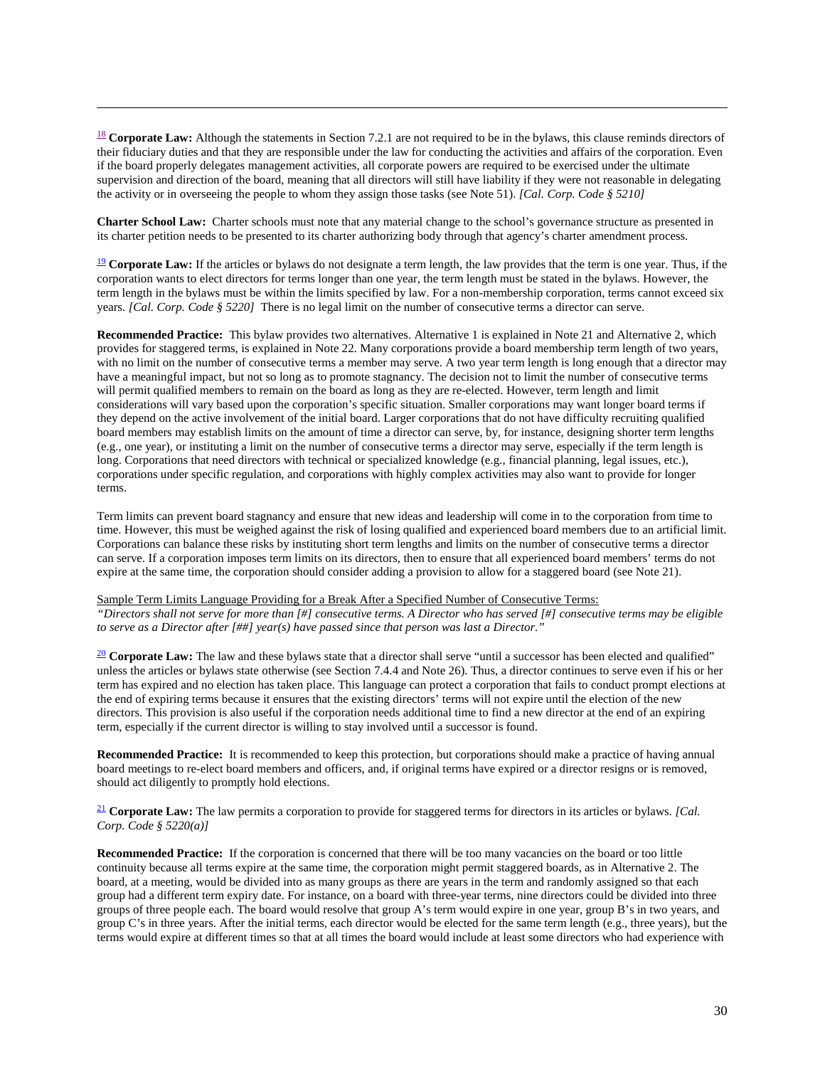[18] **Corporate Law:** Although the statements in Section 7.2.1 are not required to be in the bylaws, this clause reminds directors of their fiduciary duties and that they are responsible under the law for conducting the activities and affairs of the corporation. Even if the board properly delegates management activities, all corporate powers are required to be exercised under the ultimate supervision and direction of the board, meaning that all directors will still have liability if they were not reasonable in delegating the activity or in overseeing the people to whom they assign those tasks (see Note 51). *[Cal. Corp. Code § 5210]*

**Charter School Law:** Charter schools must note that any material change to the school's governance structure as presented in its charter petition needs to be presented to its charter authorizing body through that agency's charter amendment process.

[19] **Corporate Law:** If the articles or bylaws do not designate a term length, the law provides that the term is one year. Thus, if the corporation wants to elect directors for terms longer than one year, the term length must be stated in the bylaws. However, the term length in the bylaws must be within the limits specified by law. For a non-membership corporation, terms cannot exceed six years. *[Cal. Corp. Code § 5220]* There is no legal limit on the number of consecutive terms a director can serve.

**Recommended Practice:** This bylaw provides two alternatives. Alternative 1 is explained in Note 21 and Alternative 2, which provides for staggered terms, is explained in Note 22. Many corporations provide a board membership term length of two years, with no limit on the number of consecutive terms a member may serve. A two year term length is long enough that a director may have a meaningful impact, but not so long as to promote stagnancy. The decision not to limit the number of consecutive terms will permit qualified members to remain on the board as long as they are re-elected. However, term length and limit considerations will vary based upon the corporation's specific situation. Smaller corporations may want longer board terms if they depend on the active involvement of the initial board. Larger corporations that do not have difficulty recruiting qualified board members may establish limits on the amount of time a director can serve, by, for instance, designing shorter term lengths (e.g., one year), or instituting a limit on the number of consecutive terms a director may serve, especially if the term length is long. Corporations that need directors with technical or specialized knowledge (e.g., financial planning, legal issues, etc.), corporations under specific regulation, and corporations with highly complex activities may also want to provide for longer terms.

Term limits can prevent board stagnancy and ensure that new ideas and leadership will come in to the corporation from time to time. However, this must be weighed against the risk of losing qualified and experienced board members due to an artificial limit. Corporations can balance these risks by instituting short term lengths and limits on the number of consecutive terms a director can serve. If a corporation imposes term limits on its directors, then to ensure that all experienced board members' terms do not expire at the same time, the corporation should consider adding a provision to allow for a staggered board (see Note 21).

Sample Term Limits Language Providing for a Break After a Specified Number of Consecutive Terms:
*"Directors shall not serve for more than [#] consecutive terms. A Director who has served [#] consecutive terms may be eligible to serve as a Director after [##] year(s) have passed since that person was last a Director."*

[20] **Corporate Law:** The law and these bylaws state that a director shall serve "until a successor has been elected and qualified" unless the articles or bylaws state otherwise (see Section 7.4.4 and Note 26). Thus, a director continues to serve even if his or her term has expired and no election has taken place. This language can protect a corporation that fails to conduct prompt elections at the end of expiring terms because it ensures that the existing directors' terms will not expire until the election of the new directors. This provision is also useful if the corporation needs additional time to find a new director at the end of an expiring term, especially if the current director is willing to stay involved until a successor is found.

**Recommended Practice:** It is recommended to keep this protection, but corporations should make a practice of having annual board meetings to re-elect board members and officers, and, if original terms have expired or a director resigns or is removed, should act diligently to promptly hold elections.

[21] **Corporate Law:** The law permits a corporation to provide for staggered terms for directors in its articles or bylaws. *[Cal. Corp. Code § 5220(a)]*

**Recommended Practice:** If the corporation is concerned that there will be too many vacancies on the board or too little continuity because all terms expire at the same time, the corporation might permit staggered boards, as in Alternative 2. The board, at a meeting, would be divided into as many groups as there are years in the term and randomly assigned so that each group had a different term expiry date. For instance, on a board with three-year terms, nine directors could be divided into three groups of three people each. The board would resolve that group A's term would expire in one year, group B's in two years, and group C's in three years. After the initial terms, each director would be elected for the same term length (e.g., three years), but the terms would expire at different times so that at all times the board would include at least some directors who had experience with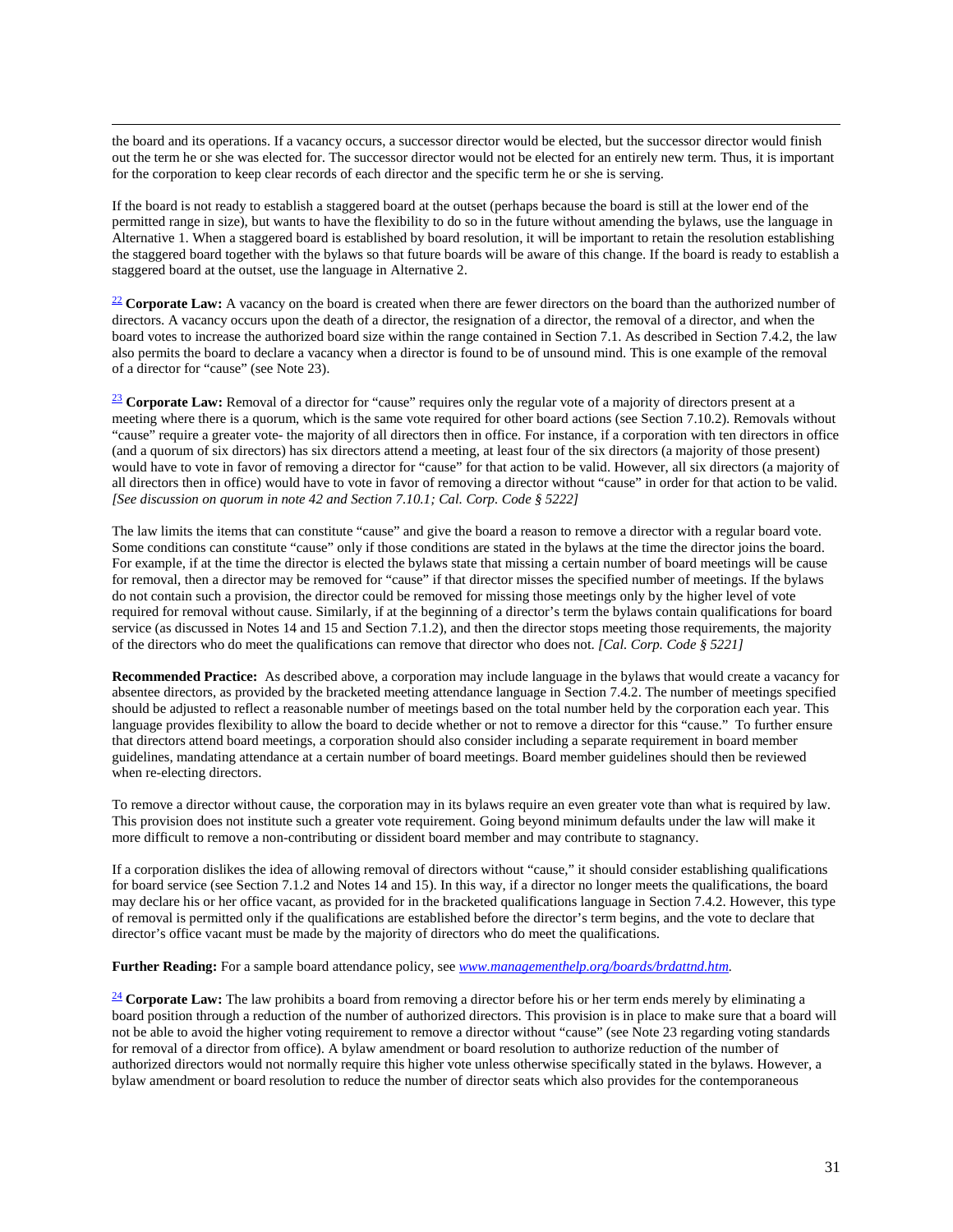the board and its operations. If a vacancy occurs, a successor director would be elected, but the successor director would finish out the term he or she was elected for. The successor director would not be elected for an entirely new term. Thus, it is important for the corporation to keep clear records of each director and the specific term he or she is serving.

If the board is not ready to establish a staggered board at the outset (perhaps because the board is still at the lower end of the permitted range in size), but wants to have the flexibility to do so in the future without amending the bylaws, use the language in Alternative 1. When a staggered board is established by board resolution, it will be important to retain the resolution establishing the staggered board together with the bylaws so that future boards will be aware of this change. If the board is ready to establish a staggered board at the outset, use the language in Alternative 2.

[22] **Corporate Law:** A vacancy on the board is created when there are fewer directors on the board than the authorized number of directors. A vacancy occurs upon the death of a director, the resignation of a director, the removal of a director, and when the board votes to increase the authorized board size within the range contained in Section 7.1. As described in Section 7.4.2, the law also permits the board to declare a vacancy when a director is found to be of unsound mind. This is one example of the removal of a director for "cause" (see Note 23).

[23] **Corporate Law:** Removal of a director for "cause" requires only the regular vote of a majority of directors present at a meeting where there is a quorum, which is the same vote required for other board actions (see Section 7.10.2). Removals without "cause" require a greater vote- the majority of all directors then in office. For instance, if a corporation with ten directors in office (and a quorum of six directors) has six directors attend a meeting, at least four of the six directors (a majority of those present) would have to vote in favor of removing a director for "cause" for that action to be valid. However, all six directors (a majority of all directors then in office) would have to vote in favor of removing a director without "cause" in order for that action to be valid. *[See discussion on quorum in note 42 and Section 7.10.1; Cal. Corp. Code § 5222]*

The law limits the items that can constitute "cause" and give the board a reason to remove a director with a regular board vote. Some conditions can constitute "cause" only if those conditions are stated in the bylaws at the time the director joins the board. For example, if at the time the director is elected the bylaws state that missing a certain number of board meetings will be cause for removal, then a director may be removed for "cause" if that director misses the specified number of meetings. If the bylaws do not contain such a provision, the director could be removed for missing those meetings only by the higher level of vote required for removal without cause. Similarly, if at the beginning of a director's term the bylaws contain qualifications for board service (as discussed in Notes 14 and 15 and Section 7.1.2), and then the director stops meeting those requirements, the majority of the directors who do meet the qualifications can remove that director who does not. *[Cal. Corp. Code § 5221]*

**Recommended Practice:** As described above, a corporation may include language in the bylaws that would create a vacancy for absentee directors, as provided by the bracketed meeting attendance language in Section 7.4.2. The number of meetings specified should be adjusted to reflect a reasonable number of meetings based on the total number held by the corporation each year. This language provides flexibility to allow the board to decide whether or not to remove a director for this "cause." To further ensure that directors attend board meetings, a corporation should also consider including a separate requirement in board member guidelines, mandating attendance at a certain number of board meetings. Board member guidelines should then be reviewed when re-electing directors.

To remove a director without cause, the corporation may in its bylaws require an even greater vote than what is required by law. This provision does not institute such a greater vote requirement. Going beyond minimum defaults under the law will make it more difficult to remove a non-contributing or dissident board member and may contribute to stagnancy.

If a corporation dislikes the idea of allowing removal of directors without "cause," it should consider establishing qualifications for board service (see Section 7.1.2 and Notes 14 and 15). In this way, if a director no longer meets the qualifications, the board may declare his or her office vacant, as provided for in the bracketed qualifications language in Section 7.4.2. However, this type of removal is permitted only if the qualifications are established before the director's term begins, and the vote to declare that director's office vacant must be made by the majority of directors who do meet the qualifications.

**Further Reading:** For a sample board attendance policy, see *www.managementhelp.org/boards/brdattnd.htm.*

[24] **Corporate Law:** The law prohibits a board from removing a director before his or her term ends merely by eliminating a board position through a reduction of the number of authorized directors. This provision is in place to make sure that a board will not be able to avoid the higher voting requirement to remove a director without "cause" (see Note 23 regarding voting standards for removal of a director from office). A bylaw amendment or board resolution to authorize reduction of the number of authorized directors would not normally require this higher vote unless otherwise specifically stated in the bylaws. However, a bylaw amendment or board resolution to reduce the number of director seats which also provides for the contemporaneous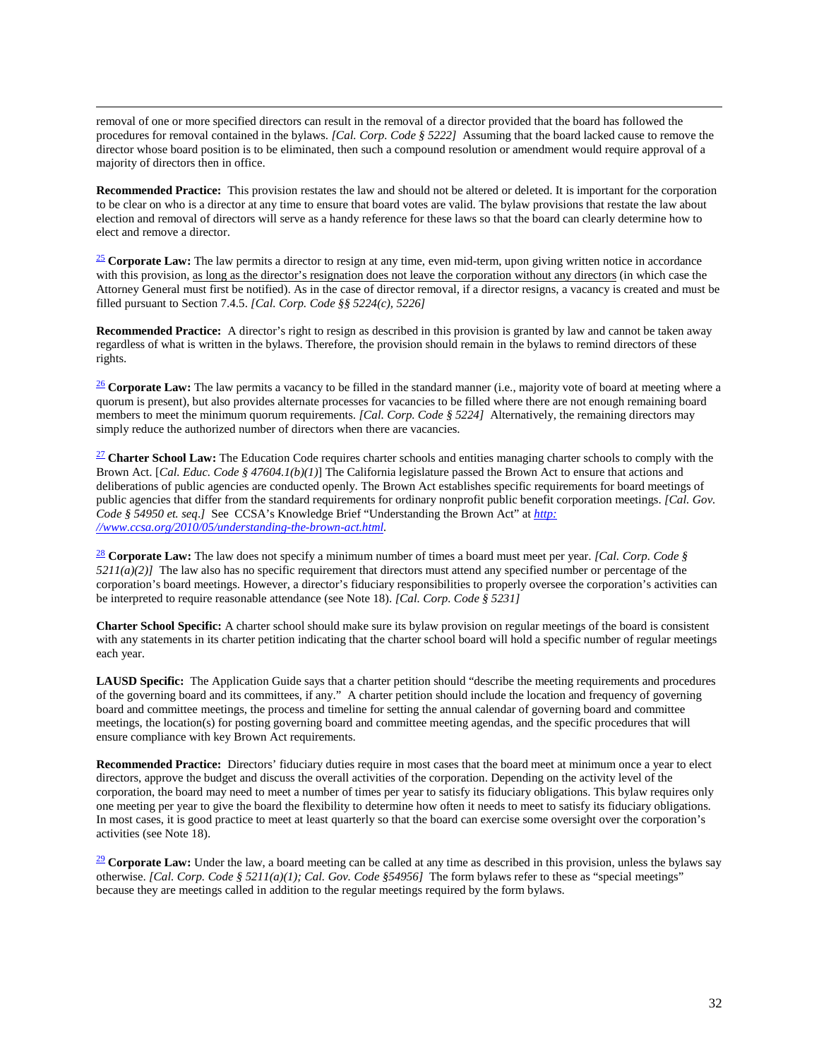removal of one or more specified directors can result in the removal of a director provided that the board has followed the procedures for removal contained in the bylaws. *[Cal. Corp. Code § 5222]* Assuming that the board lacked cause to remove the director whose board position is to be eliminated, then such a compound resolution or amendment would require approval of a majority of directors then in office.

**Recommended Practice:** This provision restates the law and should not be altered or deleted. It is important for the corporation to be clear on who is a director at any time to ensure that board votes are valid. The bylaw provisions that restate the law about election and removal of directors will serve as a handy reference for these laws so that the board can clearly determine how to elect and remove a director.

[25] **Corporate Law:** The law permits a director to resign at any time, even mid-term, upon giving written notice in accordance with this provision, <u>as long as the director's resignation does not leave the corporation without any directors</u> (in which case the Attorney General must first be notified). As in the case of director removal, if a director resigns, a vacancy is created and must be filled pursuant to Section 7.4.5. *[Cal. Corp. Code §§ 5224(c), 5226]*

**Recommended Practice:** A director's right to resign as described in this provision is granted by law and cannot be taken away regardless of what is written in the bylaws. Therefore, the provision should remain in the bylaws to remind directors of these rights.

[26] **Corporate Law:** The law permits a vacancy to be filled in the standard manner (i.e., majority vote of board at meeting where a quorum is present), but also provides alternate processes for vacancies to be filled where there are not enough remaining board members to meet the minimum quorum requirements. *[Cal. Corp. Code § 5224]* Alternatively, the remaining directors may simply reduce the authorized number of directors when there are vacancies.

[27] **Charter School Law:** The Education Code requires charter schools and entities managing charter schools to comply with the Brown Act. [*Cal. Educ. Code § 47604.1(b)(1)*] The California legislature passed the Brown Act to ensure that actions and deliberations of public agencies are conducted openly. The Brown Act establishes specific requirements for board meetings of public agencies that differ from the standard requirements for ordinary nonprofit public benefit corporation meetings. *[Cal. Gov. Code § 54950 et. seq.]* See CCSA's Knowledge Brief "Understanding the Brown Act" at *http://www.ccsa.org/2010/05/understanding-the-brown-act.html*.

[28] **Corporate Law:** The law does not specify a minimum number of times a board must meet per year. *[Cal. Corp. Code § 5211(a)(2)]* The law also has no specific requirement that directors must attend any specified number or percentage of the corporation's board meetings. However, a director's fiduciary responsibilities to properly oversee the corporation's activities can be interpreted to require reasonable attendance (see Note 18). *[Cal. Corp. Code § 5231]*

**Charter School Specific:** A charter school should make sure its bylaw provision on regular meetings of the board is consistent with any statements in its charter petition indicating that the charter school board will hold a specific number of regular meetings each year.

**LAUSD Specific:** The Application Guide says that a charter petition should "describe the meeting requirements and procedures of the governing board and its committees, if any." A charter petition should include the location and frequency of governing board and committee meetings, the process and timeline for setting the annual calendar of governing board and committee meetings, the location(s) for posting governing board and committee meeting agendas, and the specific procedures that will ensure compliance with key Brown Act requirements.

**Recommended Practice:** Directors' fiduciary duties require in most cases that the board meet at minimum once a year to elect directors, approve the budget and discuss the overall activities of the corporation. Depending on the activity level of the corporation, the board may need to meet a number of times per year to satisfy its fiduciary obligations. This bylaw requires only one meeting per year to give the board the flexibility to determine how often it needs to meet to satisfy its fiduciary obligations. In most cases, it is good practice to meet at least quarterly so that the board can exercise some oversight over the corporation's activities (see Note 18).

[29] **Corporate Law:** Under the law, a board meeting can be called at any time as described in this provision, unless the bylaws say otherwise. *[Cal. Corp. Code § 5211(a)(1); Cal. Gov. Code §54956]* The form bylaws refer to these as "special meetings" because they are meetings called in addition to the regular meetings required by the form bylaws.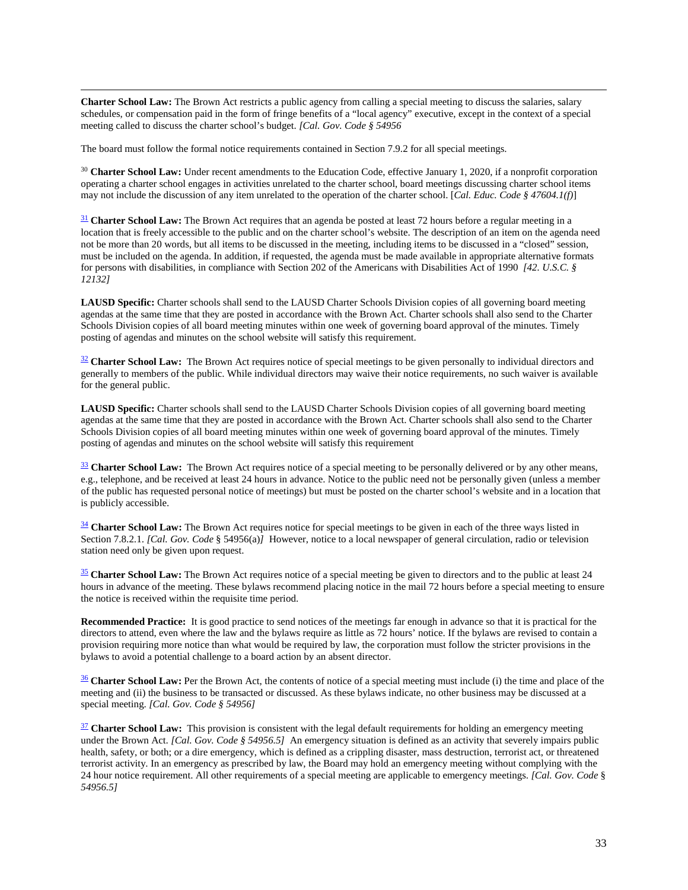**Charter School Law:** The Brown Act restricts a public agency from calling a special meeting to discuss the salaries, salary schedules, or compensation paid in the form of fringe benefits of a "local agency" executive, except in the context of a special meeting called to discuss the charter school's budget. *[Cal. Gov. Code § 54956*

The board must follow the formal notice requirements contained in Section 7.9.2 for all special meetings.

[30] **Charter School Law:** Under recent amendments to the Education Code, effective January 1, 2020, if a nonprofit corporation operating a charter school engages in activities unrelated to the charter school, board meetings discussing charter school items may not include the discussion of any item unrelated to the operation of the charter school. [*Cal. Educ. Code § 47604.1(f)*]

[31] **Charter School Law:** The Brown Act requires that an agenda be posted at least 72 hours before a regular meeting in a location that is freely accessible to the public and on the charter school's website. The description of an item on the agenda need not be more than 20 words, but all items to be discussed in the meeting, including items to be discussed in a "closed" session, must be included on the agenda. In addition, if requested, the agenda must be made available in appropriate alternative formats for persons with disabilities, in compliance with Section 202 of the Americans with Disabilities Act of 1990 *[42. U.S.C. § 12132]*

**LAUSD Specific:** Charter schools shall send to the LAUSD Charter Schools Division copies of all governing board meeting agendas at the same time that they are posted in accordance with the Brown Act. Charter schools shall also send to the Charter Schools Division copies of all board meeting minutes within one week of governing board approval of the minutes. Timely posting of agendas and minutes on the school website will satisfy this requirement.

[32] **Charter School Law:** The Brown Act requires notice of special meetings to be given personally to individual directors and generally to members of the public. While individual directors may waive their notice requirements, no such waiver is available for the general public.

**LAUSD Specific:** Charter schools shall send to the LAUSD Charter Schools Division copies of all governing board meeting agendas at the same time that they are posted in accordance with the Brown Act. Charter schools shall also send to the Charter Schools Division copies of all board meeting minutes within one week of governing board approval of the minutes. Timely posting of agendas and minutes on the school website will satisfy this requirement

[33] **Charter School Law:** The Brown Act requires notice of a special meeting to be personally delivered or by any other means, e.g., telephone, and be received at least 24 hours in advance. Notice to the public need not be personally given (unless a member of the public has requested personal notice of meetings) but must be posted on the charter school's website and in a location that is publicly accessible.

[34] **Charter School Law:** The Brown Act requires notice for special meetings to be given in each of the three ways listed in Section 7.8.2.1. *[Cal. Gov. Code* § 54956(a)*]* However, notice to a local newspaper of general circulation, radio or television station need only be given upon request.

[35] **Charter School Law:** The Brown Act requires notice of a special meeting be given to directors and to the public at least 24 hours in advance of the meeting. These bylaws recommend placing notice in the mail 72 hours before a special meeting to ensure the notice is received within the requisite time period.

**Recommended Practice:** It is good practice to send notices of the meetings far enough in advance so that it is practical for the directors to attend, even where the law and the bylaws require as little as 72 hours' notice. If the bylaws are revised to contain a provision requiring more notice than what would be required by law, the corporation must follow the stricter provisions in the bylaws to avoid a potential challenge to a board action by an absent director.

[36] **Charter School Law:** Per the Brown Act, the contents of notice of a special meeting must include (i) the time and place of the meeting and (ii) the business to be transacted or discussed. As these bylaws indicate, no other business may be discussed at a special meeting. *[Cal. Gov. Code § 54956]*

[37] **Charter School Law:** This provision is consistent with the legal default requirements for holding an emergency meeting under the Brown Act. *[Cal. Gov. Code § 54956.5]* An emergency situation is defined as an activity that severely impairs public health, safety, or both; or a dire emergency, which is defined as a crippling disaster, mass destruction, terrorist act, or threatened terrorist activity. In an emergency as prescribed by law, the Board may hold an emergency meeting without complying with the 24 hour notice requirement. All other requirements of a special meeting are applicable to emergency meetings. *[Cal. Gov. Code* § *54956.5]*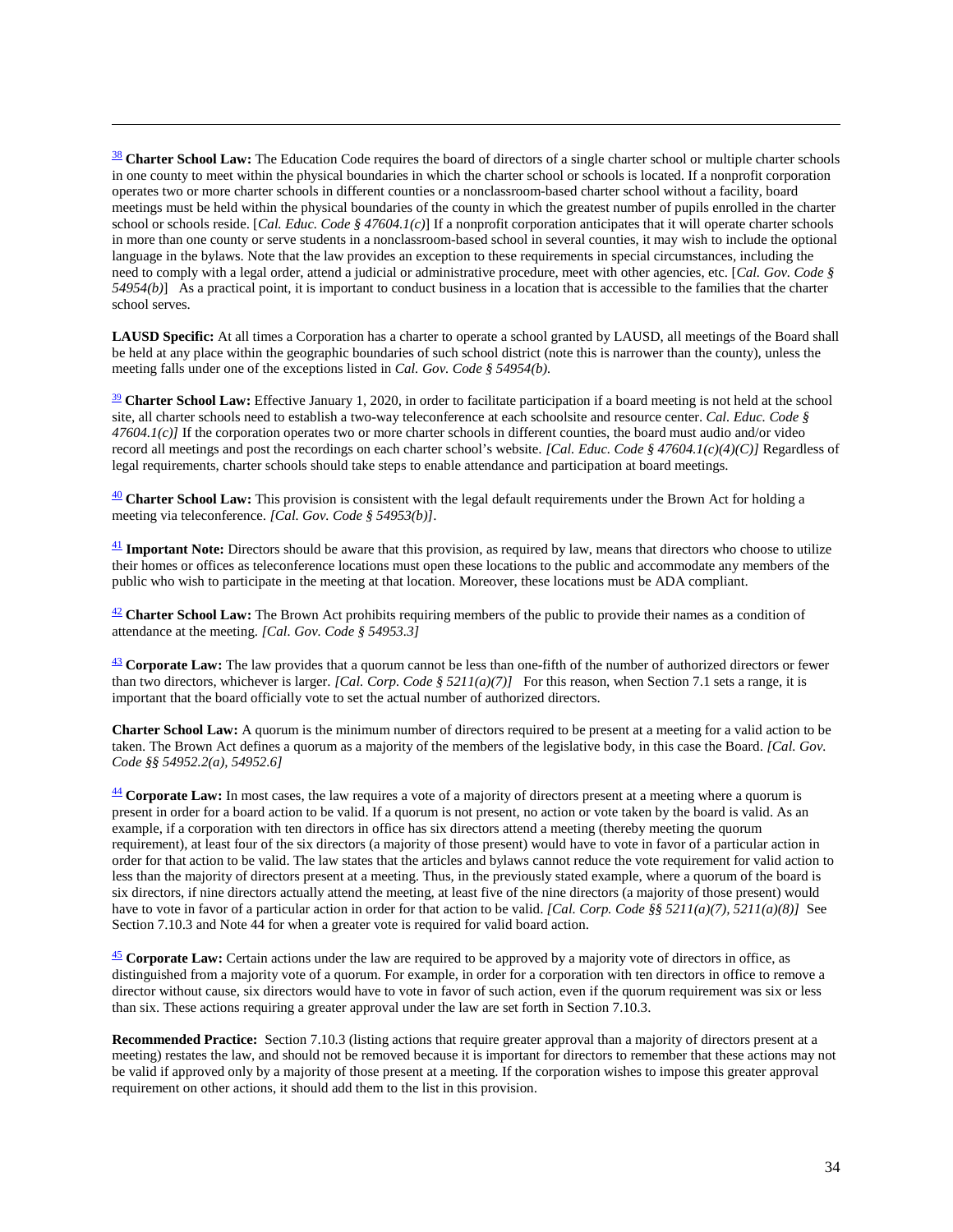[38] **Charter School Law:** The Education Code requires the board of directors of a single charter school or multiple charter schools in one county to meet within the physical boundaries in which the charter school or schools is located. If a nonprofit corporation operates two or more charter schools in different counties or a nonclassroom-based charter school without a facility, board meetings must be held within the physical boundaries of the county in which the greatest number of pupils enrolled in the charter school or schools reside. [*Cal. Educ. Code § 47604.1(c)*] If a nonprofit corporation anticipates that it will operate charter schools in more than one county or serve students in a nonclassroom-based school in several counties, it may wish to include the optional language in the bylaws. Note that the law provides an exception to these requirements in special circumstances, including the need to comply with a legal order, attend a judicial or administrative procedure, meet with other agencies, etc. [*Cal. Gov. Code § 54954(b)*] As a practical point, it is important to conduct business in a location that is accessible to the families that the charter school serves.

**LAUSD Specific:** At all times a Corporation has a charter to operate a school granted by LAUSD, all meetings of the Board shall be held at any place within the geographic boundaries of such school district (note this is narrower than the county), unless the meeting falls under one of the exceptions listed in *Cal. Gov. Code § 54954(b).*

[39] **Charter School Law:** Effective January 1, 2020, in order to facilitate participation if a board meeting is not held at the school site, all charter schools need to establish a two-way teleconference at each schoolsite and resource center. *Cal. Educ. Code § 47604.1(c)]* If the corporation operates two or more charter schools in different counties, the board must audio and/or video record all meetings and post the recordings on each charter school's website. *[Cal. Educ. Code § 47604.1(c)(4)(C)]* Regardless of legal requirements, charter schools should take steps to enable attendance and participation at board meetings.

[40] **Charter School Law:** This provision is consistent with the legal default requirements under the Brown Act for holding a meeting via teleconference. *[Cal. Gov. Code § 54953(b)]*.

[41] **Important Note:** Directors should be aware that this provision, as required by law, means that directors who choose to utilize their homes or offices as teleconference locations must open these locations to the public and accommodate any members of the public who wish to participate in the meeting at that location. Moreover, these locations must be ADA compliant.

[42] **Charter School Law:** The Brown Act prohibits requiring members of the public to provide their names as a condition of attendance at the meeting. *[Cal. Gov. Code § 54953.3]*

[43] **Corporate Law:** The law provides that a quorum cannot be less than one-fifth of the number of authorized directors or fewer than two directors, whichever is larger. *[Cal. Corp. Code § 5211(a)(7)]* For this reason, when Section 7.1 sets a range, it is important that the board officially vote to set the actual number of authorized directors.

**Charter School Law:** A quorum is the minimum number of directors required to be present at a meeting for a valid action to be taken. The Brown Act defines a quorum as a majority of the members of the legislative body, in this case the Board. *[Cal. Gov. Code §§ 54952.2(a), 54952.6]*

[44] **Corporate Law:** In most cases, the law requires a vote of a majority of directors present at a meeting where a quorum is present in order for a board action to be valid. If a quorum is not present, no action or vote taken by the board is valid. As an example, if a corporation with ten directors in office has six directors attend a meeting (thereby meeting the quorum requirement), at least four of the six directors (a majority of those present) would have to vote in favor of a particular action in order for that action to be valid. The law states that the articles and bylaws cannot reduce the vote requirement for valid action to less than the majority of directors present at a meeting. Thus, in the previously stated example, where a quorum of the board is six directors, if nine directors actually attend the meeting, at least five of the nine directors (a majority of those present) would have to vote in favor of a particular action in order for that action to be valid. *[Cal. Corp. Code §§ 5211(a)(7), 5211(a)(8)]* See Section 7.10.3 and Note 44 for when a greater vote is required for valid board action.

[45] **Corporate Law:** Certain actions under the law are required to be approved by a majority vote of directors in office, as distinguished from a majority vote of a quorum. For example, in order for a corporation with ten directors in office to remove a director without cause, six directors would have to vote in favor of such action, even if the quorum requirement was six or less than six. These actions requiring a greater approval under the law are set forth in Section 7.10.3.

**Recommended Practice:** Section 7.10.3 (listing actions that require greater approval than a majority of directors present at a meeting) restates the law, and should not be removed because it is important for directors to remember that these actions may not be valid if approved only by a majority of those present at a meeting. If the corporation wishes to impose this greater approval requirement on other actions, it should add them to the list in this provision.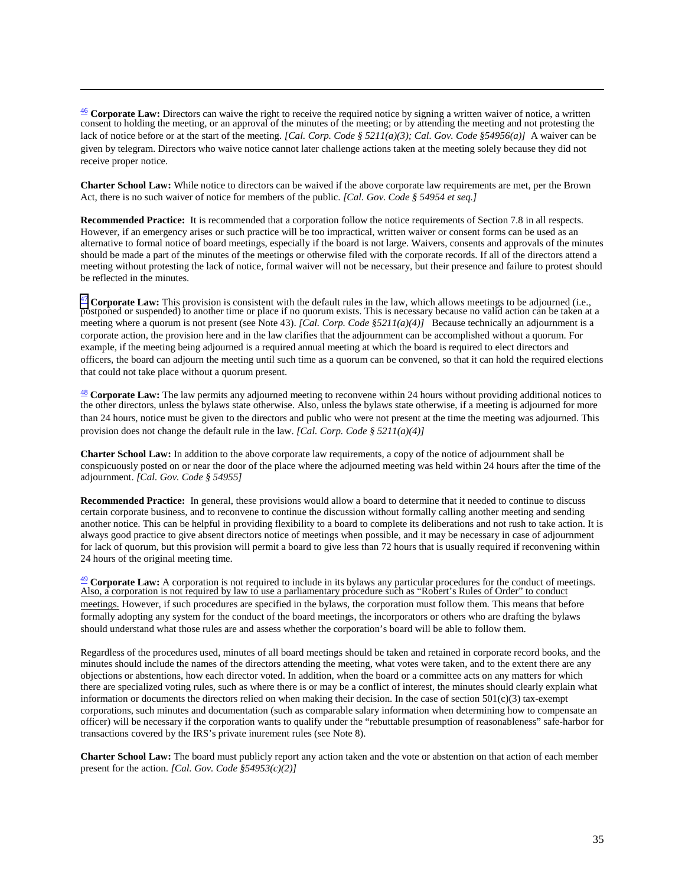[46] **Corporate Law:** Directors can waive the right to receive the required notice by signing a written waiver of notice, a written consent to holding the meeting, or an approval of the minutes of the meeting; or by attending the meeting and not protesting the lack of notice before or at the start of the meeting. *[Cal. Corp. Code § 5211(a)(3); Cal. Gov. Code §54956(a)]* A waiver can be given by telegram. Directors who waive notice cannot later challenge actions taken at the meeting solely because they did not receive proper notice.

**Charter School Law:** While notice to directors can be waived if the above corporate law requirements are met, per the Brown Act, there is no such waiver of notice for members of the public. *[Cal. Gov. Code § 54954 et seq.]*

**Recommended Practice:** It is recommended that a corporation follow the notice requirements of Section 7.8 in all respects. However, if an emergency arises or such practice will be too impractical, written waiver or consent forms can be used as an alternative to formal notice of board meetings, especially if the board is not large. Waivers, consents and approvals of the minutes should be made a part of the minutes of the meetings or otherwise filed with the corporate records. If all of the directors attend a meeting without protesting the lack of notice, formal waiver will not be necessary, but their presence and failure to protest should be reflected in the minutes.

[47] **Corporate Law:** This provision is consistent with the default rules in the law, which allows meetings to be adjourned (i.e., postponed or suspended) to another time or place if no quorum exists. This is necessary because no valid action can be taken at a meeting where a quorum is not present (see Note 43). *[Cal. Corp. Code §5211(a)(4)]* Because technically an adjournment is a corporate action, the provision here and in the law clarifies that the adjournment can be accomplished without a quorum. For example, if the meeting being adjourned is a required annual meeting at which the board is required to elect directors and officers, the board can adjourn the meeting until such time as a quorum can be convened, so that it can hold the required elections that could not take place without a quorum present.

[48] **Corporate Law:** The law permits any adjourned meeting to reconvene within 24 hours without providing additional notices to the other directors, unless the bylaws state otherwise. Also, unless the bylaws state otherwise, if a meeting is adjourned for more than 24 hours, notice must be given to the directors and public who were not present at the time the meeting was adjourned. This provision does not change the default rule in the law. *[Cal. Corp. Code § 5211(a)(4)]*

**Charter School Law:** In addition to the above corporate law requirements, a copy of the notice of adjournment shall be conspicuously posted on or near the door of the place where the adjourned meeting was held within 24 hours after the time of the adjournment. *[Cal. Gov. Code § 54955]*

**Recommended Practice:** In general, these provisions would allow a board to determine that it needed to continue to discuss certain corporate business, and to reconvene to continue the discussion without formally calling another meeting and sending another notice. This can be helpful in providing flexibility to a board to complete its deliberations and not rush to take action. It is always good practice to give absent directors notice of meetings when possible, and it may be necessary in case of adjournment for lack of quorum, but this provision will permit a board to give less than 72 hours that is usually required if reconvening within 24 hours of the original meeting time.

[49] **Corporate Law:** A corporation is not required to include in its bylaws any particular procedures for the conduct of meetings. Also, a corporation is not required by law to use a parliamentary procedure such as "Robert's Rules of Order" to conduct meetings. However, if such procedures are specified in the bylaws, the corporation must follow them. This means that before formally adopting any system for the conduct of the board meetings, the incorporators or others who are drafting the bylaws should understand what those rules are and assess whether the corporation's board will be able to follow them.

Regardless of the procedures used, minutes of all board meetings should be taken and retained in corporate record books, and the minutes should include the names of the directors attending the meeting, what votes were taken, and to the extent there are any objections or abstentions, how each director voted. In addition, when the board or a committee acts on any matters for which there are specialized voting rules, such as where there is or may be a conflict of interest, the minutes should clearly explain what information or documents the directors relied on when making their decision. In the case of section 501(c)(3) tax-exempt corporations, such minutes and documentation (such as comparable salary information when determining how to compensate an officer) will be necessary if the corporation wants to qualify under the "rebuttable presumption of reasonableness" safe-harbor for transactions covered by the IRS's private inurement rules (see Note 8).

**Charter School Law:** The board must publicly report any action taken and the vote or abstention on that action of each member present for the action. *[Cal. Gov. Code §54953(c)(2)]*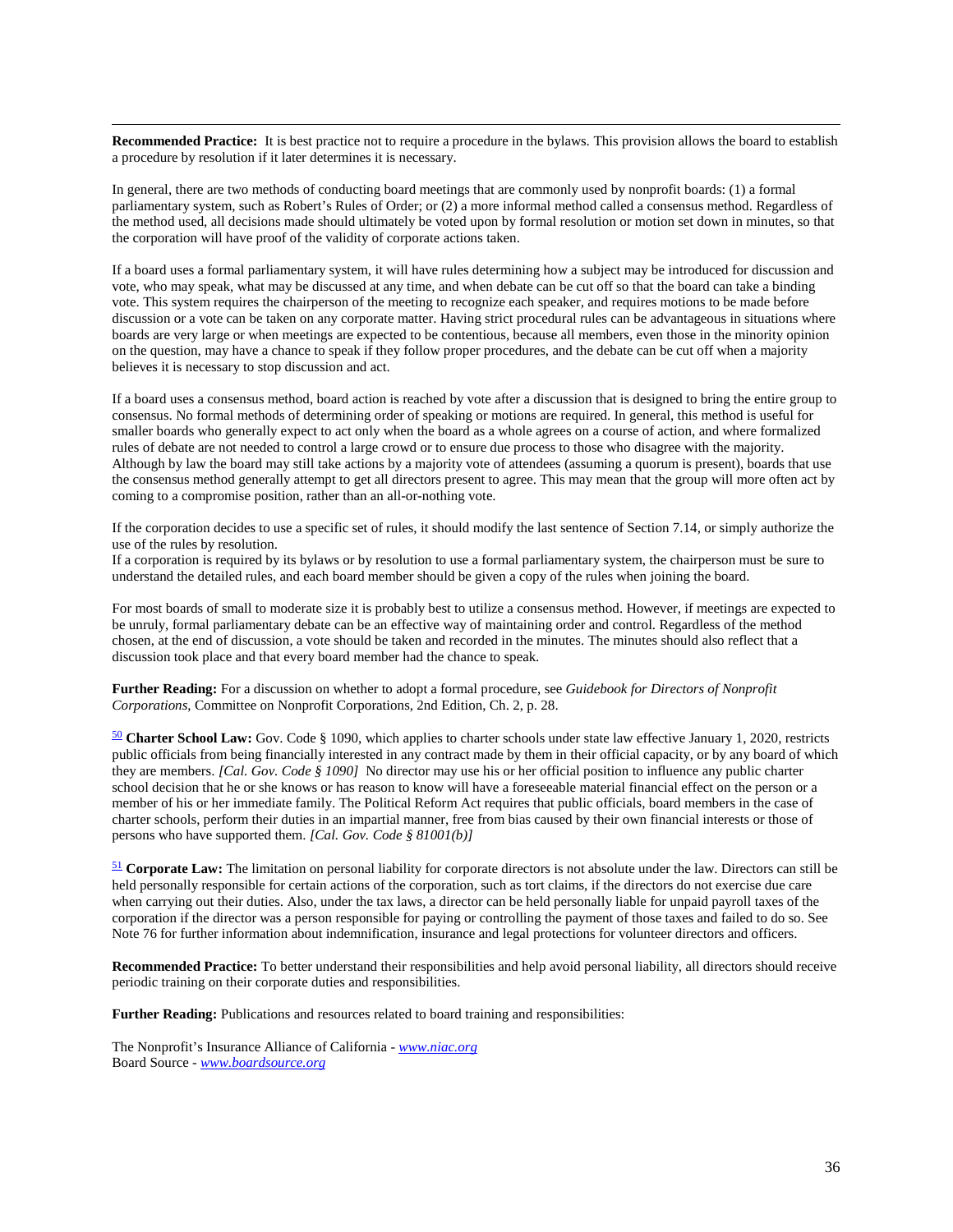**Recommended Practice:** It is best practice not to require a procedure in the bylaws. This provision allows the board to establish a procedure by resolution if it later determines it is necessary.

In general, there are two methods of conducting board meetings that are commonly used by nonprofit boards: (1) a formal parliamentary system, such as Robert's Rules of Order; or (2) a more informal method called a consensus method. Regardless of the method used, all decisions made should ultimately be voted upon by formal resolution or motion set down in minutes, so that the corporation will have proof of the validity of corporate actions taken.

If a board uses a formal parliamentary system, it will have rules determining how a subject may be introduced for discussion and vote, who may speak, what may be discussed at any time, and when debate can be cut off so that the board can take a binding vote. This system requires the chairperson of the meeting to recognize each speaker, and requires motions to be made before discussion or a vote can be taken on any corporate matter. Having strict procedural rules can be advantageous in situations where boards are very large or when meetings are expected to be contentious, because all members, even those in the minority opinion on the question, may have a chance to speak if they follow proper procedures, and the debate can be cut off when a majority believes it is necessary to stop discussion and act.

If a board uses a consensus method, board action is reached by vote after a discussion that is designed to bring the entire group to consensus. No formal methods of determining order of speaking or motions are required. In general, this method is useful for smaller boards who generally expect to act only when the board as a whole agrees on a course of action, and where formalized rules of debate are not needed to control a large crowd or to ensure due process to those who disagree with the majority. Although by law the board may still take actions by a majority vote of attendees (assuming a quorum is present), boards that use the consensus method generally attempt to get all directors present to agree. This may mean that the group will more often act by coming to a compromise position, rather than an all-or-nothing vote.

If the corporation decides to use a specific set of rules, it should modify the last sentence of Section 7.14, or simply authorize the use of the rules by resolution.
If a corporation is required by its bylaws or by resolution to use a formal parliamentary system, the chairperson must be sure to understand the detailed rules, and each board member should be given a copy of the rules when joining the board.

For most boards of small to moderate size it is probably best to utilize a consensus method. However, if meetings are expected to be unruly, formal parliamentary debate can be an effective way of maintaining order and control. Regardless of the method chosen, at the end of discussion, a vote should be taken and recorded in the minutes. The minutes should also reflect that a discussion took place and that every board member had the chance to speak.

**Further Reading:** For a discussion on whether to adopt a formal procedure, see *Guidebook for Directors of Nonprofit Corporations*, Committee on Nonprofit Corporations, 2nd Edition, Ch. 2, p. 28.

[50] **Charter School Law:** Gov. Code § 1090, which applies to charter schools under state law effective January 1, 2020, restricts public officials from being financially interested in any contract made by them in their official capacity, or by any board of which they are members. *[Cal. Gov. Code § 1090]* No director may use his or her official position to influence any public charter school decision that he or she knows or has reason to know will have a foreseeable material financial effect on the person or a member of his or her immediate family. The Political Reform Act requires that public officials, board members in the case of charter schools, perform their duties in an impartial manner, free from bias caused by their own financial interests or those of persons who have supported them. *[Cal. Gov. Code § 81001(b)]*

[51] **Corporate Law:** The limitation on personal liability for corporate directors is not absolute under the law. Directors can still be held personally responsible for certain actions of the corporation, such as tort claims, if the directors do not exercise due care when carrying out their duties. Also, under the tax laws, a director can be held personally liable for unpaid payroll taxes of the corporation if the director was a person responsible for paying or controlling the payment of those taxes and failed to do so. See Note 76 for further information about indemnification, insurance and legal protections for volunteer directors and officers.

**Recommended Practice:** To better understand their responsibilities and help avoid personal liability, all directors should receive periodic training on their corporate duties and responsibilities.

**Further Reading:** Publications and resources related to board training and responsibilities:

The Nonprofit's Insurance Alliance of California - *www.niac.org*
Board Source - *www.boardsource.org*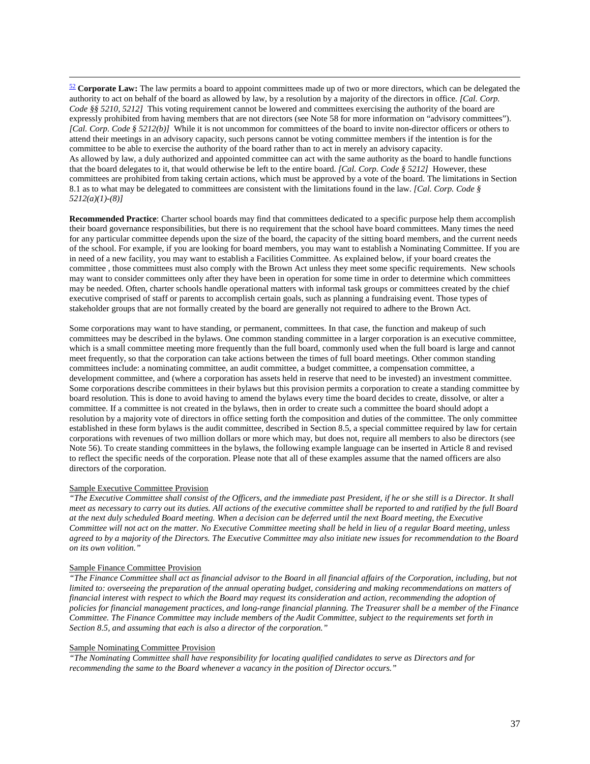[52] **Corporate Law:** The law permits a board to appoint committees made up of two or more directors, which can be delegated the authority to act on behalf of the board as allowed by law, by a resolution by a majority of the directors in office. *[Cal. Corp. Code §§ 5210, 5212]* This voting requirement cannot be lowered and committees exercising the authority of the board are expressly prohibited from having members that are not directors (see Note 58 for more information on "advisory committees"). *[Cal. Corp. Code § 5212(b)]* While it is not uncommon for committees of the board to invite non-director officers or others to attend their meetings in an advisory capacity, such persons cannot be voting committee members if the intention is for the committee to be able to exercise the authority of the board rather than to act in merely an advisory capacity.
As allowed by law, a duly authorized and appointed committee can act with the same authority as the board to handle functions that the board delegates to it, that would otherwise be left to the entire board. *[Cal. Corp. Code § 5212]* However, these committees are prohibited from taking certain actions, which must be approved by a vote of the board. The limitations in Section 8.1 as to what may be delegated to committees are consistent with the limitations found in the law. *[Cal. Corp. Code § 5212(a)(1)-(8)]*

**Recommended Practice**: Charter school boards may find that committees dedicated to a specific purpose help them accomplish their board governance responsibilities, but there is no requirement that the school have board committees. Many times the need for any particular committee depends upon the size of the board, the capacity of the sitting board members, and the current needs of the school. For example, if you are looking for board members, you may want to establish a Nominating Committee. If you are in need of a new facility, you may want to establish a Facilities Committee. As explained below, if your board creates the committee , those committees must also comply with the Brown Act unless they meet some specific requirements. New schools may want to consider committees only after they have been in operation for some time in order to determine which committees may be needed. Often, charter schools handle operational matters with informal task groups or committees created by the chief executive comprised of staff or parents to accomplish certain goals, such as planning a fundraising event. Those types of stakeholder groups that are not formally created by the board are generally not required to adhere to the Brown Act.

Some corporations may want to have standing, or permanent, committees. In that case, the function and makeup of such committees may be described in the bylaws. One common standing committee in a larger corporation is an executive committee, which is a small committee meeting more frequently than the full board, commonly used when the full board is large and cannot meet frequently, so that the corporation can take actions between the times of full board meetings. Other common standing committees include: a nominating committee, an audit committee, a budget committee, a compensation committee, a development committee, and (where a corporation has assets held in reserve that need to be invested) an investment committee. Some corporations describe committees in their bylaws but this provision permits a corporation to create a standing committee by board resolution. This is done to avoid having to amend the bylaws every time the board decides to create, dissolve, or alter a committee. If a committee is not created in the bylaws, then in order to create such a committee the board should adopt a resolution by a majority vote of directors in office setting forth the composition and duties of the committee. The only committee established in these form bylaws is the audit committee, described in Section 8.5, a special committee required by law for certain corporations with revenues of two million dollars or more which may, but does not, require all members to also be directors (see Note 56). To create standing committees in the bylaws, the following example language can be inserted in Article 8 and revised to reflect the specific needs of the corporation. Please note that all of these examples assume that the named officers are also directors of the corporation.

Sample Executive Committee Provision

*"The Executive Committee shall consist of the Officers, and the immediate past President, if he or she still is a Director. It shall meet as necessary to carry out its duties. All actions of the executive committee shall be reported to and ratified by the full Board at the next duly scheduled Board meeting. When a decision can be deferred until the next Board meeting, the Executive Committee will not act on the matter. No Executive Committee meeting shall be held in lieu of a regular Board meeting, unless agreed to by a majority of the Directors. The Executive Committee may also initiate new issues for recommendation to the Board on its own volition."*

Sample Finance Committee Provision

*"The Finance Committee shall act as financial advisor to the Board in all financial affairs of the Corporation, including, but not limited to: overseeing the preparation of the annual operating budget, considering and making recommendations on matters of financial interest with respect to which the Board may request its consideration and action, recommending the adoption of policies for financial management practices, and long-range financial planning. The Treasurer shall be a member of the Finance Committee. The Finance Committee may include members of the Audit Committee, subject to the requirements set forth in Section 8.5, and assuming that each is also a director of the corporation."*

Sample Nominating Committee Provision

*"The Nominating Committee shall have responsibility for locating qualified candidates to serve as Directors and for recommending the same to the Board whenever a vacancy in the position of Director occurs."*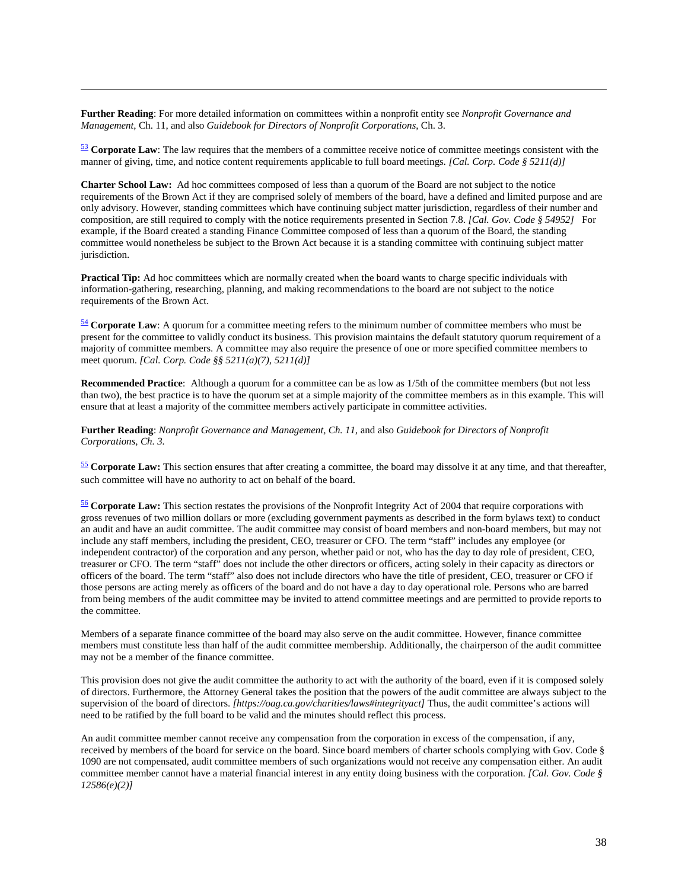**Further Reading**: For more detailed information on committees within a nonprofit entity see *Nonprofit Governance and Management*, Ch. 11, and also *Guidebook for Directors of Nonprofit Corporations*, Ch. 3.

[53] **Corporate Law**: The law requires that the members of a committee receive notice of committee meetings consistent with the manner of giving, time, and notice content requirements applicable to full board meetings. *[Cal. Corp. Code § 5211(d)]*

**Charter School Law:** Ad hoc committees composed of less than a quorum of the Board are not subject to the notice requirements of the Brown Act if they are comprised solely of members of the board, have a defined and limited purpose and are only advisory. However, standing committees which have continuing subject matter jurisdiction, regardless of their number and composition, are still required to comply with the notice requirements presented in Section 7.8. *[Cal. Gov. Code § 54952]* For example, if the Board created a standing Finance Committee composed of less than a quorum of the Board, the standing committee would nonetheless be subject to the Brown Act because it is a standing committee with continuing subject matter jurisdiction.

**Practical Tip:** Ad hoc committees which are normally created when the board wants to charge specific individuals with information-gathering, researching, planning, and making recommendations to the board are not subject to the notice requirements of the Brown Act.

[54] **Corporate Law**: A quorum for a committee meeting refers to the minimum number of committee members who must be present for the committee to validly conduct its business. This provision maintains the default statutory quorum requirement of a majority of committee members. A committee may also require the presence of one or more specified committee members to meet quorum. *[Cal. Corp. Code §§ 5211(a)(7), 5211(d)]*

**Recommended Practice**: Although a quorum for a committee can be as low as 1/5th of the committee members (but not less than two), the best practice is to have the quorum set at a simple majority of the committee members as in this example. This will ensure that at least a majority of the committee members actively participate in committee activities.

**Further Reading**: *Nonprofit Governance and Management, Ch. 11,* and also *Guidebook for Directors of Nonprofit Corporations, Ch. 3.*

[55] **Corporate Law:** This section ensures that after creating a committee, the board may dissolve it at any time, and that thereafter, such committee will have no authority to act on behalf of the board.

[56] **Corporate Law:** This section restates the provisions of the Nonprofit Integrity Act of 2004 that require corporations with gross revenues of two million dollars or more (excluding government payments as described in the form bylaws text) to conduct an audit and have an audit committee. The audit committee may consist of board members and non-board members, but may not include any staff members, including the president, CEO, treasurer or CFO. The term "staff" includes any employee (or independent contractor) of the corporation and any person, whether paid or not, who has the day to day role of president, CEO, treasurer or CFO. The term "staff" does not include the other directors or officers, acting solely in their capacity as directors or officers of the board. The term "staff" also does not include directors who have the title of president, CEO, treasurer or CFO if those persons are acting merely as officers of the board and do not have a day to day operational role. Persons who are barred from being members of the audit committee may be invited to attend committee meetings and are permitted to provide reports to the committee.

Members of a separate finance committee of the board may also serve on the audit committee. However, finance committee members must constitute less than half of the audit committee membership. Additionally, the chairperson of the audit committee may not be a member of the finance committee.

This provision does not give the audit committee the authority to act with the authority of the board, even if it is composed solely of directors. Furthermore, the Attorney General takes the position that the powers of the audit committee are always subject to the supervision of the board of directors. *[https://oag.ca.gov/charities/laws#integrityact]* Thus, the audit committee's actions will need to be ratified by the full board to be valid and the minutes should reflect this process.

An audit committee member cannot receive any compensation from the corporation in excess of the compensation, if any, received by members of the board for service on the board. Since board members of charter schools complying with Gov. Code § 1090 are not compensated, audit committee members of such organizations would not receive any compensation either. An audit committee member cannot have a material financial interest in any entity doing business with the corporation. *[Cal. Gov. Code § 12586(e)(2)]*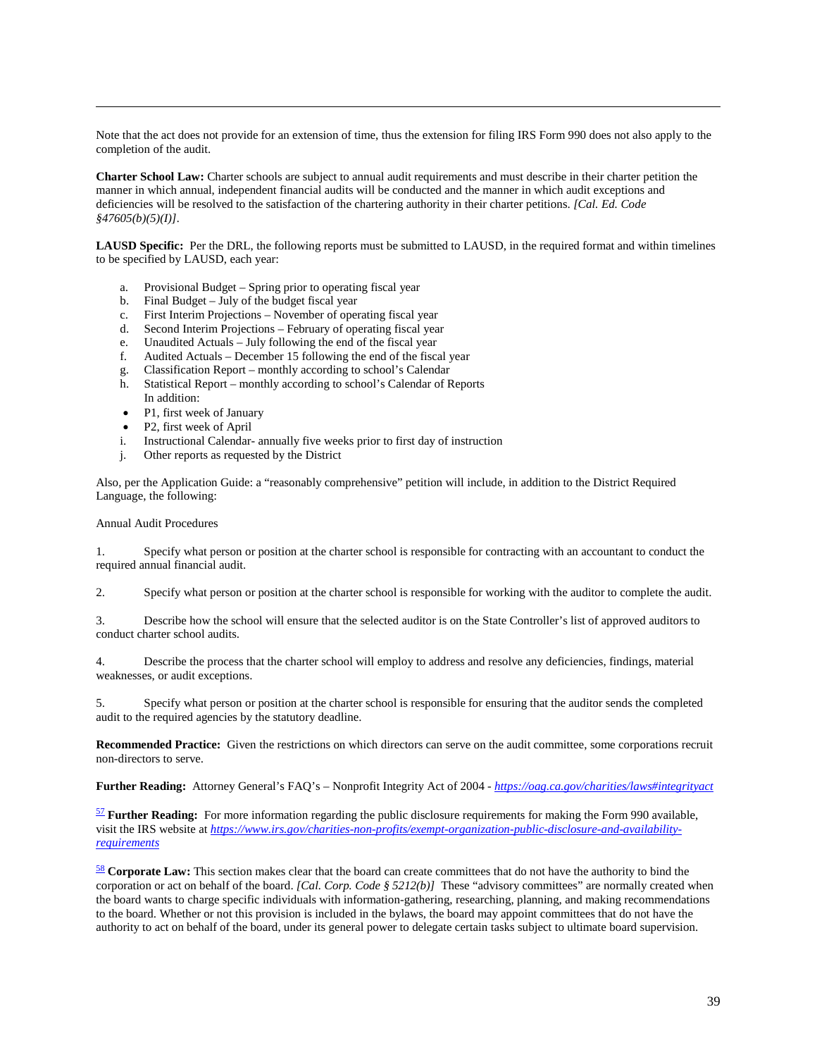Note that the act does not provide for an extension of time, thus the extension for filing IRS Form 990 does not also apply to the completion of the audit.

**Charter School Law:** Charter schools are subject to annual audit requirements and must describe in their charter petition the manner in which annual, independent financial audits will be conducted and the manner in which audit exceptions and deficiencies will be resolved to the satisfaction of the chartering authority in their charter petitions. *[Cal. Ed. Code §47605(b)(5)(I)]*.

**LAUSD Specific:** Per the DRL, the following reports must be submitted to LAUSD, in the required format and within timelines to be specified by LAUSD, each year:

a. Provisional Budget – Spring prior to operating fiscal year
b. Final Budget – July of the budget fiscal year
c. First Interim Projections – November of operating fiscal year
d. Second Interim Projections – February of operating fiscal year
e. Unaudited Actuals – July following the end of the fiscal year
f. Audited Actuals – December 15 following the end of the fiscal year
g. Classification Report – monthly according to school's Calendar
h. Statistical Report – monthly according to school's Calendar of Reports
   In addition:
   - P1, first week of January
   - P2, first week of April
i. Instructional Calendar- annually five weeks prior to first day of instruction
j. Other reports as requested by the District

Also, per the Application Guide: a "reasonably comprehensive" petition will include, in addition to the District Required Language, the following:

Annual Audit Procedures

1. Specify what person or position at the charter school is responsible for contracting with an accountant to conduct the required annual financial audit.

2. Specify what person or position at the charter school is responsible for working with the auditor to complete the audit.

3. Describe how the school will ensure that the selected auditor is on the State Controller's list of approved auditors to conduct charter school audits.

4. Describe the process that the charter school will employ to address and resolve any deficiencies, findings, material weaknesses, or audit exceptions.

5. Specify what person or position at the charter school is responsible for ensuring that the auditor sends the completed audit to the required agencies by the statutory deadline.

**Recommended Practice:** Given the restrictions on which directors can serve on the audit committee, some corporations recruit non-directors to serve.

**Further Reading:** Attorney General's FAQ's – Nonprofit Integrity Act of 2004 - *https://oag.ca.gov/charities/laws#integrityact*

[57] **Further Reading:** For more information regarding the public disclosure requirements for making the Form 990 available, visit the IRS website at *https://www.irs.gov/charities-non-profits/exempt-organization-public-disclosure-and-availability-requirements*

[58] **Corporate Law:** This section makes clear that the board can create committees that do not have the authority to bind the corporation or act on behalf of the board. *[Cal. Corp. Code § 5212(b)]* These "advisory committees" are normally created when the board wants to charge specific individuals with information-gathering, researching, planning, and making recommendations to the board. Whether or not this provision is included in the bylaws, the board may appoint committees that do not have the authority to act on behalf of the board, under its general power to delegate certain tasks subject to ultimate board supervision.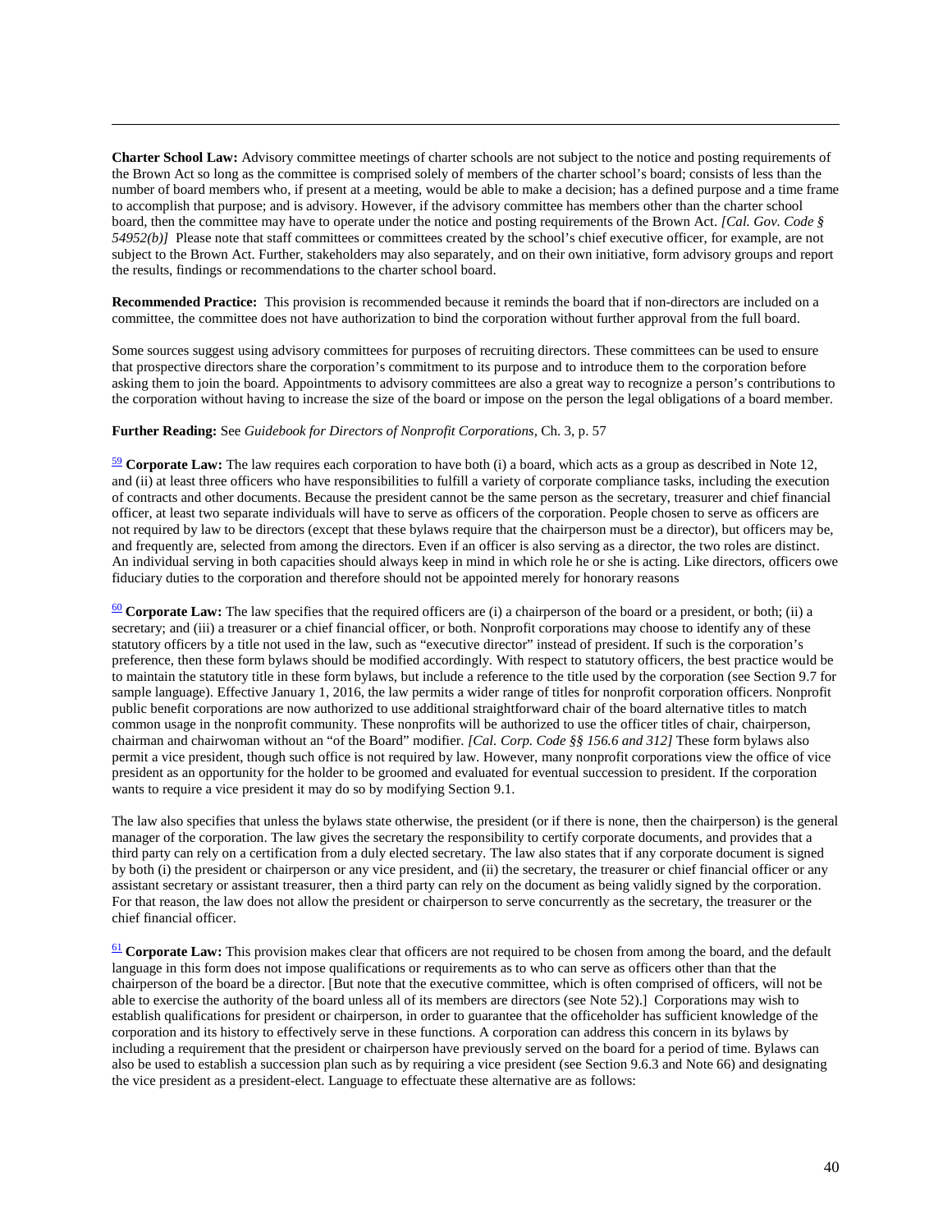**Charter School Law:** Advisory committee meetings of charter schools are not subject to the notice and posting requirements of the Brown Act so long as the committee is comprised solely of members of the charter school's board; consists of less than the number of board members who, if present at a meeting, would be able to make a decision; has a defined purpose and a time frame to accomplish that purpose; and is advisory. However, if the advisory committee has members other than the charter school board, then the committee may have to operate under the notice and posting requirements of the Brown Act. *[Cal. Gov. Code § 54952(b)]* Please note that staff committees or committees created by the school's chief executive officer, for example, are not subject to the Brown Act. Further, stakeholders may also separately, and on their own initiative, form advisory groups and report the results, findings or recommendations to the charter school board.

**Recommended Practice:** This provision is recommended because it reminds the board that if non-directors are included on a committee, the committee does not have authorization to bind the corporation without further approval from the full board.

Some sources suggest using advisory committees for purposes of recruiting directors. These committees can be used to ensure that prospective directors share the corporation's commitment to its purpose and to introduce them to the corporation before asking them to join the board. Appointments to advisory committees are also a great way to recognize a person's contributions to the corporation without having to increase the size of the board or impose on the person the legal obligations of a board member.

**Further Reading:** See *Guidebook for Directors of Nonprofit Corporations*, Ch. 3, p. 57

[59] **Corporate Law:** The law requires each corporation to have both (i) a board, which acts as a group as described in Note 12, and (ii) at least three officers who have responsibilities to fulfill a variety of corporate compliance tasks, including the execution of contracts and other documents. Because the president cannot be the same person as the secretary, treasurer and chief financial officer, at least two separate individuals will have to serve as officers of the corporation. People chosen to serve as officers are not required by law to be directors (except that these bylaws require that the chairperson must be a director), but officers may be, and frequently are, selected from among the directors. Even if an officer is also serving as a director, the two roles are distinct. An individual serving in both capacities should always keep in mind in which role he or she is acting. Like directors, officers owe fiduciary duties to the corporation and therefore should not be appointed merely for honorary reasons

[60] **Corporate Law:** The law specifies that the required officers are (i) a chairperson of the board or a president, or both; (ii) a secretary; and (iii) a treasurer or a chief financial officer, or both. Nonprofit corporations may choose to identify any of these statutory officers by a title not used in the law, such as "executive director" instead of president. If such is the corporation's preference, then these form bylaws should be modified accordingly. With respect to statutory officers, the best practice would be to maintain the statutory title in these form bylaws, but include a reference to the title used by the corporation (see Section 9.7 for sample language). Effective January 1, 2016, the law permits a wider range of titles for nonprofit corporation officers. Nonprofit public benefit corporations are now authorized to use additional straightforward chair of the board alternative titles to match common usage in the nonprofit community. These nonprofits will be authorized to use the officer titles of chair, chairperson, chairman and chairwoman without an "of the Board" modifier. *[Cal. Corp. Code §§ 156.6 and 312]* These form bylaws also permit a vice president, though such office is not required by law. However, many nonprofit corporations view the office of vice president as an opportunity for the holder to be groomed and evaluated for eventual succession to president. If the corporation wants to require a vice president it may do so by modifying Section 9.1.

The law also specifies that unless the bylaws state otherwise, the president (or if there is none, then the chairperson) is the general manager of the corporation. The law gives the secretary the responsibility to certify corporate documents, and provides that a third party can rely on a certification from a duly elected secretary. The law also states that if any corporate document is signed by both (i) the president or chairperson or any vice president, and (ii) the secretary, the treasurer or chief financial officer or any assistant secretary or assistant treasurer, then a third party can rely on the document as being validly signed by the corporation. For that reason, the law does not allow the president or chairperson to serve concurrently as the secretary, the treasurer or the chief financial officer.

[61] **Corporate Law:** This provision makes clear that officers are not required to be chosen from among the board, and the default language in this form does not impose qualifications or requirements as to who can serve as officers other than that the chairperson of the board be a director. [But note that the executive committee, which is often comprised of officers, will not be able to exercise the authority of the board unless all of its members are directors (see Note 52).] Corporations may wish to establish qualifications for president or chairperson, in order to guarantee that the officeholder has sufficient knowledge of the corporation and its history to effectively serve in these functions. A corporation can address this concern in its bylaws by including a requirement that the president or chairperson have previously served on the board for a period of time. Bylaws can also be used to establish a succession plan such as by requiring a vice president (see Section 9.6.3 and Note 66) and designating the vice president as a president-elect. Language to effectuate these alternative are as follows: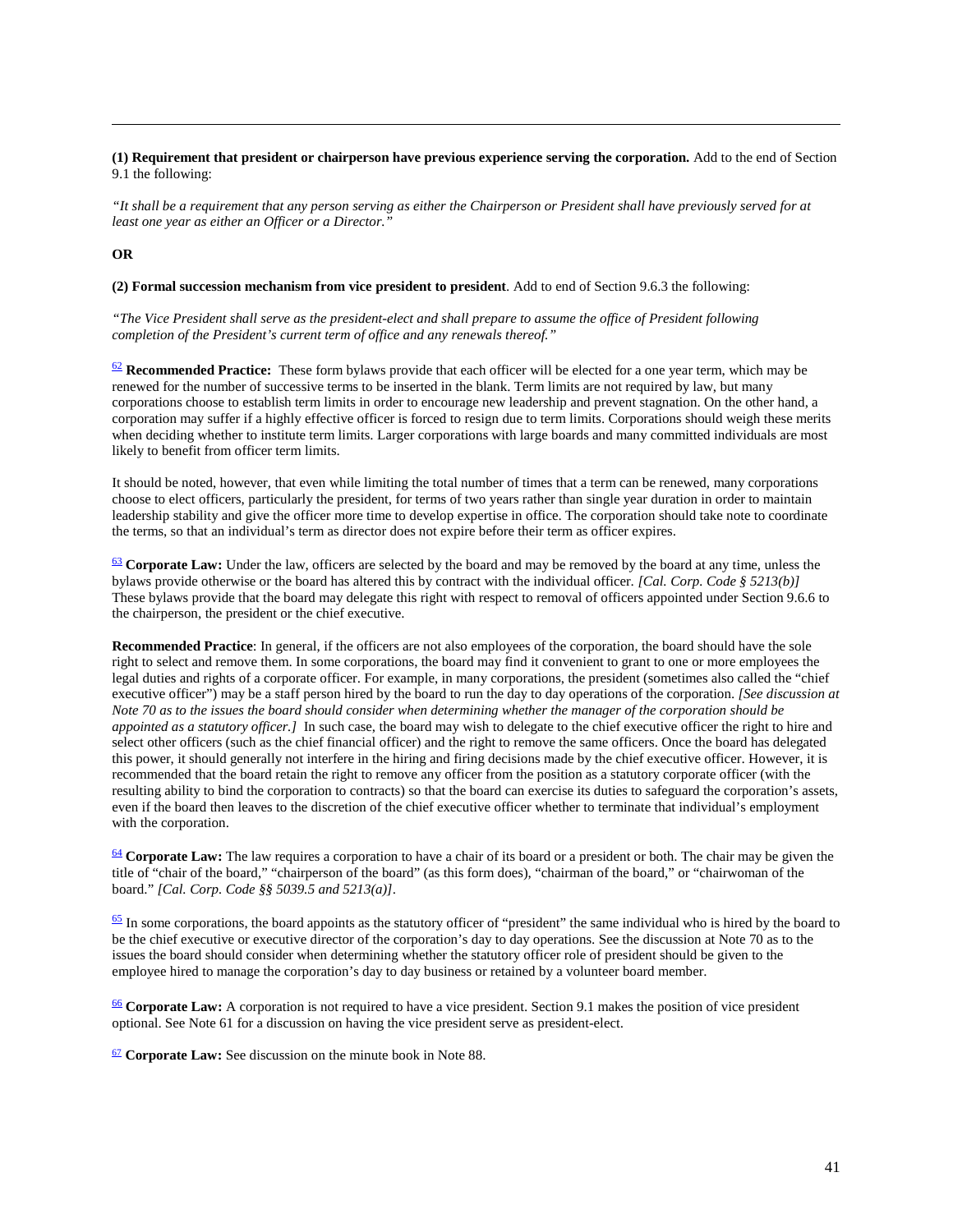**(1) Requirement that president or chairperson have previous experience serving the corporation.** Add to the end of Section 9.1 the following:

*"It shall be a requirement that any person serving as either the Chairperson or President shall have previously served for at least one year as either an Officer or a Director."*

**OR**

**(2) Formal succession mechanism from vice president to president**. Add to end of Section 9.6.3 the following:

*"The Vice President shall serve as the president-elect and shall prepare to assume the office of President following completion of the President's current term of office and any renewals thereof."*

[62] **Recommended Practice:** These form bylaws provide that each officer will be elected for a one year term, which may be renewed for the number of successive terms to be inserted in the blank. Term limits are not required by law, but many corporations choose to establish term limits in order to encourage new leadership and prevent stagnation. On the other hand, a corporation may suffer if a highly effective officer is forced to resign due to term limits. Corporations should weigh these merits when deciding whether to institute term limits. Larger corporations with large boards and many committed individuals are most likely to benefit from officer term limits.

It should be noted, however, that even while limiting the total number of times that a term can be renewed, many corporations choose to elect officers, particularly the president, for terms of two years rather than single year duration in order to maintain leadership stability and give the officer more time to develop expertise in office. The corporation should take note to coordinate the terms, so that an individual's term as director does not expire before their term as officer expires.

[63] **Corporate Law:** Under the law, officers are selected by the board and may be removed by the board at any time, unless the bylaws provide otherwise or the board has altered this by contract with the individual officer. *[Cal. Corp. Code § 5213(b)]* These bylaws provide that the board may delegate this right with respect to removal of officers appointed under Section 9.6.6 to the chairperson, the president or the chief executive.

**Recommended Practice**: In general, if the officers are not also employees of the corporation, the board should have the sole right to select and remove them. In some corporations, the board may find it convenient to grant to one or more employees the legal duties and rights of a corporate officer. For example, in many corporations, the president (sometimes also called the "chief executive officer") may be a staff person hired by the board to run the day to day operations of the corporation. *[See discussion at Note 70 as to the issues the board should consider when determining whether the manager of the corporation should be appointed as a statutory officer.]* In such case, the board may wish to delegate to the chief executive officer the right to hire and select other officers (such as the chief financial officer) and the right to remove the same officers. Once the board has delegated this power, it should generally not interfere in the hiring and firing decisions made by the chief executive officer. However, it is recommended that the board retain the right to remove any officer from the position as a statutory corporate officer (with the resulting ability to bind the corporation to contracts) so that the board can exercise its duties to safeguard the corporation's assets, even if the board then leaves to the discretion of the chief executive officer whether to terminate that individual's employment with the corporation.

[64] **Corporate Law:** The law requires a corporation to have a chair of its board or a president or both. The chair may be given the title of "chair of the board," "chairperson of the board" (as this form does), "chairman of the board," or "chairwoman of the board." *[Cal. Corp. Code §§ 5039.5 and 5213(a)]*.

[65] In some corporations, the board appoints as the statutory officer of "president" the same individual who is hired by the board to be the chief executive or executive director of the corporation's day to day operations. See the discussion at Note 70 as to the issues the board should consider when determining whether the statutory officer role of president should be given to the employee hired to manage the corporation's day to day business or retained by a volunteer board member.

[66] **Corporate Law:** A corporation is not required to have a vice president. Section 9.1 makes the position of vice president optional. See Note 61 for a discussion on having the vice president serve as president-elect.

[67] **Corporate Law:** See discussion on the minute book in Note 88.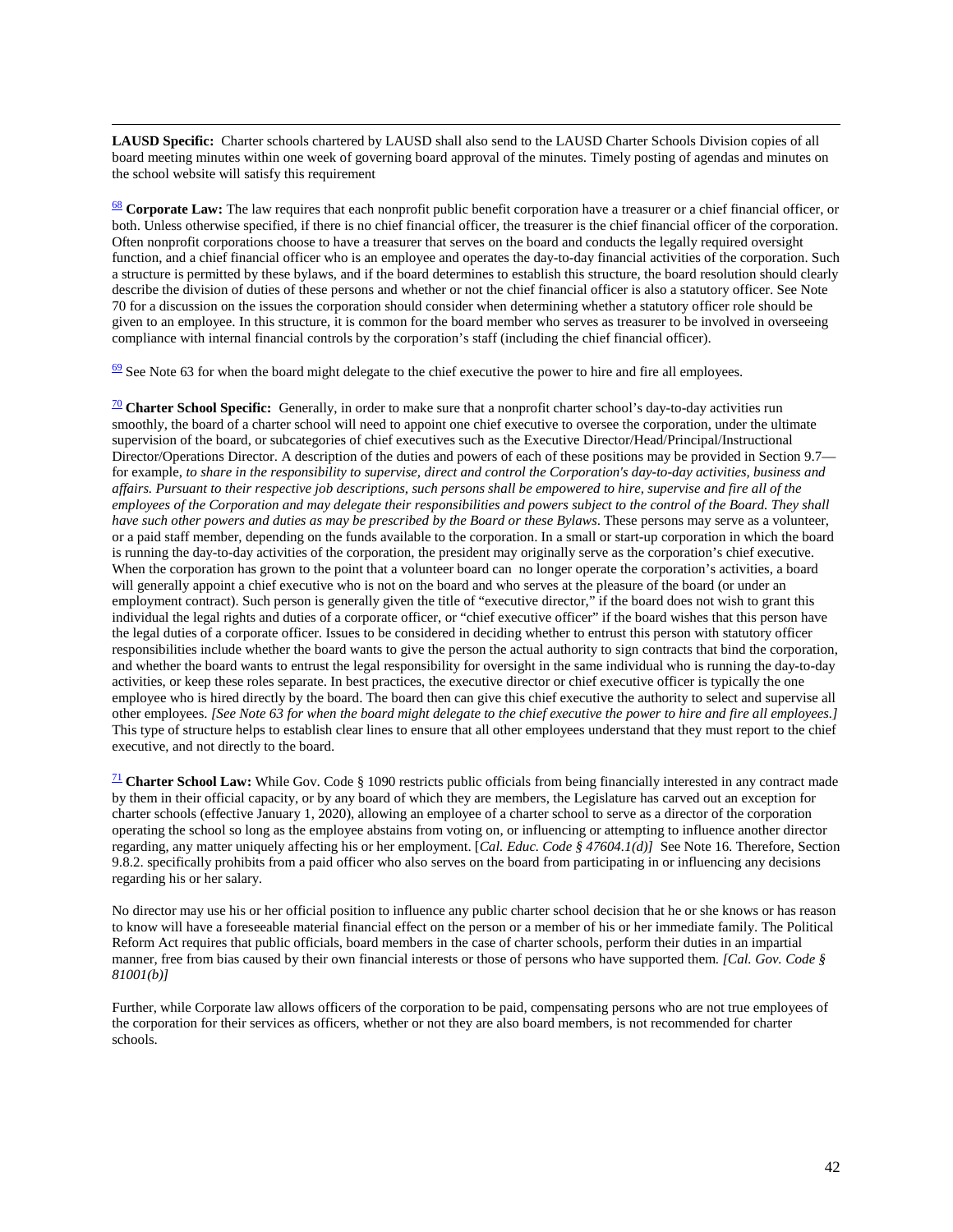**LAUSD Specific:** Charter schools chartered by LAUSD shall also send to the LAUSD Charter Schools Division copies of all board meeting minutes within one week of governing board approval of the minutes. Timely posting of agendas and minutes on the school website will satisfy this requirement

[68] **Corporate Law:** The law requires that each nonprofit public benefit corporation have a treasurer or a chief financial officer, or both. Unless otherwise specified, if there is no chief financial officer, the treasurer is the chief financial officer of the corporation. Often nonprofit corporations choose to have a treasurer that serves on the board and conducts the legally required oversight function, and a chief financial officer who is an employee and operates the day-to-day financial activities of the corporation. Such a structure is permitted by these bylaws, and if the board determines to establish this structure, the board resolution should clearly describe the division of duties of these persons and whether or not the chief financial officer is also a statutory officer. See Note 70 for a discussion on the issues the corporation should consider when determining whether a statutory officer role should be given to an employee. In this structure, it is common for the board member who serves as treasurer to be involved in overseeing compliance with internal financial controls by the corporation's staff (including the chief financial officer).

[69] See Note 63 for when the board might delegate to the chief executive the power to hire and fire all employees.

[70] **Charter School Specific:** Generally, in order to make sure that a nonprofit charter school's day-to-day activities run smoothly, the board of a charter school will need to appoint one chief executive to oversee the corporation, under the ultimate supervision of the board, or subcategories of chief executives such as the Executive Director/Head/Principal/Instructional Director/Operations Director. A description of the duties and powers of each of these positions may be provided in Section 9.7—for example, *to share in the responsibility to supervise, direct and control the Corporation's day-to-day activities, business and affairs. Pursuant to their respective job descriptions, such persons shall be empowered to hire, supervise and fire all of the employees of the Corporation and may delegate their responsibilities and powers subject to the control of the Board. They shall have such other powers and duties as may be prescribed by the Board or these Bylaws*. These persons may serve as a volunteer, or a paid staff member, depending on the funds available to the corporation. In a small or start-up corporation in which the board is running the day-to-day activities of the corporation, the president may originally serve as the corporation's chief executive. When the corporation has grown to the point that a volunteer board can no longer operate the corporation's activities, a board will generally appoint a chief executive who is not on the board and who serves at the pleasure of the board (or under an employment contract). Such person is generally given the title of "executive director," if the board does not wish to grant this individual the legal rights and duties of a corporate officer, or "chief executive officer" if the board wishes that this person have the legal duties of a corporate officer. Issues to be considered in deciding whether to entrust this person with statutory officer responsibilities include whether the board wants to give the person the actual authority to sign contracts that bind the corporation, and whether the board wants to entrust the legal responsibility for oversight in the same individual who is running the day-to-day activities, or keep these roles separate. In best practices, the executive director or chief executive officer is typically the one employee who is hired directly by the board. The board then can give this chief executive the authority to select and supervise all other employees. *[See Note 63 for when the board might delegate to the chief executive the power to hire and fire all employees.]* This type of structure helps to establish clear lines to ensure that all other employees understand that they must report to the chief executive, and not directly to the board.

[71] **Charter School Law:** While Gov. Code § 1090 restricts public officials from being financially interested in any contract made by them in their official capacity, or by any board of which they are members, the Legislature has carved out an exception for charter schools (effective January 1, 2020), allowing an employee of a charter school to serve as a director of the corporation operating the school so long as the employee abstains from voting on, or influencing or attempting to influence another director regarding, any matter uniquely affecting his or her employment. [*Cal. Educ. Code § 47604.1(d)]* See Note 16. Therefore, Section 9.8.2. specifically prohibits from a paid officer who also serves on the board from participating in or influencing any decisions regarding his or her salary.

No director may use his or her official position to influence any public charter school decision that he or she knows or has reason to know will have a foreseeable material financial effect on the person or a member of his or her immediate family. The Political Reform Act requires that public officials, board members in the case of charter schools, perform their duties in an impartial manner, free from bias caused by their own financial interests or those of persons who have supported them. *[Cal. Gov. Code § 81001(b)]*

Further, while Corporate law allows officers of the corporation to be paid, compensating persons who are not true employees of the corporation for their services as officers, whether or not they are also board members, is not recommended for charter schools.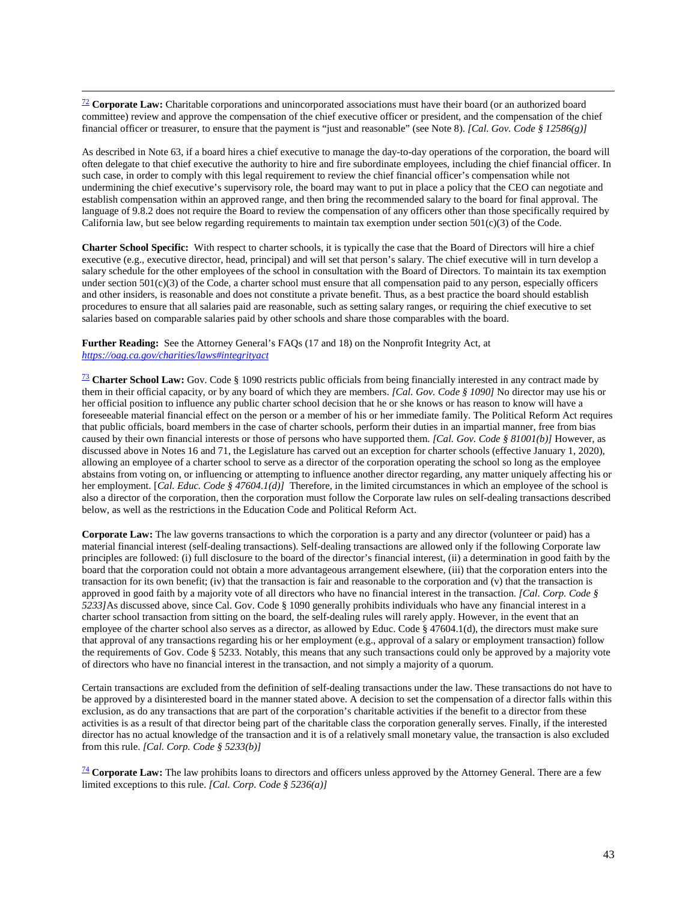[72] **Corporate Law:** Charitable corporations and unincorporated associations must have their board (or an authorized board committee) review and approve the compensation of the chief executive officer or president, and the compensation of the chief financial officer or treasurer, to ensure that the payment is "just and reasonable" (see Note 8). *[Cal. Gov. Code § 12586(g)]*

As described in Note 63, if a board hires a chief executive to manage the day-to-day operations of the corporation, the board will often delegate to that chief executive the authority to hire and fire subordinate employees, including the chief financial officer. In such case, in order to comply with this legal requirement to review the chief financial officer's compensation while not undermining the chief executive's supervisory role, the board may want to put in place a policy that the CEO can negotiate and establish compensation within an approved range, and then bring the recommended salary to the board for final approval. The language of 9.8.2 does not require the Board to review the compensation of any officers other than those specifically required by California law, but see below regarding requirements to maintain tax exemption under section 501(c)(3) of the Code.

**Charter School Specific:** With respect to charter schools, it is typically the case that the Board of Directors will hire a chief executive (e.g., executive director, head, principal) and will set that person's salary. The chief executive will in turn develop a salary schedule for the other employees of the school in consultation with the Board of Directors. To maintain its tax exemption under section 501(c)(3) of the Code, a charter school must ensure that all compensation paid to any person, especially officers and other insiders, is reasonable and does not constitute a private benefit. Thus, as a best practice the board should establish procedures to ensure that all salaries paid are reasonable, such as setting salary ranges, or requiring the chief executive to set salaries based on comparable salaries paid by other schools and share those comparables with the board.

**Further Reading:** See the Attorney General's FAQs (17 and 18) on the Nonprofit Integrity Act, at *https://oag.ca.gov/charities/laws#integrityact*

[73] **Charter School Law:** Gov. Code § 1090 restricts public officials from being financially interested in any contract made by them in their official capacity, or by any board of which they are members. *[Cal. Gov. Code § 1090]* No director may use his or her official position to influence any public charter school decision that he or she knows or has reason to know will have a foreseeable material financial effect on the person or a member of his or her immediate family. The Political Reform Act requires that public officials, board members in the case of charter schools, perform their duties in an impartial manner, free from bias caused by their own financial interests or those of persons who have supported them. *[Cal. Gov. Code § 81001(b)]* However, as discussed above in Notes 16 and 71, the Legislature has carved out an exception for charter schools (effective January 1, 2020), allowing an employee of a charter school to serve as a director of the corporation operating the school so long as the employee abstains from voting on, or influencing or attempting to influence another director regarding, any matter uniquely affecting his or her employment. [*Cal. Educ. Code § 47604.1(d)]* Therefore, in the limited circumstances in which an employee of the school is also a director of the corporation, then the corporation must follow the Corporate law rules on self-dealing transactions described below, as well as the restrictions in the Education Code and Political Reform Act.

**Corporate Law:** The law governs transactions to which the corporation is a party and any director (volunteer or paid) has a material financial interest (self-dealing transactions). Self-dealing transactions are allowed only if the following Corporate law principles are followed: (i) full disclosure to the board of the director's financial interest, (ii) a determination in good faith by the board that the corporation could not obtain a more advantageous arrangement elsewhere, (iii) that the corporation enters into the transaction for its own benefit; (iv) that the transaction is fair and reasonable to the corporation and (v) that the transaction is approved in good faith by a majority vote of all directors who have no financial interest in the transaction. *[Cal. Corp. Code § 5233]*As discussed above, since Cal. Gov. Code § 1090 generally prohibits individuals who have any financial interest in a charter school transaction from sitting on the board, the self-dealing rules will rarely apply. However, in the event that an employee of the charter school also serves as a director, as allowed by Educ. Code § 47604.1(d), the directors must make sure that approval of any transactions regarding his or her employment (e.g., approval of a salary or employment transaction) follow the requirements of Gov. Code § 5233. Notably, this means that any such transactions could only be approved by a majority vote of directors who have no financial interest in the transaction, and not simply a majority of a quorum.

Certain transactions are excluded from the definition of self-dealing transactions under the law. These transactions do not have to be approved by a disinterested board in the manner stated above. A decision to set the compensation of a director falls within this exclusion, as do any transactions that are part of the corporation's charitable activities if the benefit to a director from these activities is as a result of that director being part of the charitable class the corporation generally serves. Finally, if the interested director has no actual knowledge of the transaction and it is of a relatively small monetary value, the transaction is also excluded from this rule. *[Cal. Corp. Code § 5233(b)]*

[74] **Corporate Law:** The law prohibits loans to directors and officers unless approved by the Attorney General. There are a few limited exceptions to this rule. *[Cal. Corp. Code § 5236(a)]*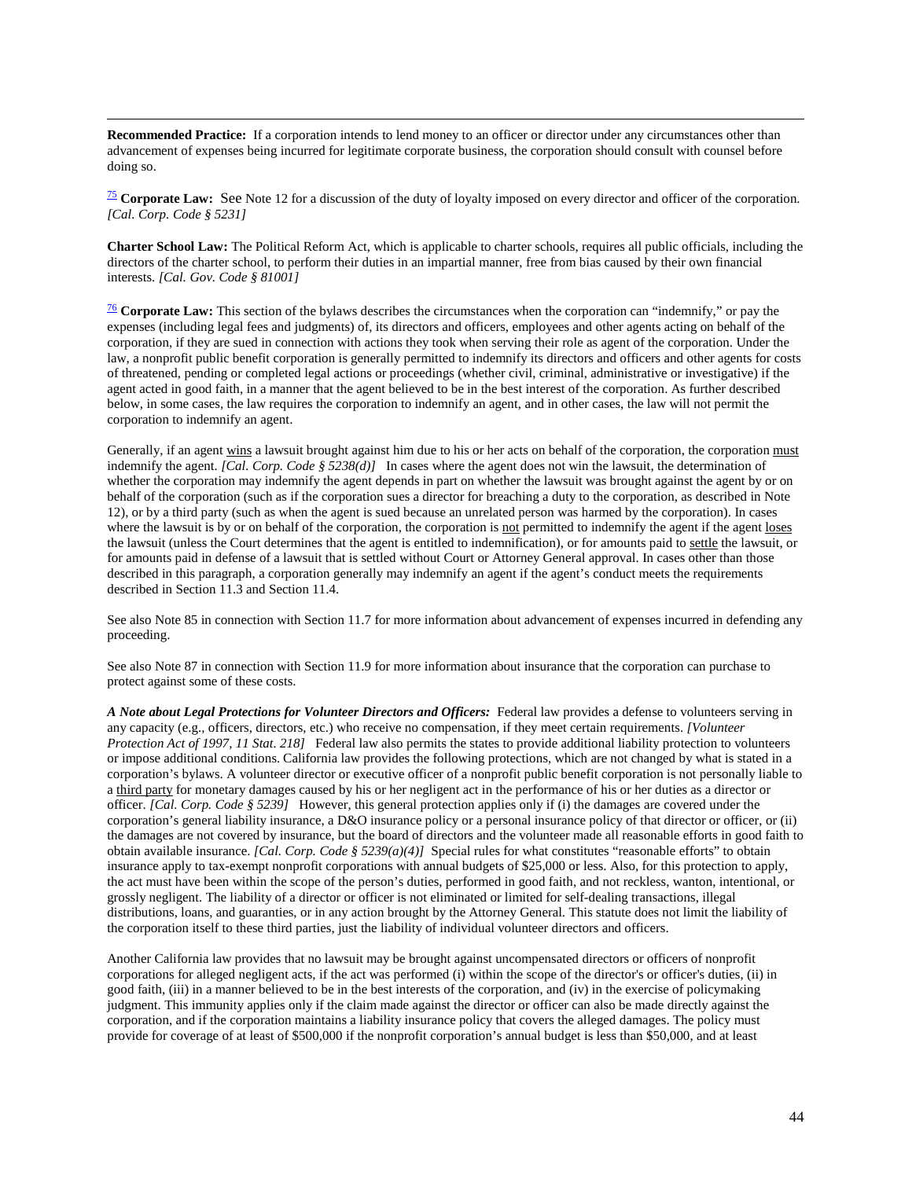**Recommended Practice:** If a corporation intends to lend money to an officer or director under any circumstances other than advancement of expenses being incurred for legitimate corporate business, the corporation should consult with counsel before doing so.

[75] **Corporate Law:** See Note 12 for a discussion of the duty of loyalty imposed on every director and officer of the corporation. *[Cal. Corp. Code § 5231]*

**Charter School Law:** The Political Reform Act, which is applicable to charter schools, requires all public officials, including the directors of the charter school, to perform their duties in an impartial manner, free from bias caused by their own financial interests. *[Cal. Gov. Code § 81001]*

[76] **Corporate Law:** This section of the bylaws describes the circumstances when the corporation can "indemnify," or pay the expenses (including legal fees and judgments) of, its directors and officers, employees and other agents acting on behalf of the corporation, if they are sued in connection with actions they took when serving their role as agent of the corporation. Under the law, a nonprofit public benefit corporation is generally permitted to indemnify its directors and officers and other agents for costs of threatened, pending or completed legal actions or proceedings (whether civil, criminal, administrative or investigative) if the agent acted in good faith, in a manner that the agent believed to be in the best interest of the corporation. As further described below, in some cases, the law requires the corporation to indemnify an agent, and in other cases, the law will not permit the corporation to indemnify an agent.

Generally, if an agent wins a lawsuit brought against him due to his or her acts on behalf of the corporation, the corporation must indemnify the agent. *[Cal. Corp. Code § 5238(d)]* In cases where the agent does not win the lawsuit, the determination of whether the corporation may indemnify the agent depends in part on whether the lawsuit was brought against the agent by or on behalf of the corporation (such as if the corporation sues a director for breaching a duty to the corporation, as described in Note 12), or by a third party (such as when the agent is sued because an unrelated person was harmed by the corporation). In cases where the lawsuit is by or on behalf of the corporation, the corporation is not permitted to indemnify the agent if the agent loses the lawsuit (unless the Court determines that the agent is entitled to indemnification), or for amounts paid to settle the lawsuit, or for amounts paid in defense of a lawsuit that is settled without Court or Attorney General approval. In cases other than those described in this paragraph, a corporation generally may indemnify an agent if the agent's conduct meets the requirements described in Section 11.3 and Section 11.4.

See also Note 85 in connection with Section 11.7 for more information about advancement of expenses incurred in defending any proceeding.

See also Note 87 in connection with Section 11.9 for more information about insurance that the corporation can purchase to protect against some of these costs.

***A Note about Legal Protections for Volunteer Directors and Officers:*** Federal law provides a defense to volunteers serving in any capacity (e.g., officers, directors, etc.) who receive no compensation, if they meet certain requirements. *[Volunteer Protection Act of 1997, 11 Stat. 218]* Federal law also permits the states to provide additional liability protection to volunteers or impose additional conditions. California law provides the following protections, which are not changed by what is stated in a corporation's bylaws. A volunteer director or executive officer of a nonprofit public benefit corporation is not personally liable to a third party for monetary damages caused by his or her negligent act in the performance of his or her duties as a director or officer. *[Cal. Corp. Code § 5239]* However, this general protection applies only if (i) the damages are covered under the corporation's general liability insurance, a D&O insurance policy or a personal insurance policy of that director or officer, or (ii) the damages are not covered by insurance, but the board of directors and the volunteer made all reasonable efforts in good faith to obtain available insurance. *[Cal. Corp. Code § 5239(a)(4)]* Special rules for what constitutes "reasonable efforts" to obtain insurance apply to tax-exempt nonprofit corporations with annual budgets of $25,000 or less. Also, for this protection to apply, the act must have been within the scope of the person's duties, performed in good faith, and not reckless, wanton, intentional, or grossly negligent. The liability of a director or officer is not eliminated or limited for self-dealing transactions, illegal distributions, loans, and guaranties, or in any action brought by the Attorney General. This statute does not limit the liability of the corporation itself to these third parties, just the liability of individual volunteer directors and officers.

Another California law provides that no lawsuit may be brought against uncompensated directors or officers of nonprofit corporations for alleged negligent acts, if the act was performed (i) within the scope of the director's or officer's duties, (ii) in good faith, (iii) in a manner believed to be in the best interests of the corporation, and (iv) in the exercise of policymaking judgment. This immunity applies only if the claim made against the director or officer can also be made directly against the corporation, and if the corporation maintains a liability insurance policy that covers the alleged damages. The policy must provide for coverage of at least of $500,000 if the nonprofit corporation's annual budget is less than $50,000, and at least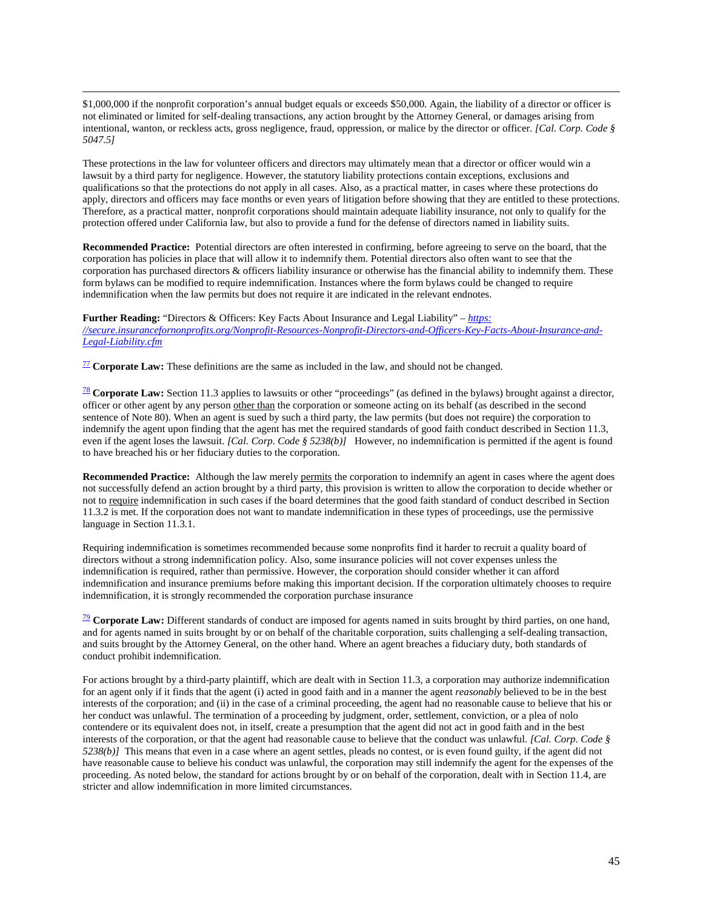$1,000,000 if the nonprofit corporation's annual budget equals or exceeds $50,000. Again, the liability of a director or officer is not eliminated or limited for self-dealing transactions, any action brought by the Attorney General, or damages arising from intentional, wanton, or reckless acts, gross negligence, fraud, oppression, or malice by the director or officer. *[Cal. Corp. Code § 5047.5]*

These protections in the law for volunteer officers and directors may ultimately mean that a director or officer would win a lawsuit by a third party for negligence. However, the statutory liability protections contain exceptions, exclusions and qualifications so that the protections do not apply in all cases. Also, as a practical matter, in cases where these protections do apply, directors and officers may face months or even years of litigation before showing that they are entitled to these protections. Therefore, as a practical matter, nonprofit corporations should maintain adequate liability insurance, not only to qualify for the protection offered under California law, but also to provide a fund for the defense of directors named in liability suits.

**Recommended Practice:** Potential directors are often interested in confirming, before agreeing to serve on the board, that the corporation has policies in place that will allow it to indemnify them. Potential directors also often want to see that the corporation has purchased directors & officers liability insurance or otherwise has the financial ability to indemnify them. These form bylaws can be modified to require indemnification. Instances where the form bylaws could be changed to require indemnification when the law permits but does not require it are indicated in the relevant endnotes.

**Further Reading:** "Directors & Officers: Key Facts About Insurance and Legal Liability" – *https://secure.insurancefornonprofits.org/Nonprofit-Resources-Nonprofit-Directors-and-Officers-Key-Facts-About-Insurance-and-Legal-Liability.cfm*

[77] **Corporate Law:** These definitions are the same as included in the law, and should not be changed.

[78] **Corporate Law:** Section 11.3 applies to lawsuits or other "proceedings" (as defined in the bylaws) brought against a director, officer or other agent by any person other than the corporation or someone acting on its behalf (as described in the second sentence of Note 80). When an agent is sued by such a third party, the law permits (but does not require) the corporation to indemnify the agent upon finding that the agent has met the required standards of good faith conduct described in Section 11.3, even if the agent loses the lawsuit. *[Cal. Corp. Code § 5238(b)]* However, no indemnification is permitted if the agent is found to have breached his or her fiduciary duties to the corporation.

**Recommended Practice:** Although the law merely permits the corporation to indemnify an agent in cases where the agent does not successfully defend an action brought by a third party, this provision is written to allow the corporation to decide whether or not to require indemnification in such cases if the board determines that the good faith standard of conduct described in Section 11.3.2 is met. If the corporation does not want to mandate indemnification in these types of proceedings, use the permissive language in Section 11.3.1.

Requiring indemnification is sometimes recommended because some nonprofits find it harder to recruit a quality board of directors without a strong indemnification policy. Also, some insurance policies will not cover expenses unless the indemnification is required, rather than permissive. However, the corporation should consider whether it can afford indemnification and insurance premiums before making this important decision. If the corporation ultimately chooses to require indemnification, it is strongly recommended the corporation purchase insurance

[79] **Corporate Law:** Different standards of conduct are imposed for agents named in suits brought by third parties, on one hand, and for agents named in suits brought by or on behalf of the charitable corporation, suits challenging a self-dealing transaction, and suits brought by the Attorney General, on the other hand. Where an agent breaches a fiduciary duty, both standards of conduct prohibit indemnification.

For actions brought by a third-party plaintiff, which are dealt with in Section 11.3, a corporation may authorize indemnification for an agent only if it finds that the agent (i) acted in good faith and in a manner the agent *reasonably* believed to be in the best interests of the corporation; and (ii) in the case of a criminal proceeding, the agent had no reasonable cause to believe that his or her conduct was unlawful. The termination of a proceeding by judgment, order, settlement, conviction, or a plea of nolo contendere or its equivalent does not, in itself, create a presumption that the agent did not act in good faith and in the best interests of the corporation, or that the agent had reasonable cause to believe that the conduct was unlawful. *[Cal. Corp. Code § 5238(b)]* This means that even in a case where an agent settles, pleads no contest, or is even found guilty, if the agent did not have reasonable cause to believe his conduct was unlawful, the corporation may still indemnify the agent for the expenses of the proceeding. As noted below, the standard for actions brought by or on behalf of the corporation, dealt with in Section 11.4, are stricter and allow indemnification in more limited circumstances.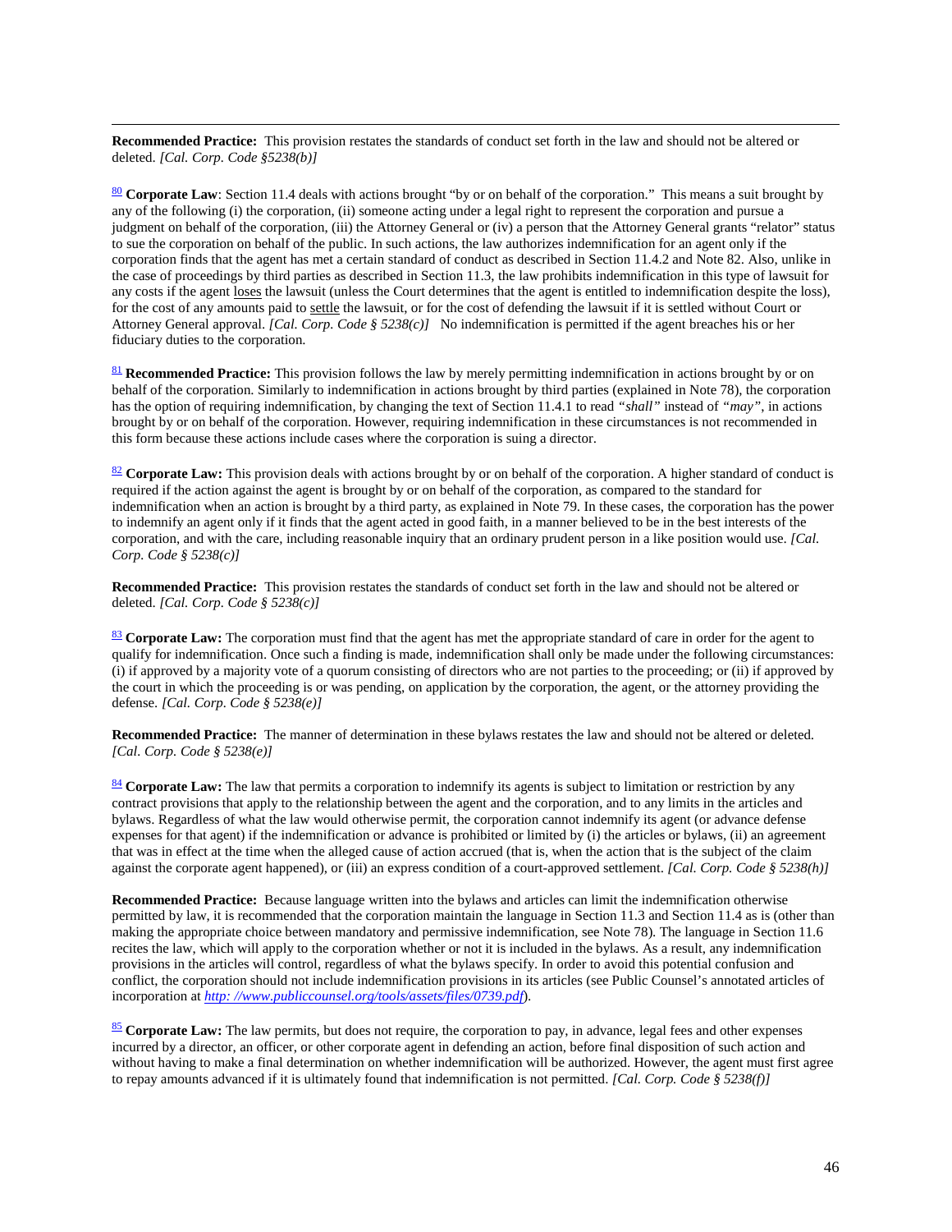**Recommended Practice:** This provision restates the standards of conduct set forth in the law and should not be altered or deleted. *[Cal. Corp. Code §5238(b)]*

[80] **Corporate Law**: Section 11.4 deals with actions brought "by or on behalf of the corporation." This means a suit brought by any of the following (i) the corporation, (ii) someone acting under a legal right to represent the corporation and pursue a judgment on behalf of the corporation, (iii) the Attorney General or (iv) a person that the Attorney General grants "relator" status to sue the corporation on behalf of the public. In such actions, the law authorizes indemnification for an agent only if the corporation finds that the agent has met a certain standard of conduct as described in Section 11.4.2 and Note 82. Also, unlike in the case of proceedings by third parties as described in Section 11.3, the law prohibits indemnification in this type of lawsuit for any costs if the agent <u>loses</u> the lawsuit (unless the Court determines that the agent is entitled to indemnification despite the loss), for the cost of any amounts paid to <u>settle</u> the lawsuit, or for the cost of defending the lawsuit if it is settled without Court or Attorney General approval. *[Cal. Corp. Code § 5238(c)]* No indemnification is permitted if the agent breaches his or her fiduciary duties to the corporation.

[81] **Recommended Practice:** This provision follows the law by merely permitting indemnification in actions brought by or on behalf of the corporation. Similarly to indemnification in actions brought by third parties (explained in Note 78), the corporation has the option of requiring indemnification, by changing the text of Section 11.4.1 to read *"shall"* instead of *"may"*, in actions brought by or on behalf of the corporation. However, requiring indemnification in these circumstances is not recommended in this form because these actions include cases where the corporation is suing a director.

[82] **Corporate Law:** This provision deals with actions brought by or on behalf of the corporation. A higher standard of conduct is required if the action against the agent is brought by or on behalf of the corporation, as compared to the standard for indemnification when an action is brought by a third party, as explained in Note 79. In these cases, the corporation has the power to indemnify an agent only if it finds that the agent acted in good faith, in a manner believed to be in the best interests of the corporation, and with the care, including reasonable inquiry that an ordinary prudent person in a like position would use. *[Cal. Corp. Code § 5238(c)]*

**Recommended Practice:** This provision restates the standards of conduct set forth in the law and should not be altered or deleted. *[Cal. Corp. Code § 5238(c)]*

[83] **Corporate Law:** The corporation must find that the agent has met the appropriate standard of care in order for the agent to qualify for indemnification. Once such a finding is made, indemnification shall only be made under the following circumstances: (i) if approved by a majority vote of a quorum consisting of directors who are not parties to the proceeding; or (ii) if approved by the court in which the proceeding is or was pending, on application by the corporation, the agent, or the attorney providing the defense. *[Cal. Corp. Code § 5238(e)]*

**Recommended Practice:** The manner of determination in these bylaws restates the law and should not be altered or deleted. *[Cal. Corp. Code § 5238(e)]*

[84] **Corporate Law:** The law that permits a corporation to indemnify its agents is subject to limitation or restriction by any contract provisions that apply to the relationship between the agent and the corporation, and to any limits in the articles and bylaws. Regardless of what the law would otherwise permit, the corporation cannot indemnify its agent (or advance defense expenses for that agent) if the indemnification or advance is prohibited or limited by (i) the articles or bylaws, (ii) an agreement that was in effect at the time when the alleged cause of action accrued (that is, when the action that is the subject of the claim against the corporate agent happened), or (iii) an express condition of a court-approved settlement. *[Cal. Corp. Code § 5238(h)]*

**Recommended Practice:** Because language written into the bylaws and articles can limit the indemnification otherwise permitted by law, it is recommended that the corporation maintain the language in Section 11.3 and Section 11.4 as is (other than making the appropriate choice between mandatory and permissive indemnification, see Note 78). The language in Section 11.6 recites the law, which will apply to the corporation whether or not it is included in the bylaws. As a result, any indemnification provisions in the articles will control, regardless of what the bylaws specify. In order to avoid this potential confusion and conflict, the corporation should not include indemnification provisions in its articles (see Public Counsel's annotated articles of incorporation at *http: //www.publiccounsel.org/tools/assets/files/0739.pdf*).

[85] **Corporate Law:** The law permits, but does not require, the corporation to pay, in advance, legal fees and other expenses incurred by a director, an officer, or other corporate agent in defending an action, before final disposition of such action and without having to make a final determination on whether indemnification will be authorized. However, the agent must first agree to repay amounts advanced if it is ultimately found that indemnification is not permitted. *[Cal. Corp. Code § 5238(f)]*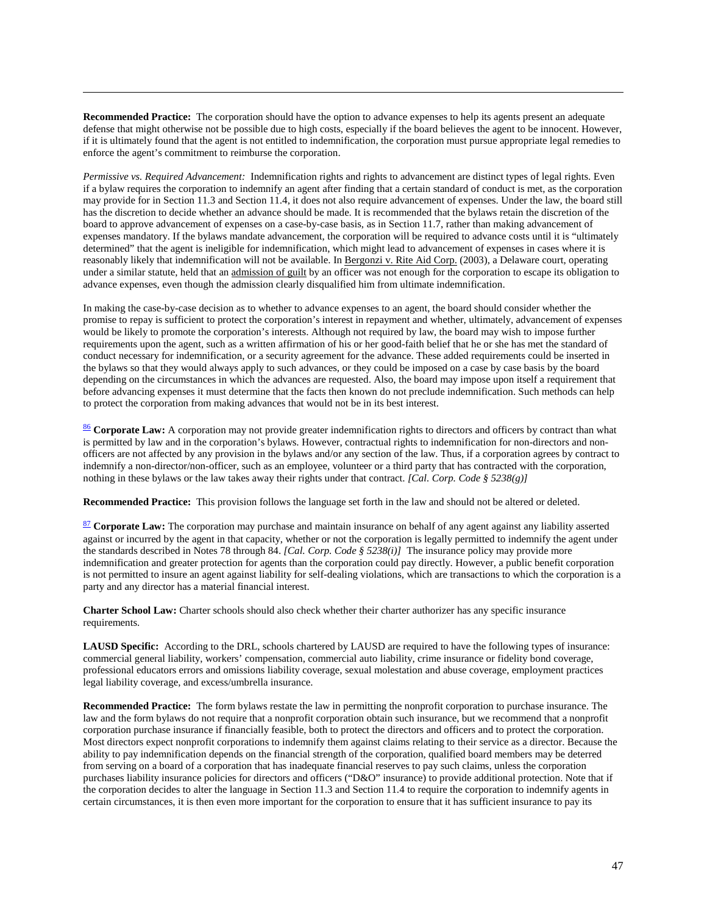**Recommended Practice:** The corporation should have the option to advance expenses to help its agents present an adequate defense that might otherwise not be possible due to high costs, especially if the board believes the agent to be innocent. However, if it is ultimately found that the agent is not entitled to indemnification, the corporation must pursue appropriate legal remedies to enforce the agent's commitment to reimburse the corporation.

*Permissive vs. Required Advancement:* Indemnification rights and rights to advancement are distinct types of legal rights. Even if a bylaw requires the corporation to indemnify an agent after finding that a certain standard of conduct is met, as the corporation may provide for in Section 11.3 and Section 11.4, it does not also require advancement of expenses. Under the law, the board still has the discretion to decide whether an advance should be made. It is recommended that the bylaws retain the discretion of the board to approve advancement of expenses on a case-by-case basis, as in Section 11.7, rather than making advancement of expenses mandatory. If the bylaws mandate advancement, the corporation will be required to advance costs until it is "ultimately determined" that the agent is ineligible for indemnification, which might lead to advancement of expenses in cases where it is reasonably likely that indemnification will not be available. In Bergonzi v. Rite Aid Corp. (2003), a Delaware court, operating under a similar statute, held that an admission of guilt by an officer was not enough for the corporation to escape its obligation to advance expenses, even though the admission clearly disqualified him from ultimate indemnification.

In making the case-by-case decision as to whether to advance expenses to an agent, the board should consider whether the promise to repay is sufficient to protect the corporation's interest in repayment and whether, ultimately, advancement of expenses would be likely to promote the corporation's interests. Although not required by law, the board may wish to impose further requirements upon the agent, such as a written affirmation of his or her good-faith belief that he or she has met the standard of conduct necessary for indemnification, or a security agreement for the advance. These added requirements could be inserted in the bylaws so that they would always apply to such advances, or they could be imposed on a case by case basis by the board depending on the circumstances in which the advances are requested. Also, the board may impose upon itself a requirement that before advancing expenses it must determine that the facts then known do not preclude indemnification. Such methods can help to protect the corporation from making advances that would not be in its best interest.

[86] **Corporate Law:** A corporation may not provide greater indemnification rights to directors and officers by contract than what is permitted by law and in the corporation's bylaws. However, contractual rights to indemnification for non-directors and non-officers are not affected by any provision in the bylaws and/or any section of the law. Thus, if a corporation agrees by contract to indemnify a non-director/non-officer, such as an employee, volunteer or a third party that has contracted with the corporation, nothing in these bylaws or the law takes away their rights under that contract. *[Cal. Corp. Code § 5238(g)]*

**Recommended Practice:** This provision follows the language set forth in the law and should not be altered or deleted.

[87] **Corporate Law:** The corporation may purchase and maintain insurance on behalf of any agent against any liability asserted against or incurred by the agent in that capacity, whether or not the corporation is legally permitted to indemnify the agent under the standards described in Notes 78 through 84. *[Cal. Corp. Code § 5238(i)]* The insurance policy may provide more indemnification and greater protection for agents than the corporation could pay directly. However, a public benefit corporation is not permitted to insure an agent against liability for self-dealing violations, which are transactions to which the corporation is a party and any director has a material financial interest.

**Charter School Law:** Charter schools should also check whether their charter authorizer has any specific insurance requirements.

**LAUSD Specific:** According to the DRL, schools chartered by LAUSD are required to have the following types of insurance: commercial general liability, workers' compensation, commercial auto liability, crime insurance or fidelity bond coverage, professional educators errors and omissions liability coverage, sexual molestation and abuse coverage, employment practices legal liability coverage, and excess/umbrella insurance.

**Recommended Practice:** The form bylaws restate the law in permitting the nonprofit corporation to purchase insurance. The law and the form bylaws do not require that a nonprofit corporation obtain such insurance, but we recommend that a nonprofit corporation purchase insurance if financially feasible, both to protect the directors and officers and to protect the corporation. Most directors expect nonprofit corporations to indemnify them against claims relating to their service as a director. Because the ability to pay indemnification depends on the financial strength of the corporation, qualified board members may be deterred from serving on a board of a corporation that has inadequate financial reserves to pay such claims, unless the corporation purchases liability insurance policies for directors and officers ("D&O" insurance) to provide additional protection. Note that if the corporation decides to alter the language in Section 11.3 and Section 11.4 to require the corporation to indemnify agents in certain circumstances, it is then even more important for the corporation to ensure that it has sufficient insurance to pay its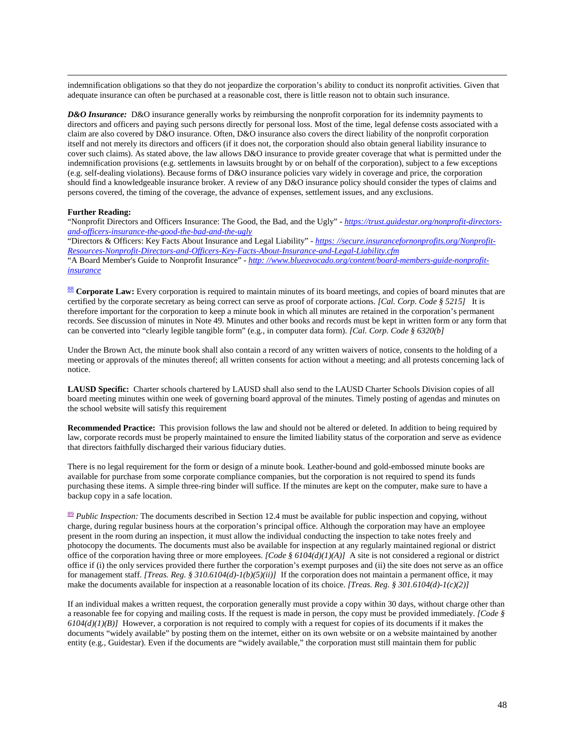indemnification obligations so that they do not jeopardize the corporation's ability to conduct its nonprofit activities. Given that adequate insurance can often be purchased at a reasonable cost, there is little reason not to obtain such insurance.

***D&O Insurance:*** D&O insurance generally works by reimbursing the nonprofit corporation for its indemnity payments to directors and officers and paying such persons directly for personal loss. Most of the time, legal defense costs associated with a claim are also covered by D&O insurance. Often, D&O insurance also covers the direct liability of the nonprofit corporation itself and not merely its directors and officers (if it does not, the corporation should also obtain general liability insurance to cover such claims). As stated above, the law allows D&O insurance to provide greater coverage that what is permitted under the indemnification provisions (e.g. settlements in lawsuits brought by or on behalf of the corporation), subject to a few exceptions (e.g. self-dealing violations). Because forms of D&O insurance policies vary widely in coverage and price, the corporation should find a knowledgeable insurance broker. A review of any D&O insurance policy should consider the types of claims and persons covered, the timing of the coverage, the advance of expenses, settlement issues, and any exclusions.

**Further Reading:**
"Nonprofit Directors and Officers Insurance: The Good, the Bad, and the Ugly" - *https://trust.guidestar.org/nonprofit-directors-and-officers-insurance-the-good-the-bad-and-the-ugly*
"Directors & Officers: Key Facts About Insurance and Legal Liability" - *https: //secure.insurancefornonprofits.org/Nonprofit-Resources-Nonprofit-Directors-and-Officers-Key-Facts-About-Insurance-and-Legal-Liability.cfm*
"A Board Member's Guide to Nonprofit Insurance" - *http: //www.blueavocado.org/content/board-members-guide-nonprofit-insurance*

[88] **Corporate Law:** Every corporation is required to maintain minutes of its board meetings, and copies of board minutes that are certified by the corporate secretary as being correct can serve as proof of corporate actions. *[Cal. Corp. Code § 5215]* It is therefore important for the corporation to keep a minute book in which all minutes are retained in the corporation's permanent records. See discussion of minutes in Note 49. Minutes and other books and records must be kept in written form or any form that can be converted into "clearly legible tangible form" (e.g., in computer data form). *[Cal. Corp. Code § 6320(b]*

Under the Brown Act, the minute book shall also contain a record of any written waivers of notice, consents to the holding of a meeting or approvals of the minutes thereof; all written consents for action without a meeting; and all protests concerning lack of notice.

**LAUSD Specific:** Charter schools chartered by LAUSD shall also send to the LAUSD Charter Schools Division copies of all board meeting minutes within one week of governing board approval of the minutes. Timely posting of agendas and minutes on the school website will satisfy this requirement

**Recommended Practice:** This provision follows the law and should not be altered or deleted. In addition to being required by law, corporate records must be properly maintained to ensure the limited liability status of the corporation and serve as evidence that directors faithfully discharged their various fiduciary duties.

There is no legal requirement for the form or design of a minute book. Leather-bound and gold-embossed minute books are available for purchase from some corporate compliance companies, but the corporation is not required to spend its funds purchasing these items. A simple three-ring binder will suffice. If the minutes are kept on the computer, make sure to have a backup copy in a safe location.

[89] *Public Inspection:* The documents described in Section 12.4 must be available for public inspection and copying, without charge, during regular business hours at the corporation's principal office. Although the corporation may have an employee present in the room during an inspection, it must allow the individual conducting the inspection to take notes freely and photocopy the documents. The documents must also be available for inspection at any regularly maintained regional or district office of the corporation having three or more employees. *[Code § 6104(d)(1)(A)]* A site is not considered a regional or district office if (i) the only services provided there further the corporation's exempt purposes and (ii) the site does not serve as an office for management staff. *[Treas. Reg. § 310.6104(d)-1(b)(5)(ii)]* If the corporation does not maintain a permanent office, it may make the documents available for inspection at a reasonable location of its choice. *[Treas. Reg. § 301.6104(d)-1(c)(2)]*

If an individual makes a written request, the corporation generally must provide a copy within 30 days, without charge other than a reasonable fee for copying and mailing costs. If the request is made in person, the copy must be provided immediately. *[Code § 6104(d)(1)(B)]* However, a corporation is not required to comply with a request for copies of its documents if it makes the documents "widely available" by posting them on the internet, either on its own website or on a website maintained by another entity (e.g., Guidestar). Even if the documents are "widely available," the corporation must still maintain them for public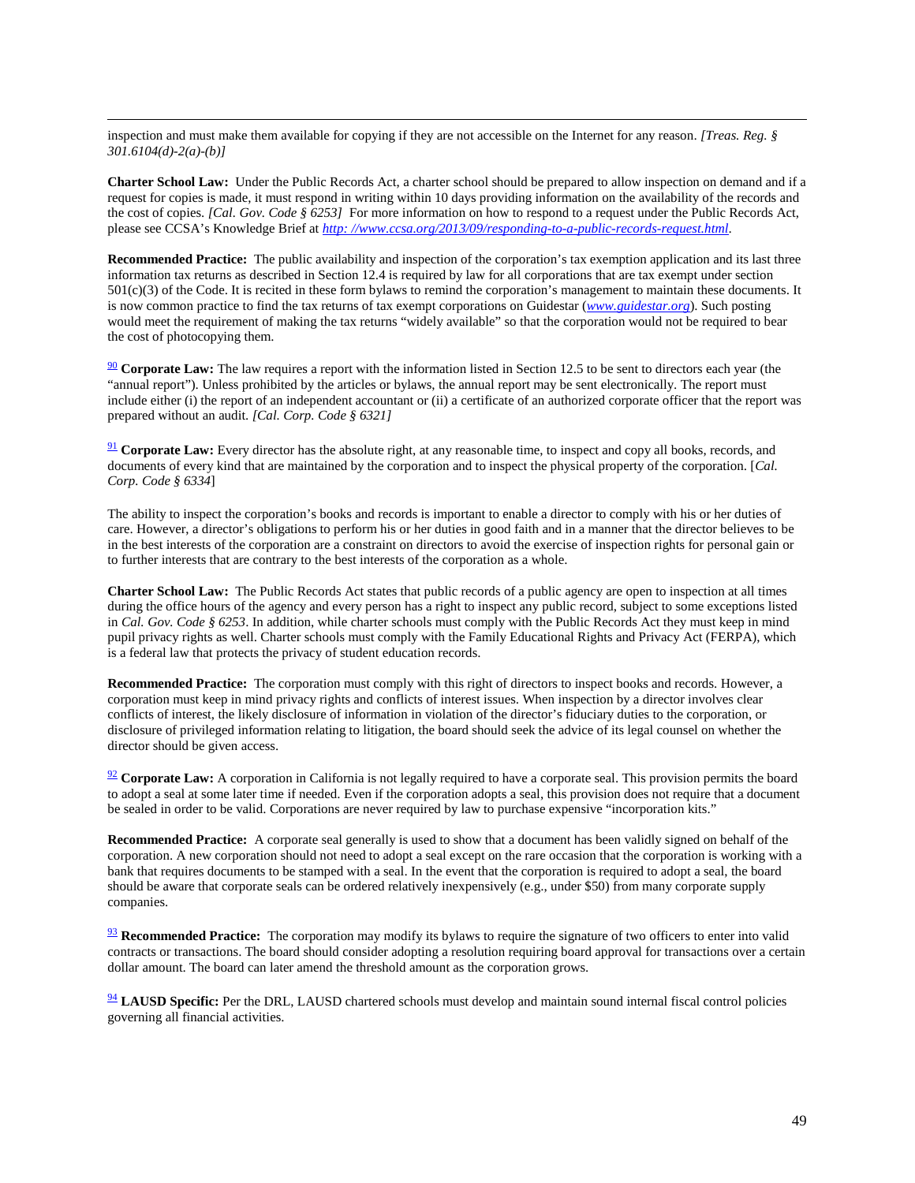inspection and must make them available for copying if they are not accessible on the Internet for any reason. *[Treas. Reg. § 301.6104(d)-2(a)-(b)]*

**Charter School Law:** Under the Public Records Act, a charter school should be prepared to allow inspection on demand and if a request for copies is made, it must respond in writing within 10 days providing information on the availability of the records and the cost of copies. *[Cal. Gov. Code § 6253]* For more information on how to respond to a request under the Public Records Act, please see CCSA's Knowledge Brief at *http: //www.ccsa.org/2013/09/responding-to-a-public-records-request.html*.

**Recommended Practice:** The public availability and inspection of the corporation's tax exemption application and its last three information tax returns as described in Section 12.4 is required by law for all corporations that are tax exempt under section 501(c)(3) of the Code. It is recited in these form bylaws to remind the corporation's management to maintain these documents. It is now common practice to find the tax returns of tax exempt corporations on Guidestar (*www.guidestar.org*). Such posting would meet the requirement of making the tax returns "widely available" so that the corporation would not be required to bear the cost of photocopying them.

[90] **Corporate Law:** The law requires a report with the information listed in Section 12.5 to be sent to directors each year (the "annual report"). Unless prohibited by the articles or bylaws, the annual report may be sent electronically. The report must include either (i) the report of an independent accountant or (ii) a certificate of an authorized corporate officer that the report was prepared without an audit. *[Cal. Corp. Code § 6321]*

[91] **Corporate Law:** Every director has the absolute right, at any reasonable time, to inspect and copy all books, records, and documents of every kind that are maintained by the corporation and to inspect the physical property of the corporation. [*Cal. Corp. Code § 6334*]

The ability to inspect the corporation's books and records is important to enable a director to comply with his or her duties of care. However, a director's obligations to perform his or her duties in good faith and in a manner that the director believes to be in the best interests of the corporation are a constraint on directors to avoid the exercise of inspection rights for personal gain or to further interests that are contrary to the best interests of the corporation as a whole.

**Charter School Law:** The Public Records Act states that public records of a public agency are open to inspection at all times during the office hours of the agency and every person has a right to inspect any public record, subject to some exceptions listed in *Cal. Gov. Code § 6253*. In addition, while charter schools must comply with the Public Records Act they must keep in mind pupil privacy rights as well. Charter schools must comply with the Family Educational Rights and Privacy Act (FERPA), which is a federal law that protects the privacy of student education records.

**Recommended Practice:** The corporation must comply with this right of directors to inspect books and records. However, a corporation must keep in mind privacy rights and conflicts of interest issues. When inspection by a director involves clear conflicts of interest, the likely disclosure of information in violation of the director's fiduciary duties to the corporation, or disclosure of privileged information relating to litigation, the board should seek the advice of its legal counsel on whether the director should be given access.

[92] **Corporate Law:** A corporation in California is not legally required to have a corporate seal. This provision permits the board to adopt a seal at some later time if needed. Even if the corporation adopts a seal, this provision does not require that a document be sealed in order to be valid. Corporations are never required by law to purchase expensive "incorporation kits."

**Recommended Practice:** A corporate seal generally is used to show that a document has been validly signed on behalf of the corporation. A new corporation should not need to adopt a seal except on the rare occasion that the corporation is working with a bank that requires documents to be stamped with a seal. In the event that the corporation is required to adopt a seal, the board should be aware that corporate seals can be ordered relatively inexpensively (e.g., under $50) from many corporate supply companies.

[93] **Recommended Practice:** The corporation may modify its bylaws to require the signature of two officers to enter into valid contracts or transactions. The board should consider adopting a resolution requiring board approval for transactions over a certain dollar amount. The board can later amend the threshold amount as the corporation grows.

[94] **LAUSD Specific:** Per the DRL, LAUSD chartered schools must develop and maintain sound internal fiscal control policies governing all financial activities.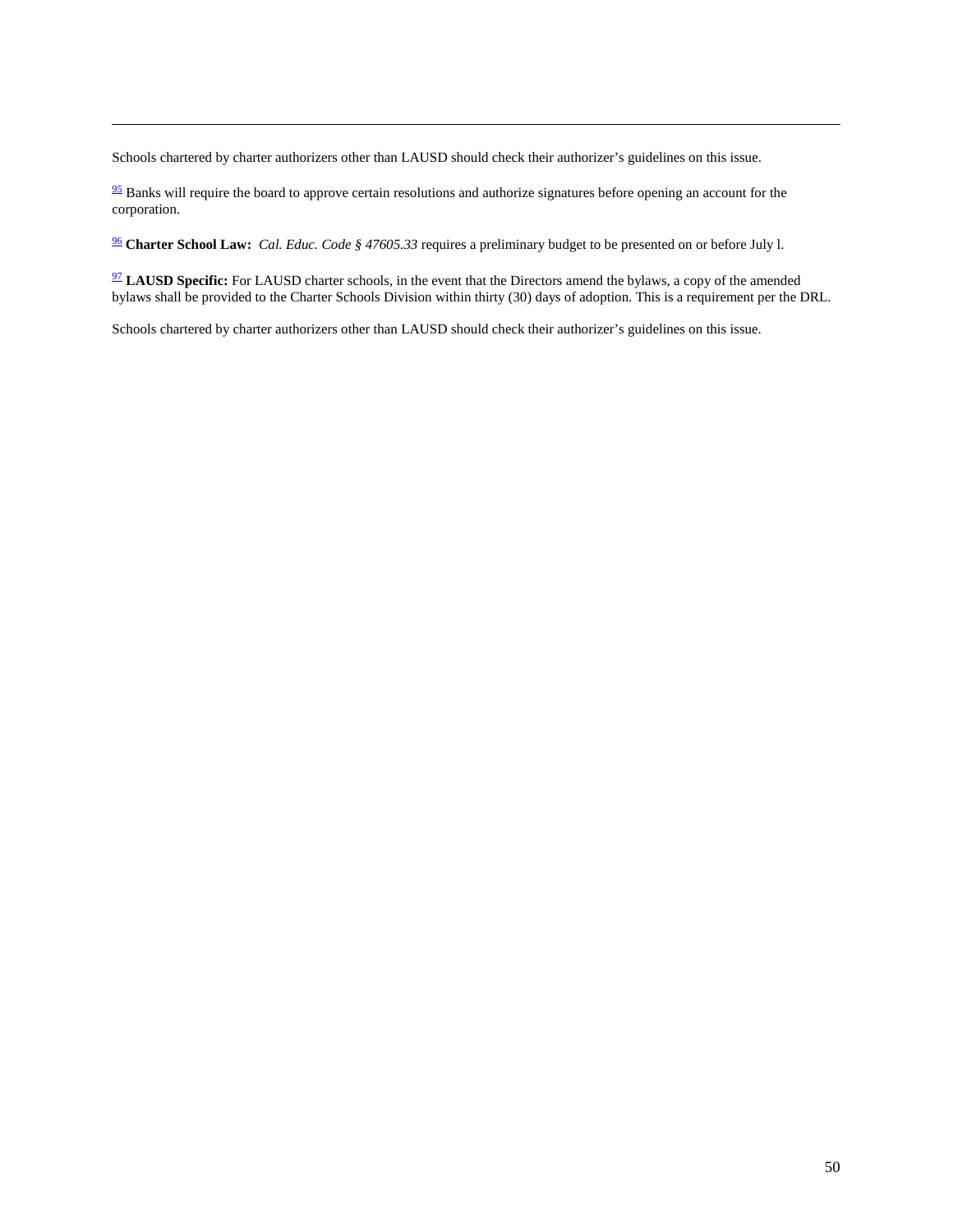Schools chartered by charter authorizers other than LAUSD should check their authorizer's guidelines on this issue.

[95] Banks will require the board to approve certain resolutions and authorize signatures before opening an account for the corporation.

[96] **Charter School Law:** *Cal. Educ. Code § 47605.33* requires a preliminary budget to be presented on or before July l.

[97] **LAUSD Specific:** For LAUSD charter schools, in the event that the Directors amend the bylaws, a copy of the amended bylaws shall be provided to the Charter Schools Division within thirty (30) days of adoption. This is a requirement per the DRL.

Schools chartered by charter authorizers other than LAUSD should check their authorizer's guidelines on this issue.